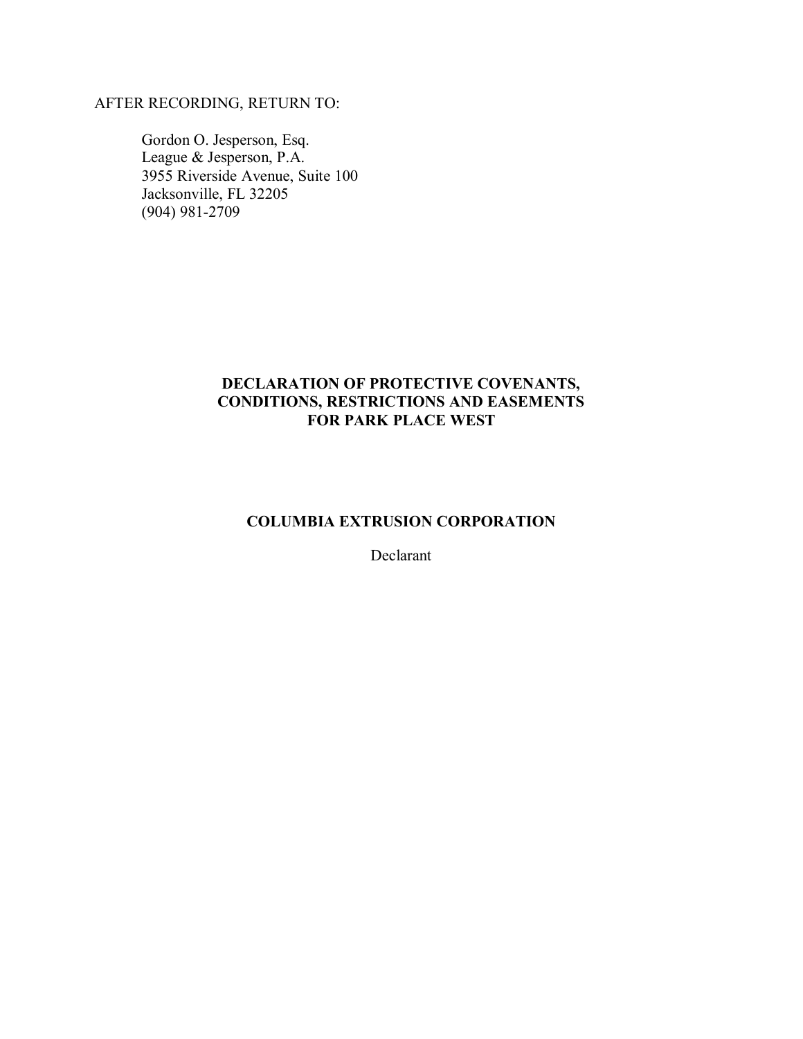AFTER RECORDING, RETURN TO:

Gordon O. Jesperson, Esq.
League & Jesperson, P.A.
3955 Riverside Avenue, Suite 100
Jacksonville, FL 32205
(904) 981-2709

# DECLARATION OF PROTECTIVE COVENANTS, CONDITIONS, RESTRICTIONS AND EASEMENTS FOR PARK PLACE WEST

**COLUMBIA EXTRUSION CORPORATION**

Declarant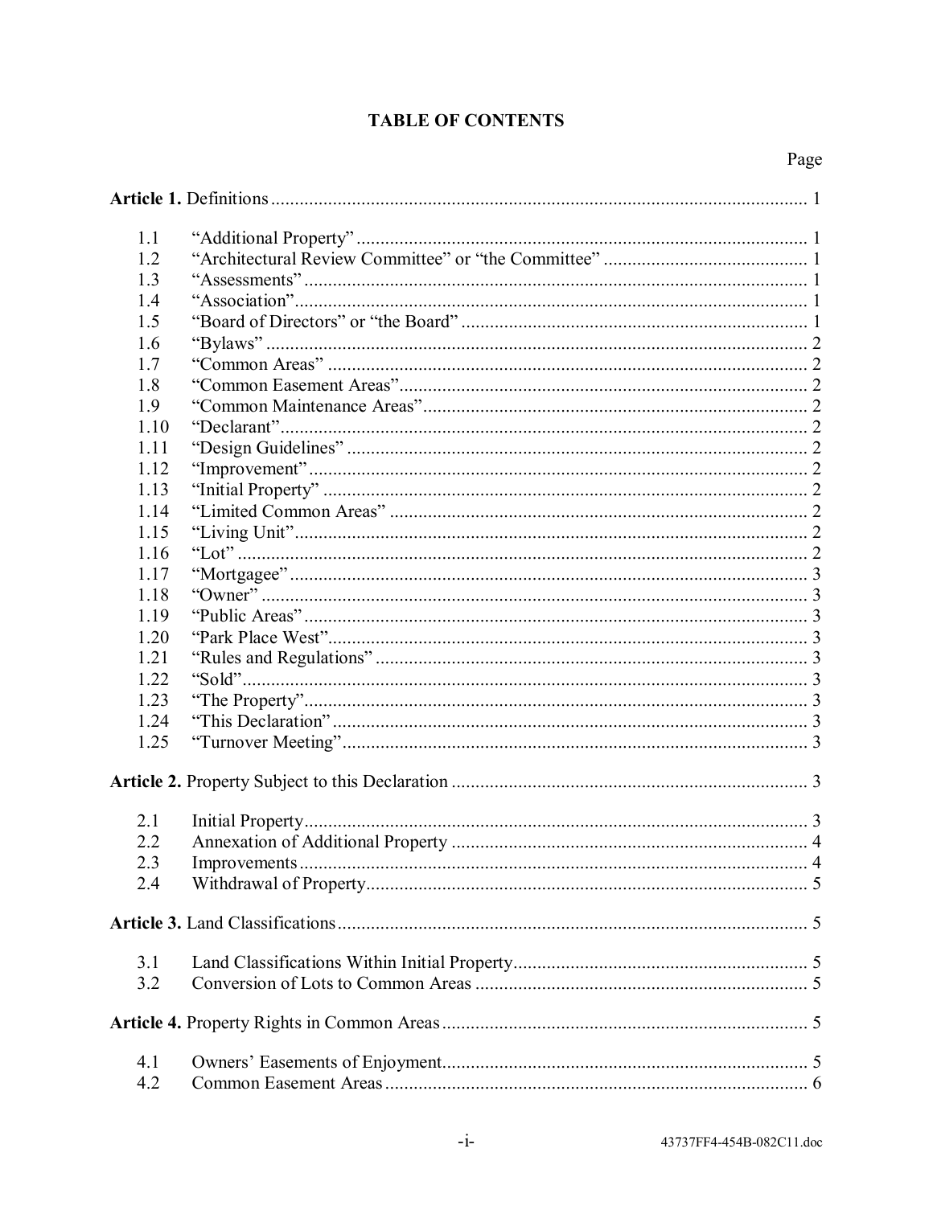# TABLE OF CONTENTS

| | | Page |
|---|---|---|
| **Article 1.** Definitions | | 1 |
| 1.1 | "Additional Property" | 1 |
| 1.2 | "Architectural Review Committee" or "the Committee" | 1 |
| 1.3 | "Assessments" | 1 |
| 1.4 | "Association" | 1 |
| 1.5 | "Board of Directors" or "the Board" | 1 |
| 1.6 | "Bylaws" | 2 |
| 1.7 | "Common Areas" | 2 |
| 1.8 | "Common Easement Areas" | 2 |
| 1.9 | "Common Maintenance Areas" | 2 |
| 1.10 | "Declarant" | 2 |
| 1.11 | "Design Guidelines" | 2 |
| 1.12 | "Improvement" | 2 |
| 1.13 | "Initial Property" | 2 |
| 1.14 | "Limited Common Areas" | 2 |
| 1.15 | "Living Unit" | 2 |
| 1.16 | "Lot" | 2 |
| 1.17 | "Mortgagee" | 3 |
| 1.18 | "Owner" | 3 |
| 1.19 | "Public Areas" | 3 |
| 1.20 | "Park Place West" | 3 |
| 1.21 | "Rules and Regulations" | 3 |
| 1.22 | "Sold" | 3 |
| 1.23 | "The Property" | 3 |
| 1.24 | "This Declaration" | 3 |
| 1.25 | "Turnover Meeting" | 3 |
| **Article 2.** Property Subject to this Declaration | | 3 |
| 2.1 | Initial Property | 3 |
| 2.2 | Annexation of Additional Property | 4 |
| 2.3 | Improvements | 4 |
| 2.4 | Withdrawal of Property | 5 |
| **Article 3.** Land Classifications | | 5 |
| 3.1 | Land Classifications Within Initial Property | 5 |
| 3.2 | Conversion of Lots to Common Areas | 5 |
| **Article 4.** Property Rights in Common Areas | | 5 |
| 4.1 | Owners' Easements of Enjoyment | 5 |
| 4.2 | Common Easement Areas | 6 |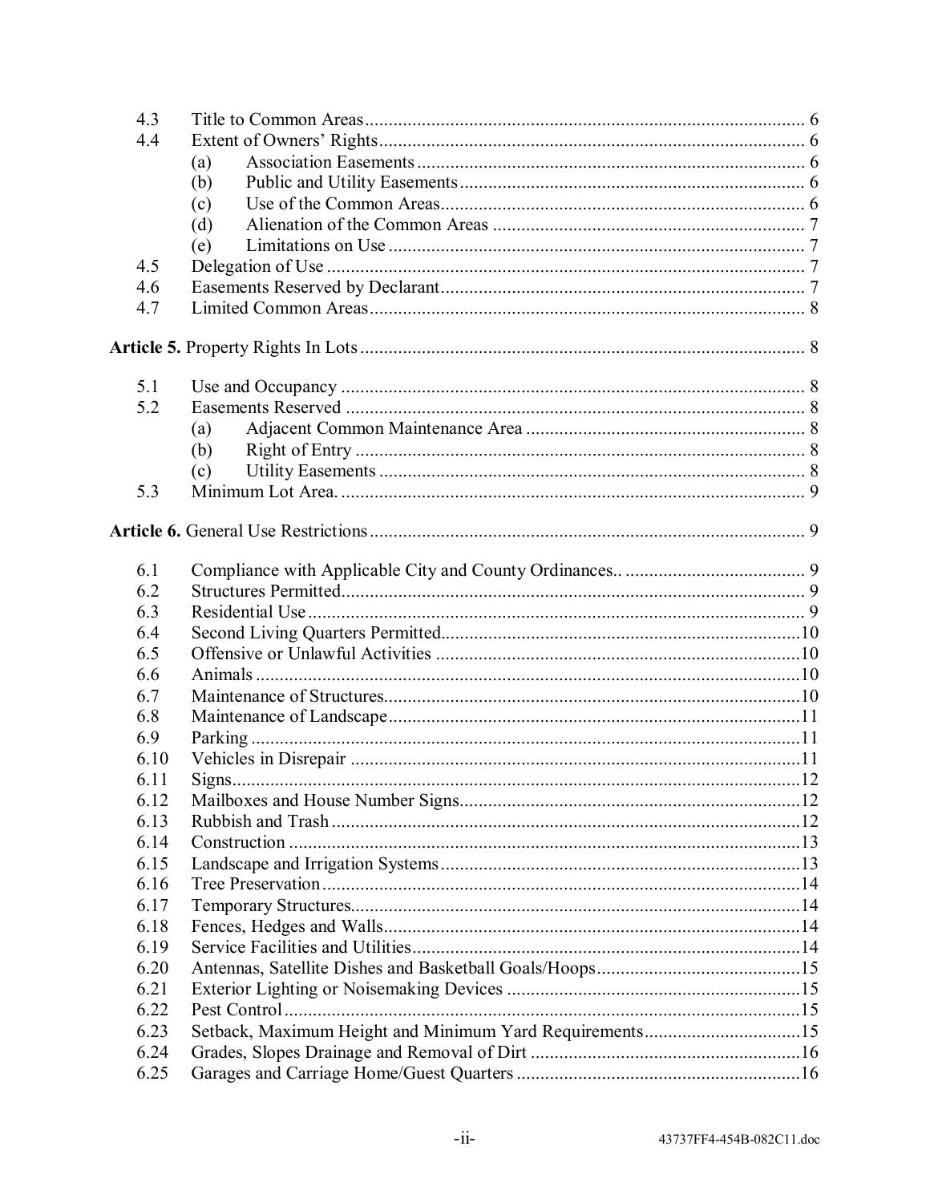| | | |
|---|---|---|
| 4.3 | Title to Common Areas | 6 |
| 4.4 | Extent of Owners' Rights | 6 |
| | (a) Association Easements | 6 |
| | (b) Public and Utility Easements | 6 |
| | (c) Use of the Common Areas | 6 |
| | (d) Alienation of the Common Areas | 7 |
| | (e) Limitations on Use | 7 |
| 4.5 | Delegation of Use | 7 |
| 4.6 | Easements Reserved by Declarant | 7 |
| 4.7 | Limited Common Areas | 8 |

**Article 5.** Property Rights In Lots .......... 8

| | | |
|---|---|---|
| 5.1 | Use and Occupancy | 8 |
| 5.2 | Easements Reserved | 8 |
| | (a) Adjacent Common Maintenance Area | 8 |
| | (b) Right of Entry | 8 |
| | (c) Utility Easements | 8 |
| 5.3 | Minimum Lot Area. | 9 |

**Article 6.** General Use Restrictions .......... 9

| | | |
|---|---|---|
| 6.1 | Compliance with Applicable City and County Ordinances.. | 9 |
| 6.2 | Structures Permitted | 9 |
| 6.3 | Residential Use | 9 |
| 6.4 | Second Living Quarters Permitted | 10 |
| 6.5 | Offensive or Unlawful Activities | 10 |
| 6.6 | Animals | 10 |
| 6.7 | Maintenance of Structures | 10 |
| 6.8 | Maintenance of Landscape | 11 |
| 6.9 | Parking | 11 |
| 6.10 | Vehicles in Disrepair | 11 |
| 6.11 | Signs | 12 |
| 6.12 | Mailboxes and House Number Signs | 12 |
| 6.13 | Rubbish and Trash | 12 |
| 6.14 | Construction | 13 |
| 6.15 | Landscape and Irrigation Systems | 13 |
| 6.16 | Tree Preservation | 14 |
| 6.17 | Temporary Structures | 14 |
| 6.18 | Fences, Hedges and Walls | 14 |
| 6.19 | Service Facilities and Utilities | 14 |
| 6.20 | Antennas, Satellite Dishes and Basketball Goals/Hoops | 15 |
| 6.21 | Exterior Lighting or Noisemaking Devices | 15 |
| 6.22 | Pest Control | 15 |
| 6.23 | Setback, Maximum Height and Minimum Yard Requirements | 15 |
| 6.24 | Grades, Slopes Drainage and Removal of Dirt | 16 |
| 6.25 | Garages and Carriage Home/Guest Quarters | 16 |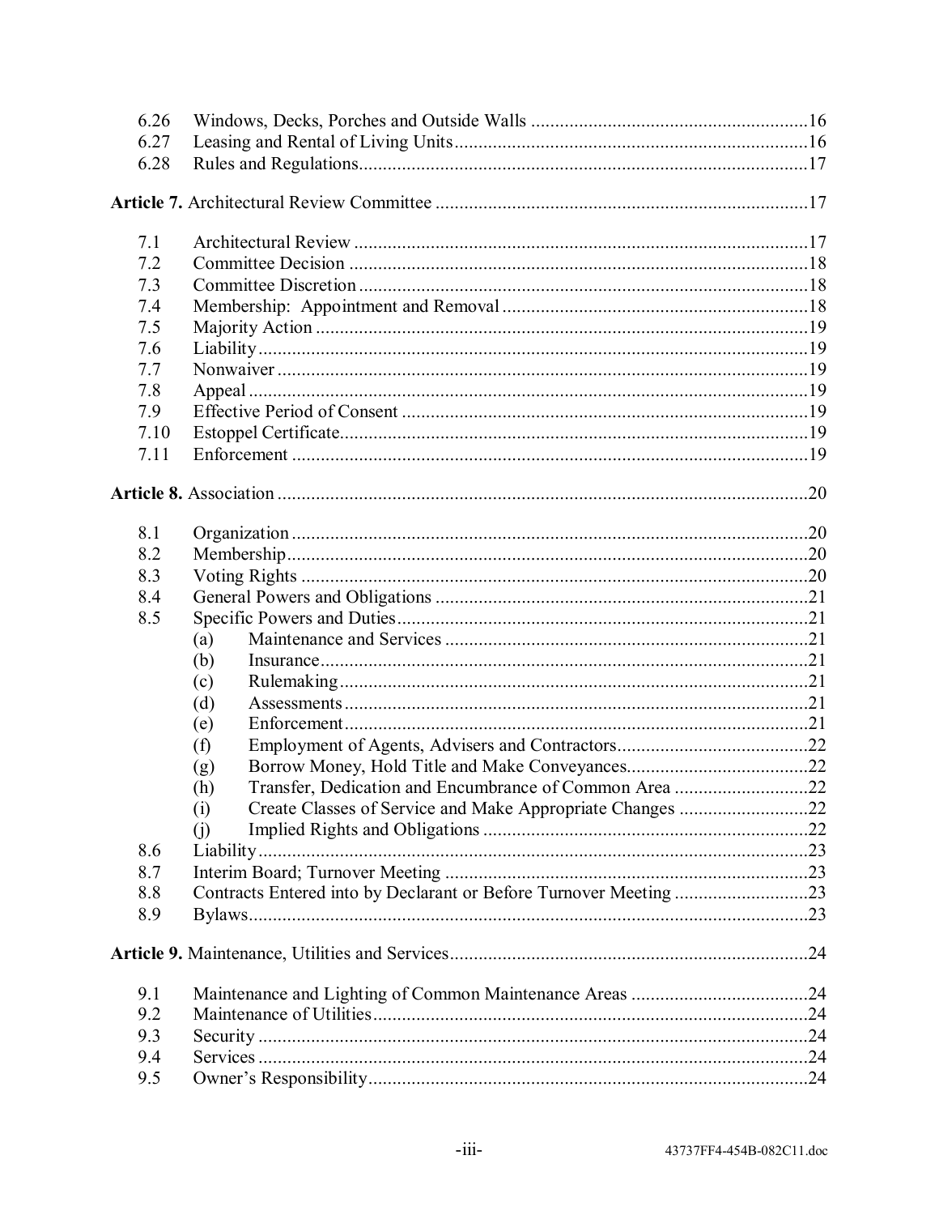| | | |
|---|---|---|
| 6.26 | Windows, Decks, Porches and Outside Walls | 16 |
| 6.27 | Leasing and Rental of Living Units | 16 |
| 6.28 | Rules and Regulations | 17 |

**Article 7.** Architectural Review Committee ..... 17

| | | |
|---|---|---|
| 7.1 | Architectural Review | 17 |
| 7.2 | Committee Decision | 18 |
| 7.3 | Committee Discretion | 18 |
| 7.4 | Membership: Appointment and Removal | 18 |
| 7.5 | Majority Action | 19 |
| 7.6 | Liability | 19 |
| 7.7 | Nonwaiver | 19 |
| 7.8 | Appeal | 19 |
| 7.9 | Effective Period of Consent | 19 |
| 7.10 | Estoppel Certificate | 19 |
| 7.11 | Enforcement | 19 |

**Article 8.** Association ..... 20

| | | |
|---|---|---|
| 8.1 | Organization | 20 |
| 8.2 | Membership | 20 |
| 8.3 | Voting Rights | 20 |
| 8.4 | General Powers and Obligations | 21 |
| 8.5 | Specific Powers and Duties | 21 |
| | (a) Maintenance and Services | 21 |
| | (b) Insurance | 21 |
| | (c) Rulemaking | 21 |
| | (d) Assessments | 21 |
| | (e) Enforcement | 21 |
| | (f) Employment of Agents, Advisers and Contractors | 22 |
| | (g) Borrow Money, Hold Title and Make Conveyances | 22 |
| | (h) Transfer, Dedication and Encumbrance of Common Area | 22 |
| | (i) Create Classes of Service and Make Appropriate Changes | 22 |
| | (j) Implied Rights and Obligations | 22 |
| 8.6 | Liability | 23 |
| 8.7 | Interim Board; Turnover Meeting | 23 |
| 8.8 | Contracts Entered into by Declarant or Before Turnover Meeting | 23 |
| 8.9 | Bylaws | 23 |

**Article 9.** Maintenance, Utilities and Services ..... 24

| | | |
|---|---|---|
| 9.1 | Maintenance and Lighting of Common Maintenance Areas | 24 |
| 9.2 | Maintenance of Utilities | 24 |
| 9.3 | Security | 24 |
| 9.4 | Services | 24 |
| 9.5 | Owner's Responsibility | 24 |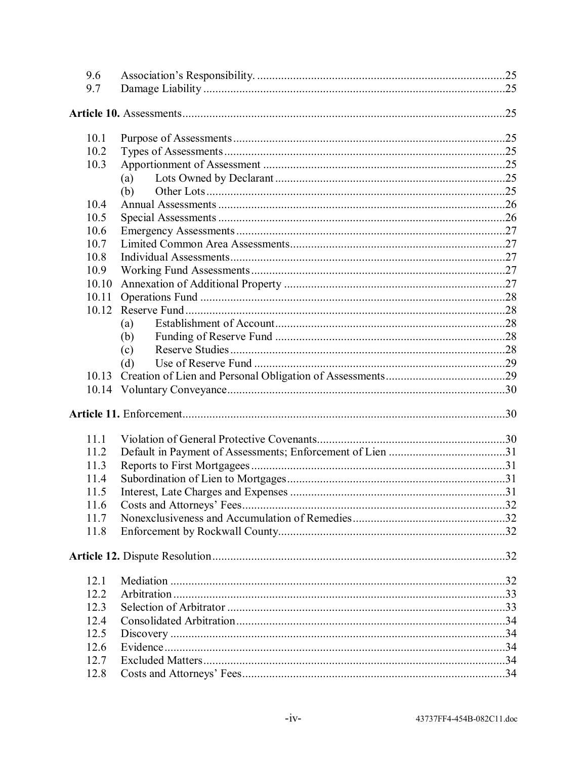| | | |
|---|---|---|
| 9.6 | Association's Responsibility. | 25 |
| 9.7 | Damage Liability | 25 |

**Article 10.** Assessments ........ 25

| | | |
|---|---|---|
| 10.1 | Purpose of Assessments | 25 |
| 10.2 | Types of Assessments | 25 |
| 10.3 | Apportionment of Assessment | 25 |
| | (a) Lots Owned by Declarant | 25 |
| | (b) Other Lots | 25 |
| 10.4 | Annual Assessments | 26 |
| 10.5 | Special Assessments | 26 |
| 10.6 | Emergency Assessments | 27 |
| 10.7 | Limited Common Area Assessments | 27 |
| 10.8 | Individual Assessments | 27 |
| 10.9 | Working Fund Assessments | 27 |
| 10.10 | Annexation of Additional Property | 27 |
| 10.11 | Operations Fund | 28 |
| 10.12 | Reserve Fund | 28 |
| | (a) Establishment of Account | 28 |
| | (b) Funding of Reserve Fund | 28 |
| | (c) Reserve Studies | 28 |
| | (d) Use of Reserve Fund | 29 |
| 10.13 | Creation of Lien and Personal Obligation of Assessments | 29 |
| 10.14 | Voluntary Conveyance | 30 |

**Article 11.** Enforcement ........ 30

| | | |
|---|---|---|
| 11.1 | Violation of General Protective Covenants | 30 |
| 11.2 | Default in Payment of Assessments; Enforcement of Lien | 31 |
| 11.3 | Reports to First Mortgagees | 31 |
| 11.4 | Subordination of Lien to Mortgages | 31 |
| 11.5 | Interest, Late Charges and Expenses | 31 |
| 11.6 | Costs and Attorneys' Fees | 32 |
| 11.7 | Nonexclusiveness and Accumulation of Remedies | 32 |
| 11.8 | Enforcement by Rockwall County | 32 |

**Article 12.** Dispute Resolution ........ 32

| | | |
|---|---|---|
| 12.1 | Mediation | 32 |
| 12.2 | Arbitration | 33 |
| 12.3 | Selection of Arbitrator | 33 |
| 12.4 | Consolidated Arbitration | 34 |
| 12.5 | Discovery | 34 |
| 12.6 | Evidence | 34 |
| 12.7 | Excluded Matters | 34 |
| 12.8 | Costs and Attorneys' Fees | 34 |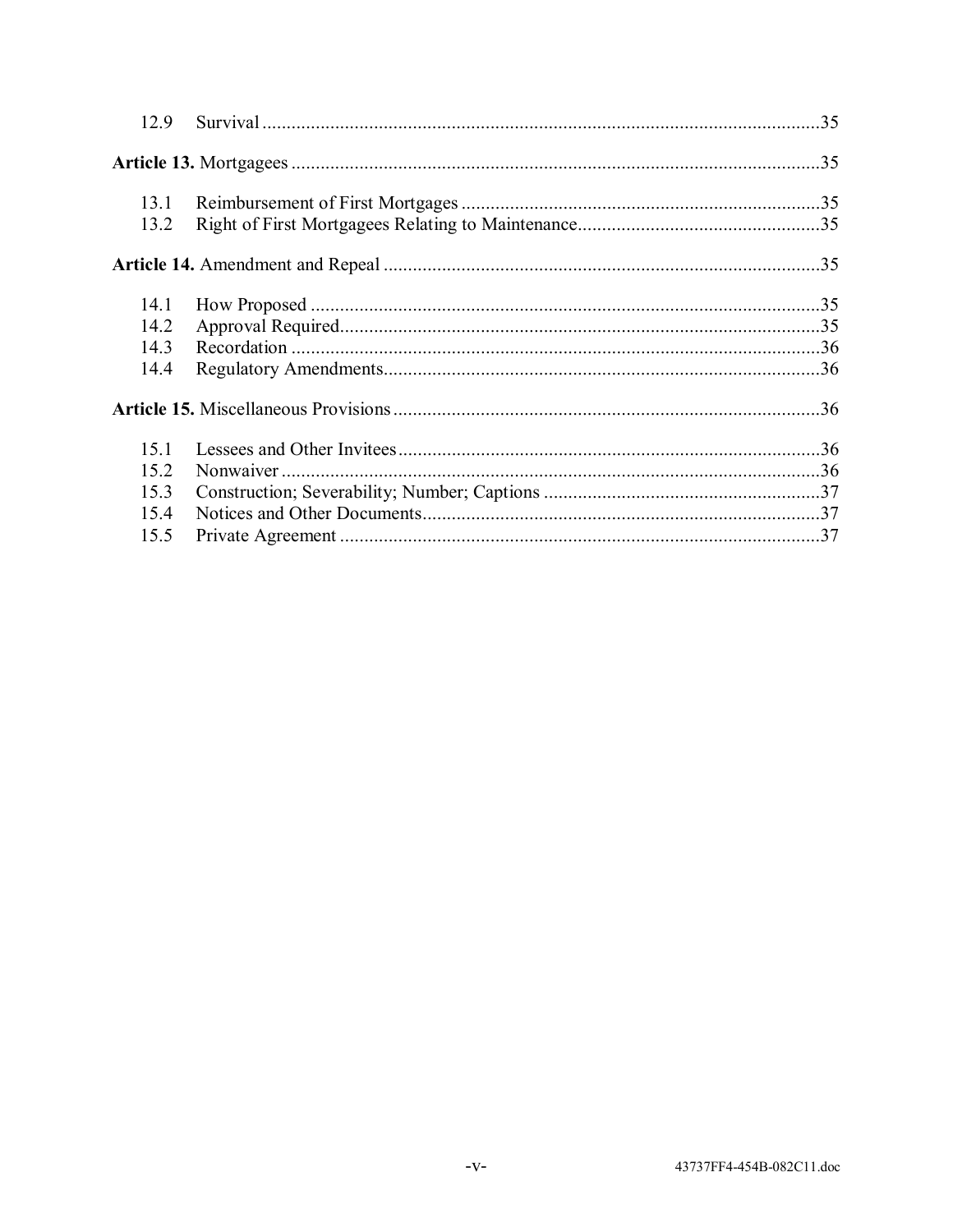| | | |
|---|---|---|
| 12.9 | Survival | 35 |
| **Article 13.** Mortgagees | | 35 |
| 13.1 | Reimbursement of First Mortgages | 35 |
| 13.2 | Right of First Mortgagees Relating to Maintenance | 35 |
| **Article 14.** Amendment and Repeal | | 35 |
| 14.1 | How Proposed | 35 |
| 14.2 | Approval Required | 35 |
| 14.3 | Recordation | 36 |
| 14.4 | Regulatory Amendments | 36 |
| **Article 15.** Miscellaneous Provisions | | 36 |
| 15.1 | Lessees and Other Invitees | 36 |
| 15.2 | Nonwaiver | 36 |
| 15.3 | Construction; Severability; Number; Captions | 37 |
| 15.4 | Notices and Other Documents | 37 |
| 15.5 | Private Agreement | 37 |

43737FF4-454B-082C11.doc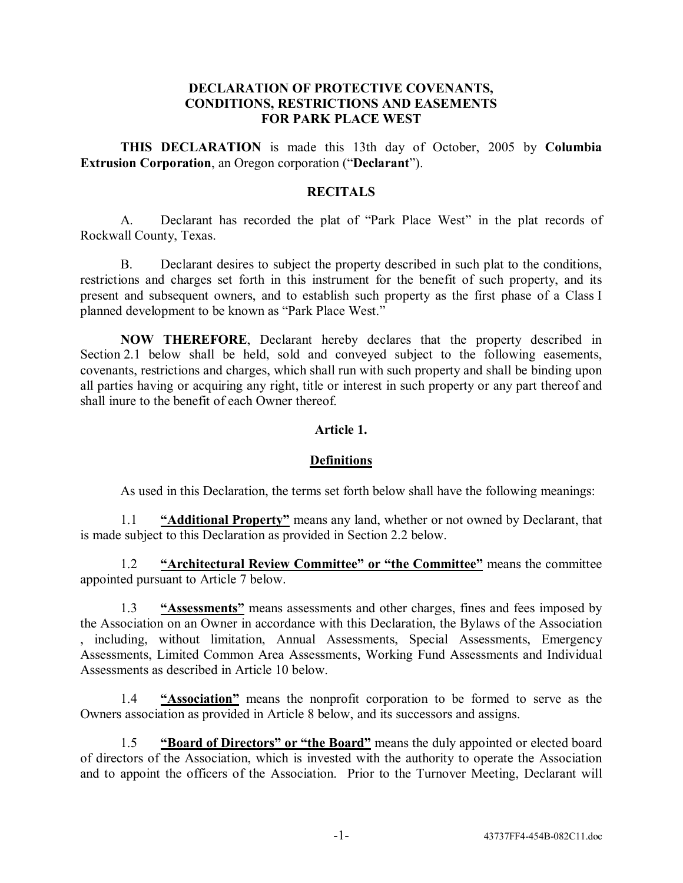# DECLARATION OF PROTECTIVE COVENANTS, CONDITIONS, RESTRICTIONS AND EASEMENTS FOR PARK PLACE WEST

**THIS DECLARATION** is made this 13th day of October, 2005 by **Columbia Extrusion Corporation**, an Oregon corporation ("**Declarant**").

## RECITALS

A. Declarant has recorded the plat of "Park Place West" in the plat records of Rockwall County, Texas.

B. Declarant desires to subject the property described in such plat to the conditions, restrictions and charges set forth in this instrument for the benefit of such property, and its present and subsequent owners, and to establish such property as the first phase of a Class I planned development to be known as "Park Place West."

**NOW THEREFORE**, Declarant hereby declares that the property described in Section 2.1 below shall be held, sold and conveyed subject to the following easements, covenants, restrictions and charges, which shall run with such property and shall be binding upon all parties having or acquiring any right, title or interest in such property or any part thereof and shall inure to the benefit of each Owner thereof.

## Article 1.

## Definitions

As used in this Declaration, the terms set forth below shall have the following meanings:

1.1 **"Additional Property"** means any land, whether or not owned by Declarant, that is made subject to this Declaration as provided in Section 2.2 below.

1.2 **"Architectural Review Committee" or "the Committee"** means the committee appointed pursuant to Article 7 below.

1.3 **"Assessments"** means assessments and other charges, fines and fees imposed by the Association on an Owner in accordance with this Declaration, the Bylaws of the Association , including, without limitation, Annual Assessments, Special Assessments, Emergency Assessments, Limited Common Area Assessments, Working Fund Assessments and Individual Assessments as described in Article 10 below.

1.4 **"Association"** means the nonprofit corporation to be formed to serve as the Owners association as provided in Article 8 below, and its successors and assigns.

1.5 **"Board of Directors" or "the Board"** means the duly appointed or elected board of directors of the Association, which is invested with the authority to operate the Association and to appoint the officers of the Association. Prior to the Turnover Meeting, Declarant will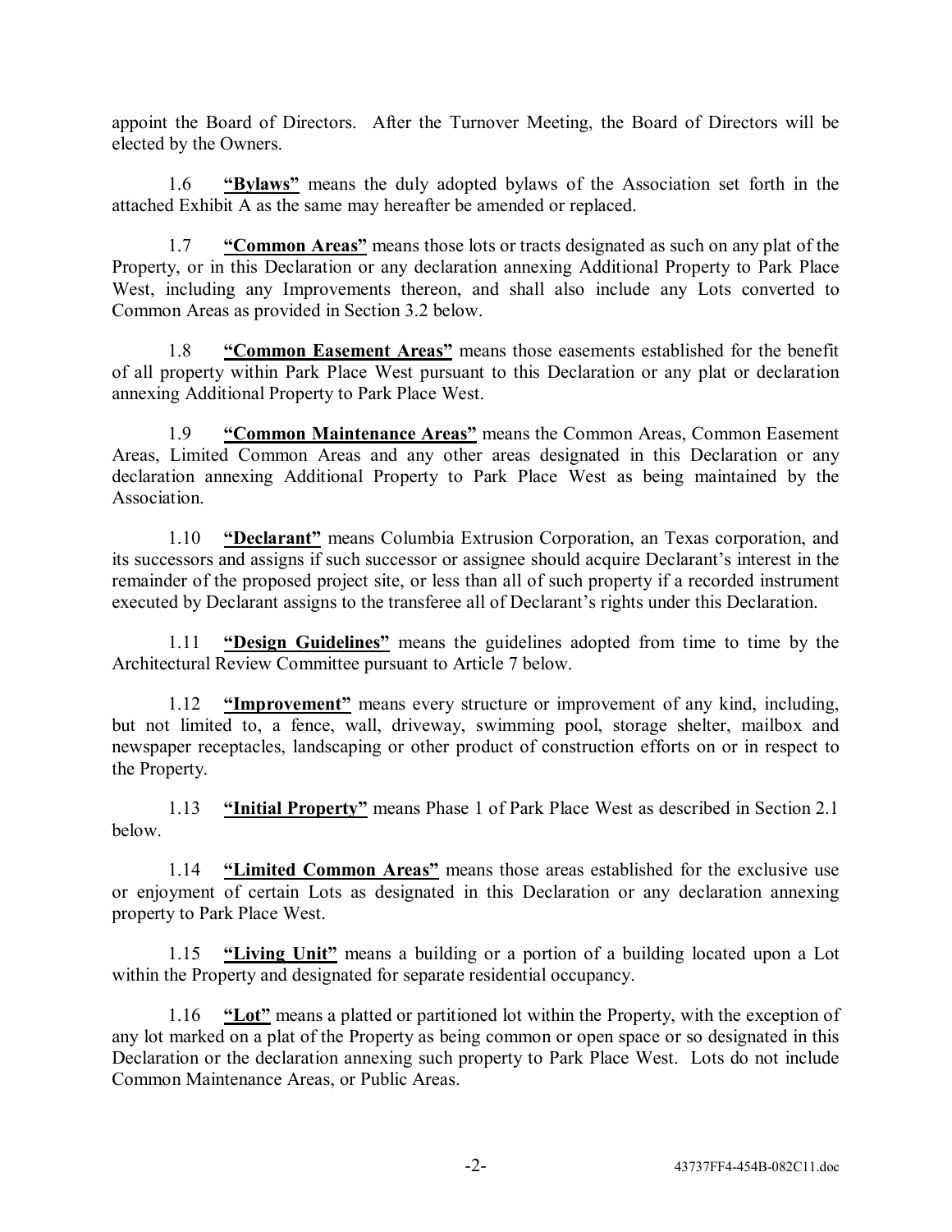appoint the Board of Directors. After the Turnover Meeting, the Board of Directors will be elected by the Owners.

1.6 **"Bylaws"** means the duly adopted bylaws of the Association set forth in the attached Exhibit A as the same may hereafter be amended or replaced.

1.7 **"Common Areas"** means those lots or tracts designated as such on any plat of the Property, or in this Declaration or any declaration annexing Additional Property to Park Place West, including any Improvements thereon, and shall also include any Lots converted to Common Areas as provided in Section 3.2 below.

1.8 **"Common Easement Areas"** means those easements established for the benefit of all property within Park Place West pursuant to this Declaration or any plat or declaration annexing Additional Property to Park Place West.

1.9 **"Common Maintenance Areas"** means the Common Areas, Common Easement Areas, Limited Common Areas and any other areas designated in this Declaration or any declaration annexing Additional Property to Park Place West as being maintained by the Association.

1.10 **"Declarant"** means Columbia Extrusion Corporation, an Texas corporation, and its successors and assigns if such successor or assignee should acquire Declarant's interest in the remainder of the proposed project site, or less than all of such property if a recorded instrument executed by Declarant assigns to the transferee all of Declarant's rights under this Declaration.

1.11 **"Design Guidelines"** means the guidelines adopted from time to time by the Architectural Review Committee pursuant to Article 7 below.

1.12 **"Improvement"** means every structure or improvement of any kind, including, but not limited to, a fence, wall, driveway, swimming pool, storage shelter, mailbox and newspaper receptacles, landscaping or other product of construction efforts on or in respect to the Property.

1.13 **"Initial Property"** means Phase 1 of Park Place West as described in Section 2.1 below.

1.14 **"Limited Common Areas"** means those areas established for the exclusive use or enjoyment of certain Lots as designated in this Declaration or any declaration annexing property to Park Place West.

1.15 **"Living Unit"** means a building or a portion of a building located upon a Lot within the Property and designated for separate residential occupancy.

1.16 **"Lot"** means a platted or partitioned lot within the Property, with the exception of any lot marked on a plat of the Property as being common or open space or so designated in this Declaration or the declaration annexing such property to Park Place West. Lots do not include Common Maintenance Areas, or Public Areas.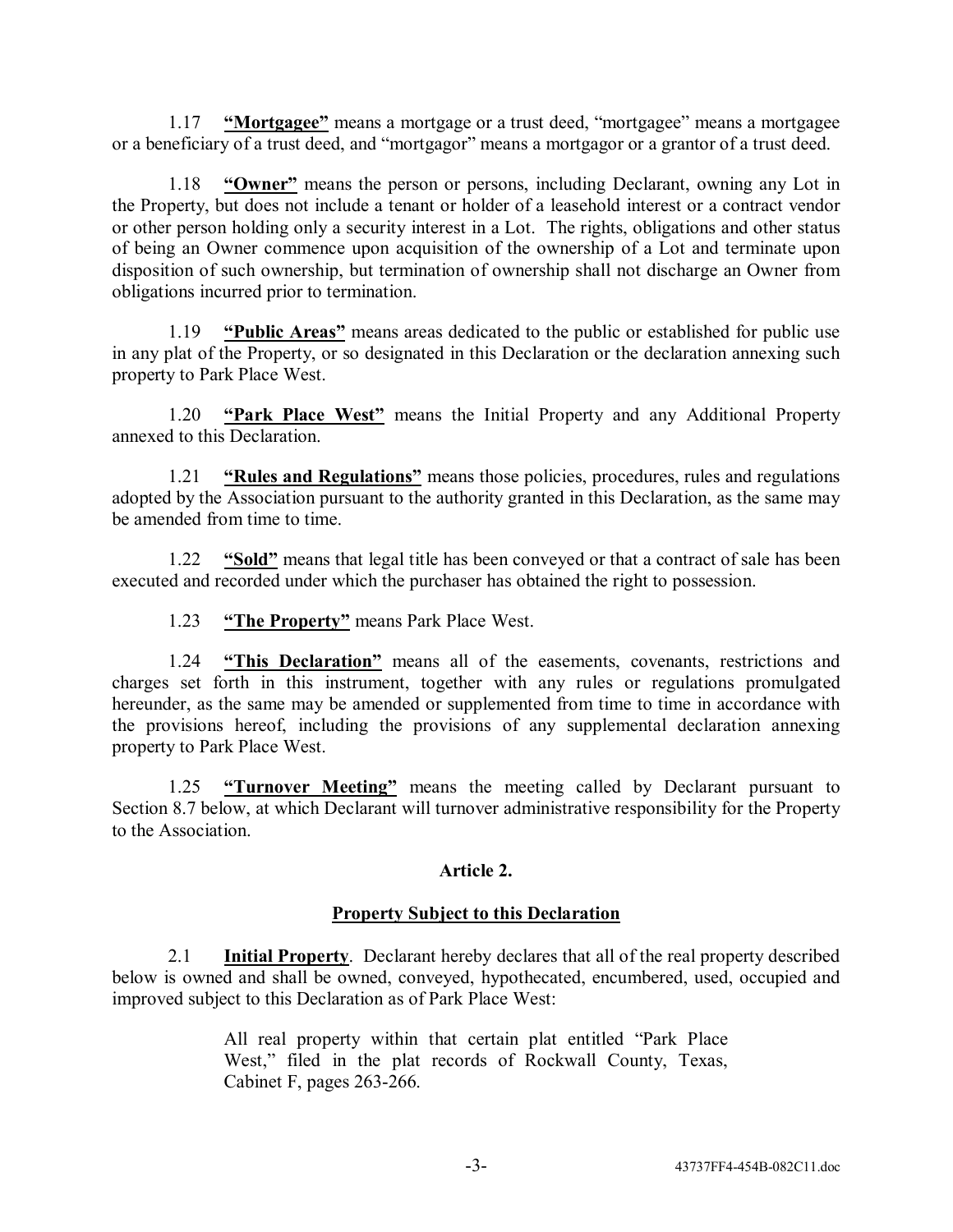1.17 **"Mortgagee"** means a mortgage or a trust deed, "mortgagee" means a mortgagee or a beneficiary of a trust deed, and "mortgagor" means a mortgagor or a grantor of a trust deed.

1.18 **"Owner"** means the person or persons, including Declarant, owning any Lot in the Property, but does not include a tenant or holder of a leasehold interest or a contract vendor or other person holding only a security interest in a Lot. The rights, obligations and other status of being an Owner commence upon acquisition of the ownership of a Lot and terminate upon disposition of such ownership, but termination of ownership shall not discharge an Owner from obligations incurred prior to termination.

1.19 **"Public Areas"** means areas dedicated to the public or established for public use in any plat of the Property, or so designated in this Declaration or the declaration annexing such property to Park Place West.

1.20 **"Park Place West"** means the Initial Property and any Additional Property annexed to this Declaration.

1.21 **"Rules and Regulations"** means those policies, procedures, rules and regulations adopted by the Association pursuant to the authority granted in this Declaration, as the same may be amended from time to time.

1.22 **"Sold"** means that legal title has been conveyed or that a contract of sale has been executed and recorded under which the purchaser has obtained the right to possession.

1.23 **"The Property"** means Park Place West.

1.24 **"This Declaration"** means all of the easements, covenants, restrictions and charges set forth in this instrument, together with any rules or regulations promulgated hereunder, as the same may be amended or supplemented from time to time in accordance with the provisions hereof, including the provisions of any supplemental declaration annexing property to Park Place West.

1.25 **"Turnover Meeting"** means the meeting called by Declarant pursuant to Section 8.7 below, at which Declarant will turnover administrative responsibility for the Property to the Association.

## Article 2.

## Property Subject to this Declaration

2.1 **Initial Property**. Declarant hereby declares that all of the real property described below is owned and shall be owned, conveyed, hypothecated, encumbered, used, occupied and improved subject to this Declaration as of Park Place West:

> All real property within that certain plat entitled "Park Place West," filed in the plat records of Rockwall County, Texas, Cabinet F, pages 263-266.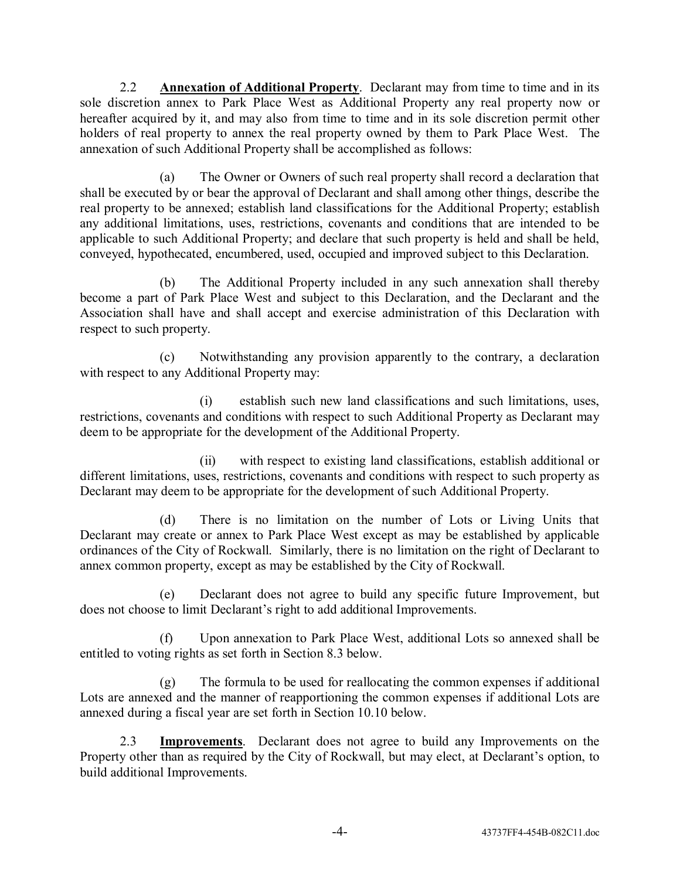2.2 **Annexation of Additional Property**. Declarant may from time to time and in its sole discretion annex to Park Place West as Additional Property any real property now or hereafter acquired by it, and may also from time to time and in its sole discretion permit other holders of real property to annex the real property owned by them to Park Place West. The annexation of such Additional Property shall be accomplished as follows:

(a) The Owner or Owners of such real property shall record a declaration that shall be executed by or bear the approval of Declarant and shall among other things, describe the real property to be annexed; establish land classifications for the Additional Property; establish any additional limitations, uses, restrictions, covenants and conditions that are intended to be applicable to such Additional Property; and declare that such property is held and shall be held, conveyed, hypothecated, encumbered, used, occupied and improved subject to this Declaration.

(b) The Additional Property included in any such annexation shall thereby become a part of Park Place West and subject to this Declaration, and the Declarant and the Association shall have and shall accept and exercise administration of this Declaration with respect to such property.

(c) Notwithstanding any provision apparently to the contrary, a declaration with respect to any Additional Property may:

(i) establish such new land classifications and such limitations, uses, restrictions, covenants and conditions with respect to such Additional Property as Declarant may deem to be appropriate for the development of the Additional Property.

(ii) with respect to existing land classifications, establish additional or different limitations, uses, restrictions, covenants and conditions with respect to such property as Declarant may deem to be appropriate for the development of such Additional Property.

(d) There is no limitation on the number of Lots or Living Units that Declarant may create or annex to Park Place West except as may be established by applicable ordinances of the City of Rockwall. Similarly, there is no limitation on the right of Declarant to annex common property, except as may be established by the City of Rockwall.

(e) Declarant does not agree to build any specific future Improvement, but does not choose to limit Declarant's right to add additional Improvements.

(f) Upon annexation to Park Place West, additional Lots so annexed shall be entitled to voting rights as set forth in Section 8.3 below.

(g) The formula to be used for reallocating the common expenses if additional Lots are annexed and the manner of reapportioning the common expenses if additional Lots are annexed during a fiscal year are set forth in Section 10.10 below.

2.3 **Improvements**. Declarant does not agree to build any Improvements on the Property other than as required by the City of Rockwall, but may elect, at Declarant's option, to build additional Improvements.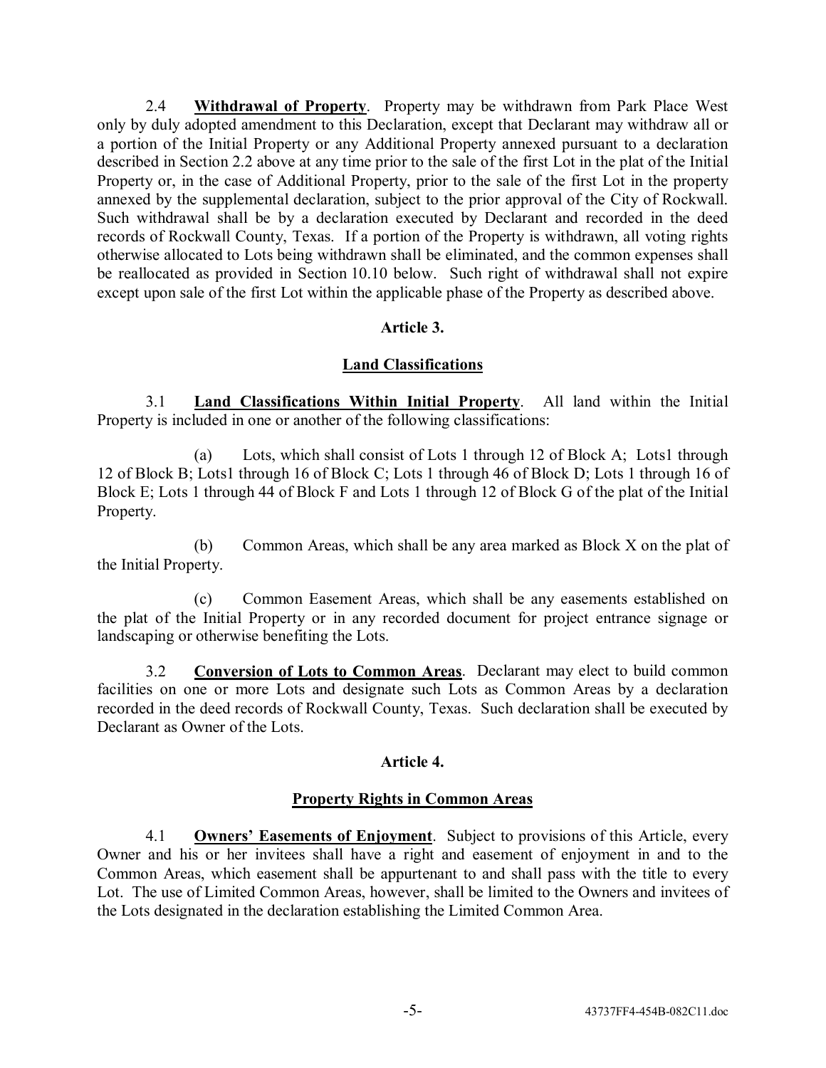2.4 **Withdrawal of Property**. Property may be withdrawn from Park Place West only by duly adopted amendment to this Declaration, except that Declarant may withdraw all or a portion of the Initial Property or any Additional Property annexed pursuant to a declaration described in Section 2.2 above at any time prior to the sale of the first Lot in the plat of the Initial Property or, in the case of Additional Property, prior to the sale of the first Lot in the property annexed by the supplemental declaration, subject to the prior approval of the City of Rockwall. Such withdrawal shall be by a declaration executed by Declarant and recorded in the deed records of Rockwall County, Texas. If a portion of the Property is withdrawn, all voting rights otherwise allocated to Lots being withdrawn shall be eliminated, and the common expenses shall be reallocated as provided in Section 10.10 below. Such right of withdrawal shall not expire except upon sale of the first Lot within the applicable phase of the Property as described above.

## Article 3.

## Land Classifications

3.1 **Land Classifications Within Initial Property**. All land within the Initial Property is included in one or another of the following classifications:

(a) Lots, which shall consist of Lots 1 through 12 of Block A; Lots1 through 12 of Block B; Lots1 through 16 of Block C; Lots 1 through 46 of Block D; Lots 1 through 16 of Block E; Lots 1 through 44 of Block F and Lots 1 through 12 of Block G of the plat of the Initial Property.

(b) Common Areas, which shall be any area marked as Block X on the plat of the Initial Property.

(c) Common Easement Areas, which shall be any easements established on the plat of the Initial Property or in any recorded document for project entrance signage or landscaping or otherwise benefiting the Lots.

3.2 **Conversion of Lots to Common Areas**. Declarant may elect to build common facilities on one or more Lots and designate such Lots as Common Areas by a declaration recorded in the deed records of Rockwall County, Texas. Such declaration shall be executed by Declarant as Owner of the Lots.

## Article 4.

## Property Rights in Common Areas

4.1 **Owners' Easements of Enjoyment**. Subject to provisions of this Article, every Owner and his or her invitees shall have a right and easement of enjoyment in and to the Common Areas, which easement shall be appurtenant to and shall pass with the title to every Lot. The use of Limited Common Areas, however, shall be limited to the Owners and invitees of the Lots designated in the declaration establishing the Limited Common Area.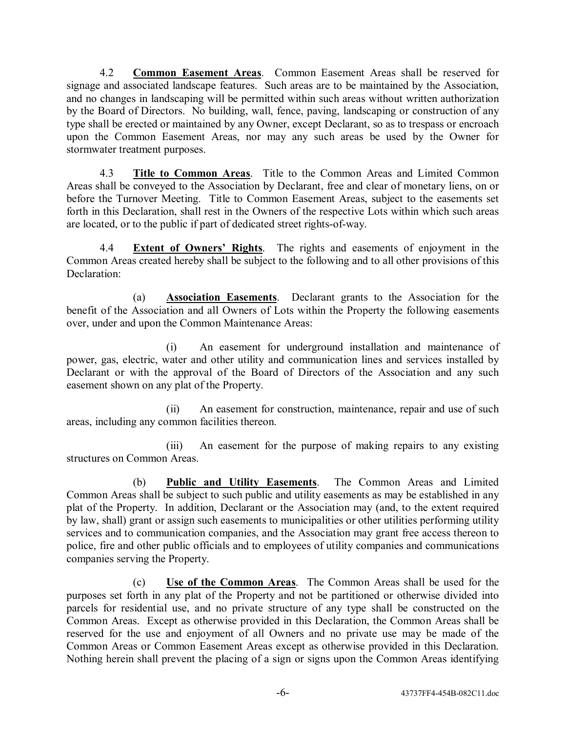4.2 **Common Easement Areas**. Common Easement Areas shall be reserved for signage and associated landscape features. Such areas are to be maintained by the Association, and no changes in landscaping will be permitted within such areas without written authorization by the Board of Directors. No building, wall, fence, paving, landscaping or construction of any type shall be erected or maintained by any Owner, except Declarant, so as to trespass or encroach upon the Common Easement Areas, nor may any such areas be used by the Owner for stormwater treatment purposes.

4.3 **Title to Common Areas**. Title to the Common Areas and Limited Common Areas shall be conveyed to the Association by Declarant, free and clear of monetary liens, on or before the Turnover Meeting. Title to Common Easement Areas, subject to the easements set forth in this Declaration, shall rest in the Owners of the respective Lots within which such areas are located, or to the public if part of dedicated street rights-of-way.

4.4 **Extent of Owners' Rights**. The rights and easements of enjoyment in the Common Areas created hereby shall be subject to the following and to all other provisions of this Declaration:

(a) **Association Easements**. Declarant grants to the Association for the benefit of the Association and all Owners of Lots within the Property the following easements over, under and upon the Common Maintenance Areas:

(i) An easement for underground installation and maintenance of power, gas, electric, water and other utility and communication lines and services installed by Declarant or with the approval of the Board of Directors of the Association and any such easement shown on any plat of the Property.

(ii) An easement for construction, maintenance, repair and use of such areas, including any common facilities thereon.

(iii) An easement for the purpose of making repairs to any existing structures on Common Areas.

(b) **Public and Utility Easements**. The Common Areas and Limited Common Areas shall be subject to such public and utility easements as may be established in any plat of the Property. In addition, Declarant or the Association may (and, to the extent required by law, shall) grant or assign such easements to municipalities or other utilities performing utility services and to communication companies, and the Association may grant free access thereon to police, fire and other public officials and to employees of utility companies and communications companies serving the Property.

(c) **Use of the Common Areas**. The Common Areas shall be used for the purposes set forth in any plat of the Property and not be partitioned or otherwise divided into parcels for residential use, and no private structure of any type shall be constructed on the Common Areas. Except as otherwise provided in this Declaration, the Common Areas shall be reserved for the use and enjoyment of all Owners and no private use may be made of the Common Areas or Common Easement Areas except as otherwise provided in this Declaration. Nothing herein shall prevent the placing of a sign or signs upon the Common Areas identifying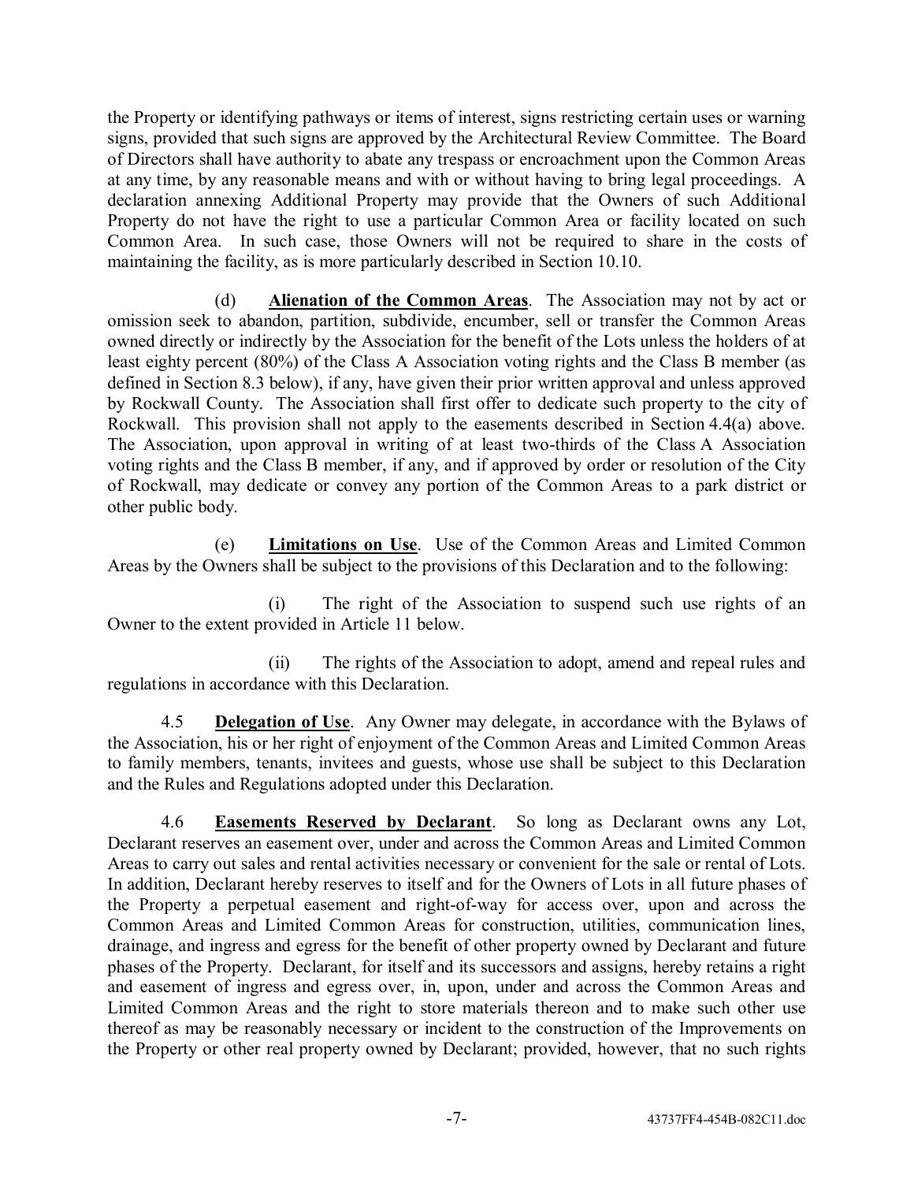the Property or identifying pathways or items of interest, signs restricting certain uses or warning signs, provided that such signs are approved by the Architectural Review Committee. The Board of Directors shall have authority to abate any trespass or encroachment upon the Common Areas at any time, by any reasonable means and with or without having to bring legal proceedings. A declaration annexing Additional Property may provide that the Owners of such Additional Property do not have the right to use a particular Common Area or facility located on such Common Area. In such case, those Owners will not be required to share in the costs of maintaining the facility, as is more particularly described in Section 10.10.

(d) **Alienation of the Common Areas**. The Association may not by act or omission seek to abandon, partition, subdivide, encumber, sell or transfer the Common Areas owned directly or indirectly by the Association for the benefit of the Lots unless the holders of at least eighty percent (80%) of the Class A Association voting rights and the Class B member (as defined in Section 8.3 below), if any, have given their prior written approval and unless approved by Rockwall County. The Association shall first offer to dedicate such property to the city of Rockwall. This provision shall not apply to the easements described in Section 4.4(a) above. The Association, upon approval in writing of at least two-thirds of the Class A Association voting rights and the Class B member, if any, and if approved by order or resolution of the City of Rockwall, may dedicate or convey any portion of the Common Areas to a park district or other public body.

(e) **Limitations on Use**. Use of the Common Areas and Limited Common Areas by the Owners shall be subject to the provisions of this Declaration and to the following:

(i) The right of the Association to suspend such use rights of an Owner to the extent provided in Article 11 below.

(ii) The rights of the Association to adopt, amend and repeal rules and regulations in accordance with this Declaration.

4.5 **Delegation of Use**. Any Owner may delegate, in accordance with the Bylaws of the Association, his or her right of enjoyment of the Common Areas and Limited Common Areas to family members, tenants, invitees and guests, whose use shall be subject to this Declaration and the Rules and Regulations adopted under this Declaration.

4.6 **Easements Reserved by Declarant**. So long as Declarant owns any Lot, Declarant reserves an easement over, under and across the Common Areas and Limited Common Areas to carry out sales and rental activities necessary or convenient for the sale or rental of Lots. In addition, Declarant hereby reserves to itself and for the Owners of Lots in all future phases of the Property a perpetual easement and right-of-way for access over, upon and across the Common Areas and Limited Common Areas for construction, utilities, communication lines, drainage, and ingress and egress for the benefit of other property owned by Declarant and future phases of the Property. Declarant, for itself and its successors and assigns, hereby retains a right and easement of ingress and egress over, in, upon, under and across the Common Areas and Limited Common Areas and the right to store materials thereon and to make such other use thereof as may be reasonably necessary or incident to the construction of the Improvements on the Property or other real property owned by Declarant; provided, however, that no such rights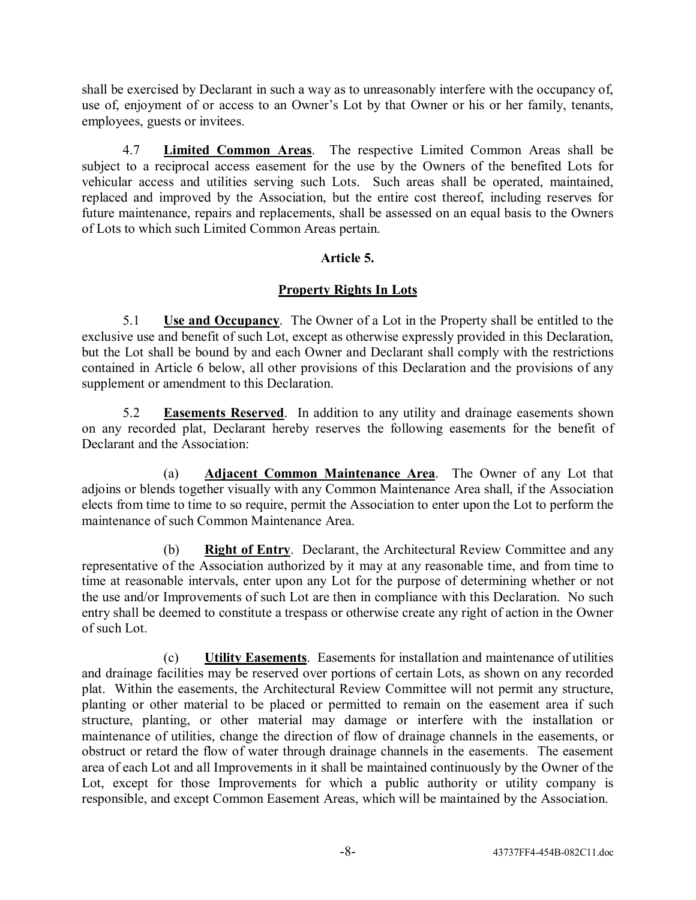shall be exercised by Declarant in such a way as to unreasonably interfere with the occupancy of, use of, enjoyment of or access to an Owner's Lot by that Owner or his or her family, tenants, employees, guests or invitees.

4.7 **Limited Common Areas**. The respective Limited Common Areas shall be subject to a reciprocal access easement for the use by the Owners of the benefited Lots for vehicular access and utilities serving such Lots. Such areas shall be operated, maintained, replaced and improved by the Association, but the entire cost thereof, including reserves for future maintenance, repairs and replacements, shall be assessed on an equal basis to the Owners of Lots to which such Limited Common Areas pertain.

## Article 5.

## Property Rights In Lots

5.1 **Use and Occupancy**. The Owner of a Lot in the Property shall be entitled to the exclusive use and benefit of such Lot, except as otherwise expressly provided in this Declaration, but the Lot shall be bound by and each Owner and Declarant shall comply with the restrictions contained in Article 6 below, all other provisions of this Declaration and the provisions of any supplement or amendment to this Declaration.

5.2 **Easements Reserved**. In addition to any utility and drainage easements shown on any recorded plat, Declarant hereby reserves the following easements for the benefit of Declarant and the Association:

(a) **Adjacent Common Maintenance Area**. The Owner of any Lot that adjoins or blends together visually with any Common Maintenance Area shall, if the Association elects from time to time to so require, permit the Association to enter upon the Lot to perform the maintenance of such Common Maintenance Area.

(b) **Right of Entry**. Declarant, the Architectural Review Committee and any representative of the Association authorized by it may at any reasonable time, and from time to time at reasonable intervals, enter upon any Lot for the purpose of determining whether or not the use and/or Improvements of such Lot are then in compliance with this Declaration. No such entry shall be deemed to constitute a trespass or otherwise create any right of action in the Owner of such Lot.

(c) **Utility Easements**. Easements for installation and maintenance of utilities and drainage facilities may be reserved over portions of certain Lots, as shown on any recorded plat. Within the easements, the Architectural Review Committee will not permit any structure, planting or other material to be placed or permitted to remain on the easement area if such structure, planting, or other material may damage or interfere with the installation or maintenance of utilities, change the direction of flow of drainage channels in the easements, or obstruct or retard the flow of water through drainage channels in the easements. The easement area of each Lot and all Improvements in it shall be maintained continuously by the Owner of the Lot, except for those Improvements for which a public authority or utility company is responsible, and except Common Easement Areas, which will be maintained by the Association.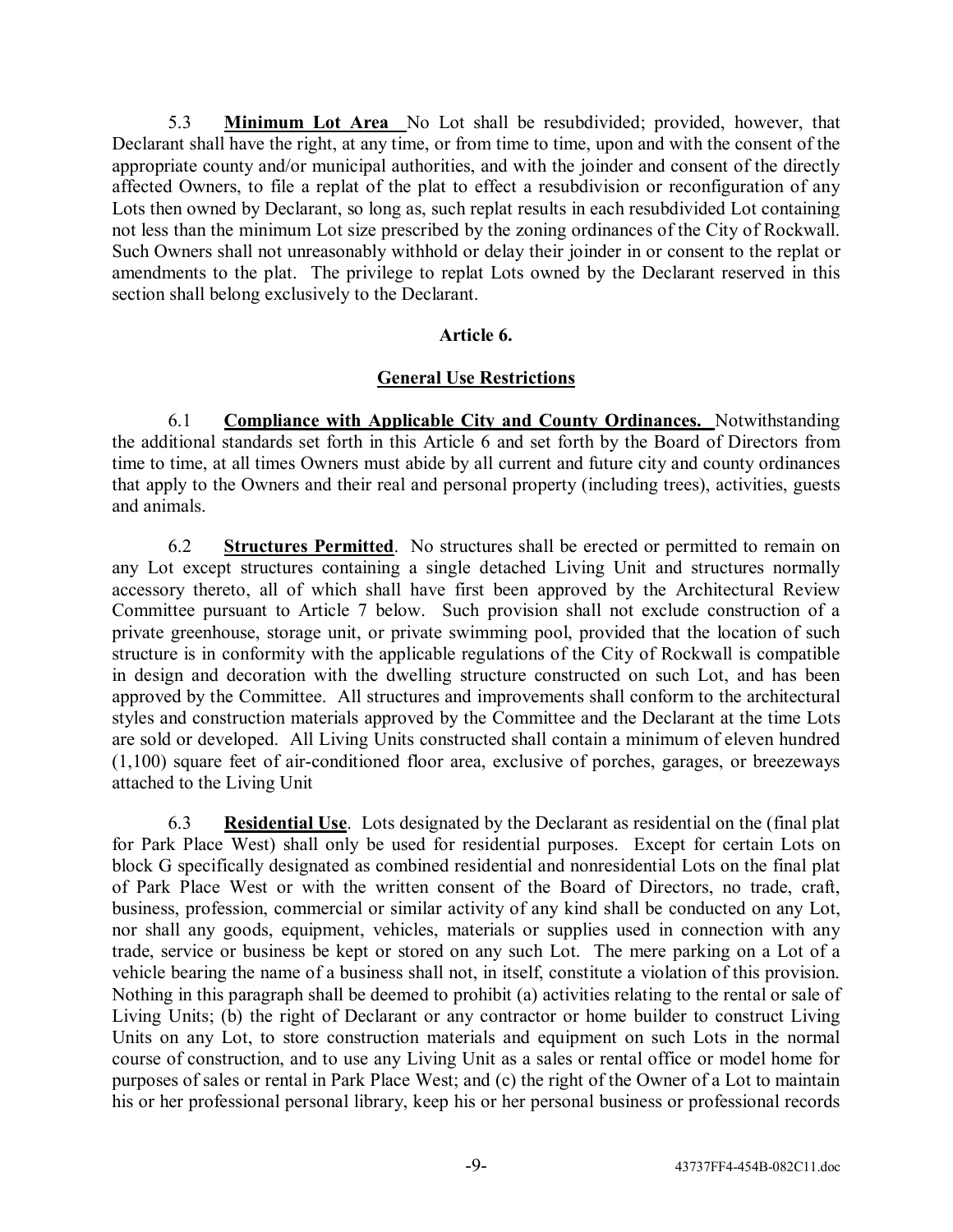5.3 **Minimum Lot Area** No Lot shall be resubdivided; provided, however, that Declarant shall have the right, at any time, or from time to time, upon and with the consent of the appropriate county and/or municipal authorities, and with the joinder and consent of the directly affected Owners, to file a replat of the plat to effect a resubdivision or reconfiguration of any Lots then owned by Declarant, so long as, such replat results in each resubdivided Lot containing not less than the minimum Lot size prescribed by the zoning ordinances of the City of Rockwall. Such Owners shall not unreasonably withhold or delay their joinder in or consent to the replat or amendments to the plat. The privilege to replat Lots owned by the Declarant reserved in this section shall belong exclusively to the Declarant.

## Article 6.

## General Use Restrictions

6.1 **Compliance with Applicable City and County Ordinances.** Notwithstanding the additional standards set forth in this Article 6 and set forth by the Board of Directors from time to time, at all times Owners must abide by all current and future city and county ordinances that apply to the Owners and their real and personal property (including trees), activities, guests and animals.

6.2 **Structures Permitted**. No structures shall be erected or permitted to remain on any Lot except structures containing a single detached Living Unit and structures normally accessory thereto, all of which shall have first been approved by the Architectural Review Committee pursuant to Article 7 below. Such provision shall not exclude construction of a private greenhouse, storage unit, or private swimming pool, provided that the location of such structure is in conformity with the applicable regulations of the City of Rockwall is compatible in design and decoration with the dwelling structure constructed on such Lot, and has been approved by the Committee. All structures and improvements shall conform to the architectural styles and construction materials approved by the Committee and the Declarant at the time Lots are sold or developed. All Living Units constructed shall contain a minimum of eleven hundred (1,100) square feet of air-conditioned floor area, exclusive of porches, garages, or breezeways attached to the Living Unit

6.3 **Residential Use**. Lots designated by the Declarant as residential on the (final plat for Park Place West) shall only be used for residential purposes. Except for certain Lots on block G specifically designated as combined residential and nonresidential Lots on the final plat of Park Place West or with the written consent of the Board of Directors, no trade, craft, business, profession, commercial or similar activity of any kind shall be conducted on any Lot, nor shall any goods, equipment, vehicles, materials or supplies used in connection with any trade, service or business be kept or stored on any such Lot. The mere parking on a Lot of a vehicle bearing the name of a business shall not, in itself, constitute a violation of this provision. Nothing in this paragraph shall be deemed to prohibit (a) activities relating to the rental or sale of Living Units; (b) the right of Declarant or any contractor or home builder to construct Living Units on any Lot, to store construction materials and equipment on such Lots in the normal course of construction, and to use any Living Unit as a sales or rental office or model home for purposes of sales or rental in Park Place West; and (c) the right of the Owner of a Lot to maintain his or her professional personal library, keep his or her personal business or professional records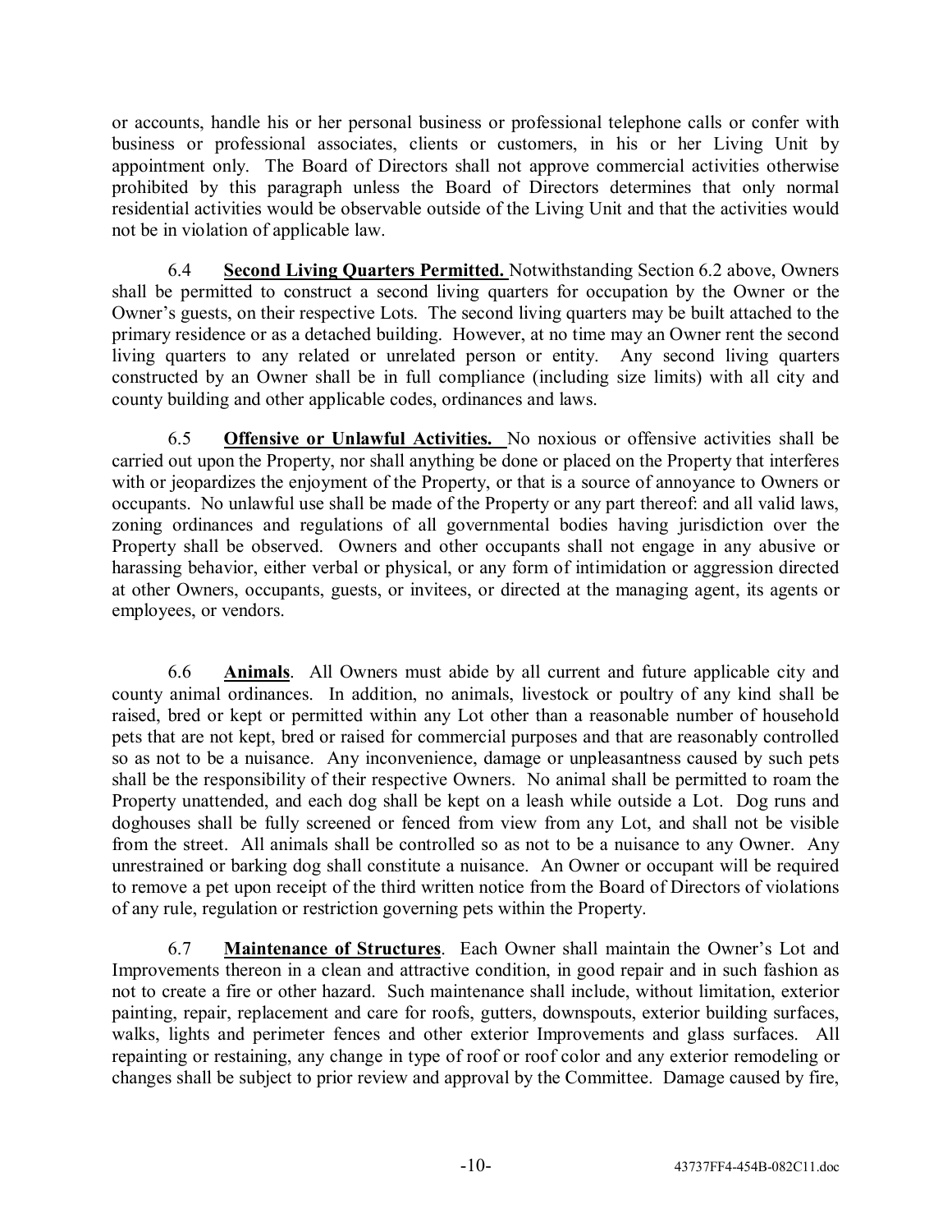or accounts, handle his or her personal business or professional telephone calls or confer with business or professional associates, clients or customers, in his or her Living Unit by appointment only. The Board of Directors shall not approve commercial activities otherwise prohibited by this paragraph unless the Board of Directors determines that only normal residential activities would be observable outside of the Living Unit and that the activities would not be in violation of applicable law.

6.4 **Second Living Quarters Permitted.** Notwithstanding Section 6.2 above, Owners shall be permitted to construct a second living quarters for occupation by the Owner or the Owner's guests, on their respective Lots. The second living quarters may be built attached to the primary residence or as a detached building. However, at no time may an Owner rent the second living quarters to any related or unrelated person or entity. Any second living quarters constructed by an Owner shall be in full compliance (including size limits) with all city and county building and other applicable codes, ordinances and laws.

6.5 **Offensive or Unlawful Activities.** No noxious or offensive activities shall be carried out upon the Property, nor shall anything be done or placed on the Property that interferes with or jeopardizes the enjoyment of the Property, or that is a source of annoyance to Owners or occupants. No unlawful use shall be made of the Property or any part thereof: and all valid laws, zoning ordinances and regulations of all governmental bodies having jurisdiction over the Property shall be observed. Owners and other occupants shall not engage in any abusive or harassing behavior, either verbal or physical, or any form of intimidation or aggression directed at other Owners, occupants, guests, or invitees, or directed at the managing agent, its agents or employees, or vendors.

6.6 **Animals**. All Owners must abide by all current and future applicable city and county animal ordinances. In addition, no animals, livestock or poultry of any kind shall be raised, bred or kept or permitted within any Lot other than a reasonable number of household pets that are not kept, bred or raised for commercial purposes and that are reasonably controlled so as not to be a nuisance. Any inconvenience, damage or unpleasantness caused by such pets shall be the responsibility of their respective Owners. No animal shall be permitted to roam the Property unattended, and each dog shall be kept on a leash while outside a Lot. Dog runs and doghouses shall be fully screened or fenced from view from any Lot, and shall not be visible from the street. All animals shall be controlled so as not to be a nuisance to any Owner. Any unrestrained or barking dog shall constitute a nuisance. An Owner or occupant will be required to remove a pet upon receipt of the third written notice from the Board of Directors of violations of any rule, regulation or restriction governing pets within the Property.

6.7 **Maintenance of Structures**. Each Owner shall maintain the Owner's Lot and Improvements thereon in a clean and attractive condition, in good repair and in such fashion as not to create a fire or other hazard. Such maintenance shall include, without limitation, exterior painting, repair, replacement and care for roofs, gutters, downspouts, exterior building surfaces, walks, lights and perimeter fences and other exterior Improvements and glass surfaces. All repainting or restaining, any change in type of roof or roof color and any exterior remodeling or changes shall be subject to prior review and approval by the Committee. Damage caused by fire,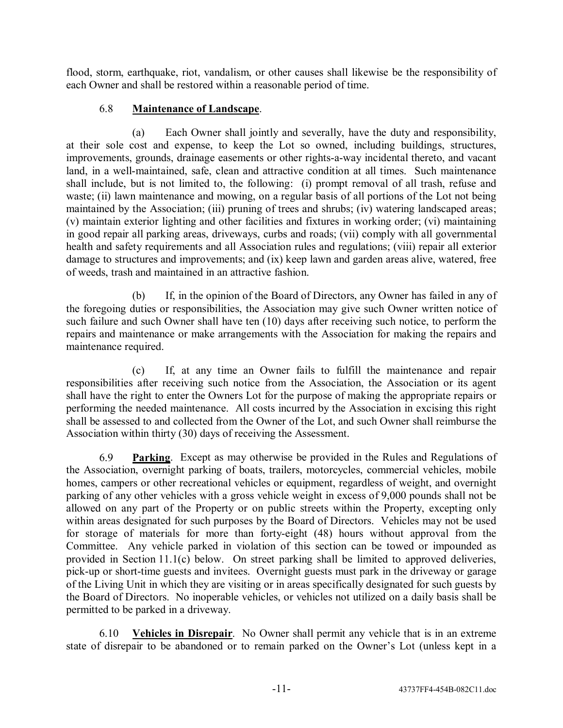flood, storm, earthquake, riot, vandalism, or other causes shall likewise be the responsibility of each Owner and shall be restored within a reasonable period of time.

6.8 **Maintenance of Landscape**.

(a) Each Owner shall jointly and severally, have the duty and responsibility, at their sole cost and expense, to keep the Lot so owned, including buildings, structures, improvements, grounds, drainage easements or other rights-a-way incidental thereto, and vacant land, in a well-maintained, safe, clean and attractive condition at all times. Such maintenance shall include, but is not limited to, the following: (i) prompt removal of all trash, refuse and waste; (ii) lawn maintenance and mowing, on a regular basis of all portions of the Lot not being maintained by the Association; (iii) pruning of trees and shrubs; (iv) watering landscaped areas; (v) maintain exterior lighting and other facilities and fixtures in working order; (vi) maintaining in good repair all parking areas, driveways, curbs and roads; (vii) comply with all governmental health and safety requirements and all Association rules and regulations; (viii) repair all exterior damage to structures and improvements; and (ix) keep lawn and garden areas alive, watered, free of weeds, trash and maintained in an attractive fashion.

(b) If, in the opinion of the Board of Directors, any Owner has failed in any of the foregoing duties or responsibilities, the Association may give such Owner written notice of such failure and such Owner shall have ten (10) days after receiving such notice, to perform the repairs and maintenance or make arrangements with the Association for making the repairs and maintenance required.

(c) If, at any time an Owner fails to fulfill the maintenance and repair responsibilities after receiving such notice from the Association, the Association or its agent shall have the right to enter the Owners Lot for the purpose of making the appropriate repairs or performing the needed maintenance. All costs incurred by the Association in excising this right shall be assessed to and collected from the Owner of the Lot, and such Owner shall reimburse the Association within thirty (30) days of receiving the Assessment.

6.9 **Parking**. Except as may otherwise be provided in the Rules and Regulations of the Association, overnight parking of boats, trailers, motorcycles, commercial vehicles, mobile homes, campers or other recreational vehicles or equipment, regardless of weight, and overnight parking of any other vehicles with a gross vehicle weight in excess of 9,000 pounds shall not be allowed on any part of the Property or on public streets within the Property, excepting only within areas designated for such purposes by the Board of Directors. Vehicles may not be used for storage of materials for more than forty-eight (48) hours without approval from the Committee. Any vehicle parked in violation of this section can be towed or impounded as provided in Section 11.1(c) below. On street parking shall be limited to approved deliveries, pick-up or short-time guests and invitees. Overnight guests must park in the driveway or garage of the Living Unit in which they are visiting or in areas specifically designated for such guests by the Board of Directors. No inoperable vehicles, or vehicles not utilized on a daily basis shall be permitted to be parked in a driveway.

6.10 **Vehicles in Disrepair**. No Owner shall permit any vehicle that is in an extreme state of disrepair to be abandoned or to remain parked on the Owner's Lot (unless kept in a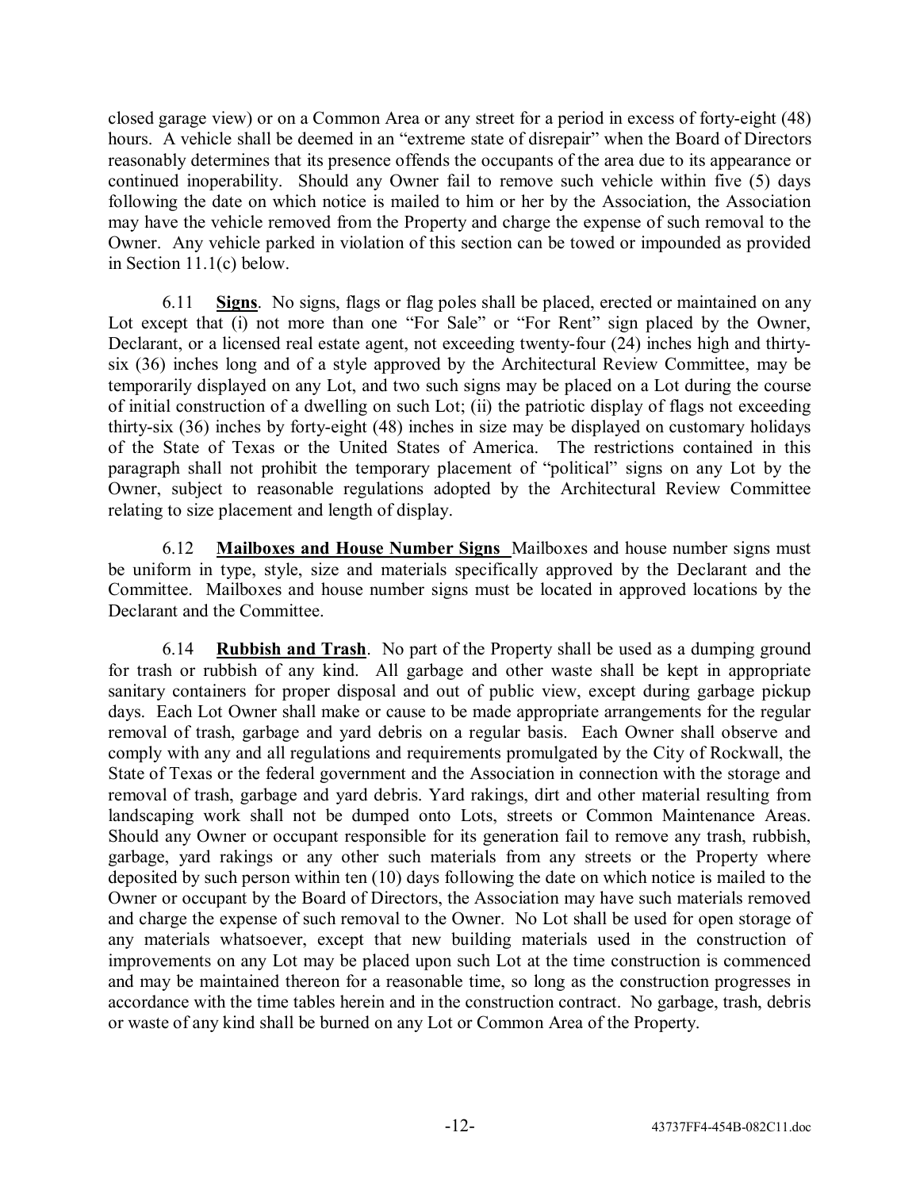closed garage view) or on a Common Area or any street for a period in excess of forty-eight (48) hours. A vehicle shall be deemed in an "extreme state of disrepair" when the Board of Directors reasonably determines that its presence offends the occupants of the area due to its appearance or continued inoperability. Should any Owner fail to remove such vehicle within five (5) days following the date on which notice is mailed to him or her by the Association, the Association may have the vehicle removed from the Property and charge the expense of such removal to the Owner. Any vehicle parked in violation of this section can be towed or impounded as provided in Section 11.1(c) below.

6.11 **Signs**. No signs, flags or flag poles shall be placed, erected or maintained on any Lot except that (i) not more than one "For Sale" or "For Rent" sign placed by the Owner, Declarant, or a licensed real estate agent, not exceeding twenty-four (24) inches high and thirty-six (36) inches long and of a style approved by the Architectural Review Committee, may be temporarily displayed on any Lot, and two such signs may be placed on a Lot during the course of initial construction of a dwelling on such Lot; (ii) the patriotic display of flags not exceeding thirty-six (36) inches by forty-eight (48) inches in size may be displayed on customary holidays of the State of Texas or the United States of America. The restrictions contained in this paragraph shall not prohibit the temporary placement of "political" signs on any Lot by the Owner, subject to reasonable regulations adopted by the Architectural Review Committee relating to size placement and length of display.

6.12 **Mailboxes and House Number Signs** Mailboxes and house number signs must be uniform in type, style, size and materials specifically approved by the Declarant and the Committee. Mailboxes and house number signs must be located in approved locations by the Declarant and the Committee.

6.14 **Rubbish and Trash**. No part of the Property shall be used as a dumping ground for trash or rubbish of any kind. All garbage and other waste shall be kept in appropriate sanitary containers for proper disposal and out of public view, except during garbage pickup days. Each Lot Owner shall make or cause to be made appropriate arrangements for the regular removal of trash, garbage and yard debris on a regular basis. Each Owner shall observe and comply with any and all regulations and requirements promulgated by the City of Rockwall, the State of Texas or the federal government and the Association in connection with the storage and removal of trash, garbage and yard debris. Yard rakings, dirt and other material resulting from landscaping work shall not be dumped onto Lots, streets or Common Maintenance Areas. Should any Owner or occupant responsible for its generation fail to remove any trash, rubbish, garbage, yard rakings or any other such materials from any streets or the Property where deposited by such person within ten (10) days following the date on which notice is mailed to the Owner or occupant by the Board of Directors, the Association may have such materials removed and charge the expense of such removal to the Owner. No Lot shall be used for open storage of any materials whatsoever, except that new building materials used in the construction of improvements on any Lot may be placed upon such Lot at the time construction is commenced and may be maintained thereon for a reasonable time, so long as the construction progresses in accordance with the time tables herein and in the construction contract. No garbage, trash, debris or waste of any kind shall be burned on any Lot or Common Area of the Property.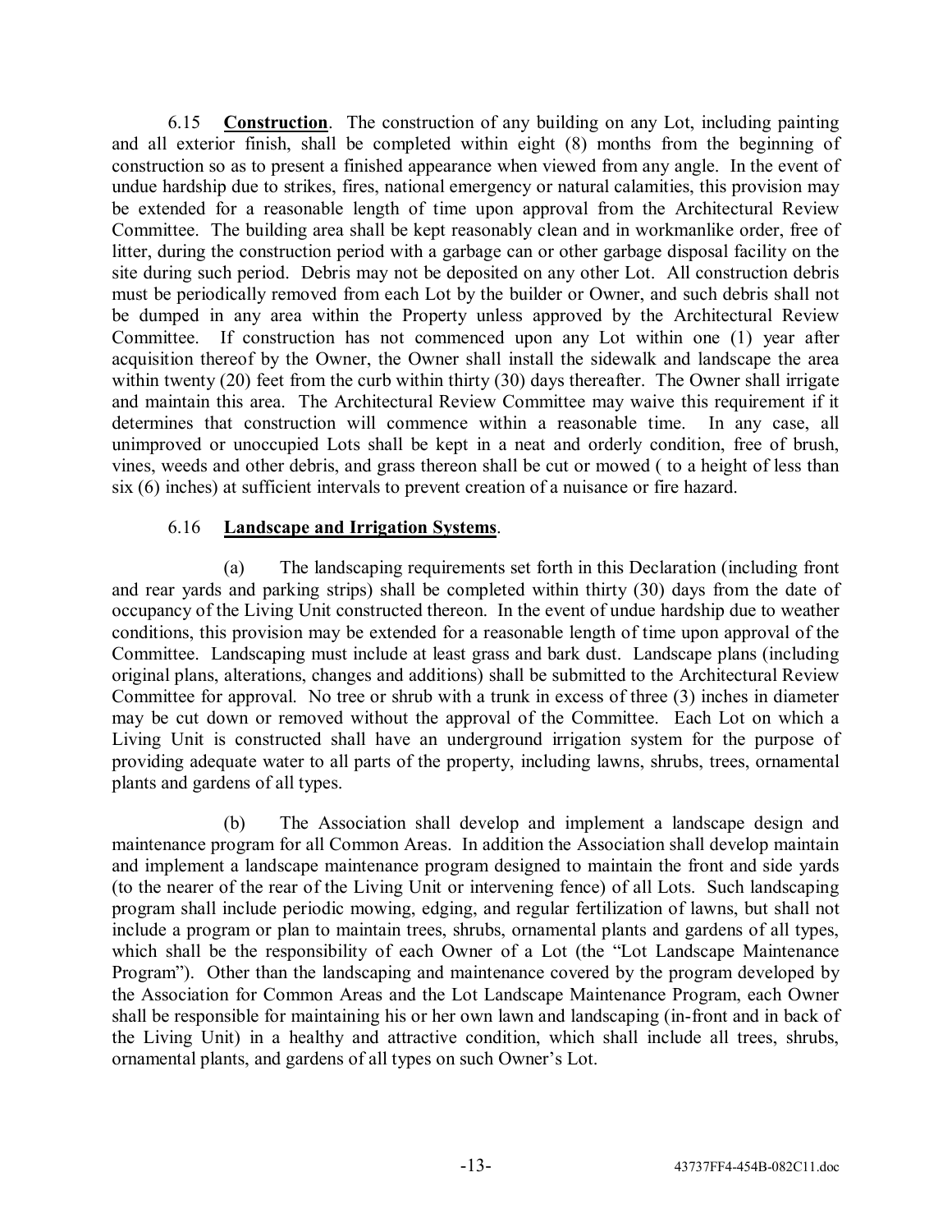6.15 **Construction**. The construction of any building on any Lot, including painting and all exterior finish, shall be completed within eight (8) months from the beginning of construction so as to present a finished appearance when viewed from any angle. In the event of undue hardship due to strikes, fires, national emergency or natural calamities, this provision may be extended for a reasonable length of time upon approval from the Architectural Review Committee. The building area shall be kept reasonably clean and in workmanlike order, free of litter, during the construction period with a garbage can or other garbage disposal facility on the site during such period. Debris may not be deposited on any other Lot. All construction debris must be periodically removed from each Lot by the builder or Owner, and such debris shall not be dumped in any area within the Property unless approved by the Architectural Review Committee. If construction has not commenced upon any Lot within one (1) year after acquisition thereof by the Owner, the Owner shall install the sidewalk and landscape the area within twenty (20) feet from the curb within thirty (30) days thereafter. The Owner shall irrigate and maintain this area. The Architectural Review Committee may waive this requirement if it determines that construction will commence within a reasonable time. In any case, all unimproved or unoccupied Lots shall be kept in a neat and orderly condition, free of brush, vines, weeds and other debris, and grass thereon shall be cut or mowed ( to a height of less than six (6) inches) at sufficient intervals to prevent creation of a nuisance or fire hazard.

6.16 **Landscape and Irrigation Systems**.

(a) The landscaping requirements set forth in this Declaration (including front and rear yards and parking strips) shall be completed within thirty (30) days from the date of occupancy of the Living Unit constructed thereon. In the event of undue hardship due to weather conditions, this provision may be extended for a reasonable length of time upon approval of the Committee. Landscaping must include at least grass and bark dust. Landscape plans (including original plans, alterations, changes and additions) shall be submitted to the Architectural Review Committee for approval. No tree or shrub with a trunk in excess of three (3) inches in diameter may be cut down or removed without the approval of the Committee. Each Lot on which a Living Unit is constructed shall have an underground irrigation system for the purpose of providing adequate water to all parts of the property, including lawns, shrubs, trees, ornamental plants and gardens of all types.

(b) The Association shall develop and implement a landscape design and maintenance program for all Common Areas. In addition the Association shall develop maintain and implement a landscape maintenance program designed to maintain the front and side yards (to the nearer of the rear of the Living Unit or intervening fence) of all Lots. Such landscaping program shall include periodic mowing, edging, and regular fertilization of lawns, but shall not include a program or plan to maintain trees, shrubs, ornamental plants and gardens of all types, which shall be the responsibility of each Owner of a Lot (the "Lot Landscape Maintenance Program"). Other than the landscaping and maintenance covered by the program developed by the Association for Common Areas and the Lot Landscape Maintenance Program, each Owner shall be responsible for maintaining his or her own lawn and landscaping (in-front and in back of the Living Unit) in a healthy and attractive condition, which shall include all trees, shrubs, ornamental plants, and gardens of all types on such Owner's Lot.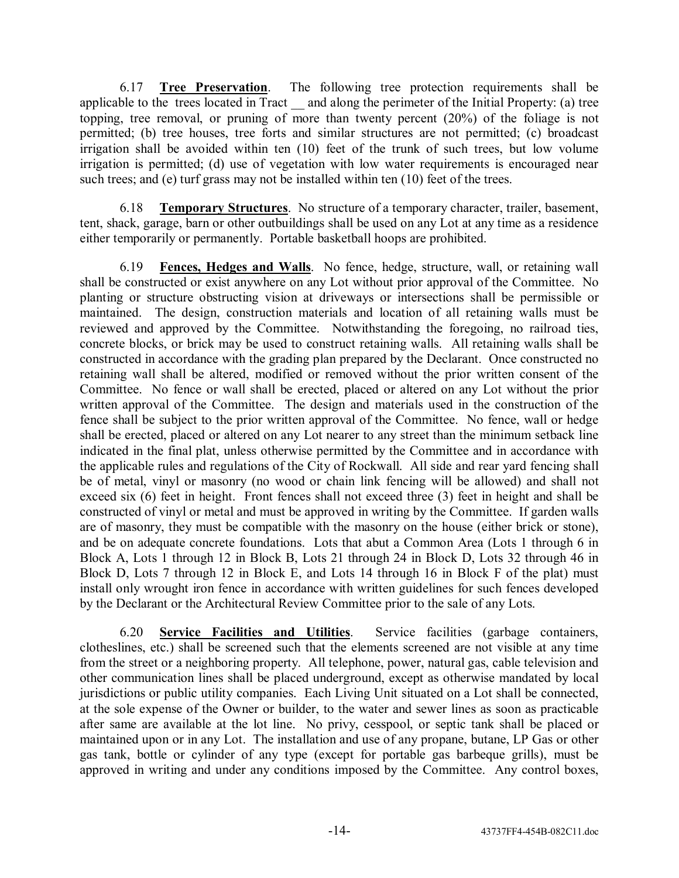6.17 **Tree Preservation**. The following tree protection requirements shall be applicable to the trees located in Tract __ and along the perimeter of the Initial Property: (a) tree topping, tree removal, or pruning of more than twenty percent (20%) of the foliage is not permitted; (b) tree houses, tree forts and similar structures are not permitted; (c) broadcast irrigation shall be avoided within ten (10) feet of the trunk of such trees, but low volume irrigation is permitted; (d) use of vegetation with low water requirements is encouraged near such trees; and (e) turf grass may not be installed within ten (10) feet of the trees.

6.18 **Temporary Structures**. No structure of a temporary character, trailer, basement, tent, shack, garage, barn or other outbuildings shall be used on any Lot at any time as a residence either temporarily or permanently. Portable basketball hoops are prohibited.

6.19 **Fences, Hedges and Walls**. No fence, hedge, structure, wall, or retaining wall shall be constructed or exist anywhere on any Lot without prior approval of the Committee. No planting or structure obstructing vision at driveways or intersections shall be permissible or maintained. The design, construction materials and location of all retaining walls must be reviewed and approved by the Committee. Notwithstanding the foregoing, no railroad ties, concrete blocks, or brick may be used to construct retaining walls. All retaining walls shall be constructed in accordance with the grading plan prepared by the Declarant. Once constructed no retaining wall shall be altered, modified or removed without the prior written consent of the Committee. No fence or wall shall be erected, placed or altered on any Lot without the prior written approval of the Committee. The design and materials used in the construction of the fence shall be subject to the prior written approval of the Committee. No fence, wall or hedge shall be erected, placed or altered on any Lot nearer to any street than the minimum setback line indicated in the final plat, unless otherwise permitted by the Committee and in accordance with the applicable rules and regulations of the City of Rockwall. All side and rear yard fencing shall be of metal, vinyl or masonry (no wood or chain link fencing will be allowed) and shall not exceed six (6) feet in height. Front fences shall not exceed three (3) feet in height and shall be constructed of vinyl or metal and must be approved in writing by the Committee. If garden walls are of masonry, they must be compatible with the masonry on the house (either brick or stone), and be on adequate concrete foundations. Lots that abut a Common Area (Lots 1 through 6 in Block A, Lots 1 through 12 in Block B, Lots 21 through 24 in Block D, Lots 32 through 46 in Block D, Lots 7 through 12 in Block E, and Lots 14 through 16 in Block F of the plat) must install only wrought iron fence in accordance with written guidelines for such fences developed by the Declarant or the Architectural Review Committee prior to the sale of any Lots.

6.20 **Service Facilities and Utilities**. Service facilities (garbage containers, clotheslines, etc.) shall be screened such that the elements screened are not visible at any time from the street or a neighboring property. All telephone, power, natural gas, cable television and other communication lines shall be placed underground, except as otherwise mandated by local jurisdictions or public utility companies. Each Living Unit situated on a Lot shall be connected, at the sole expense of the Owner or builder, to the water and sewer lines as soon as practicable after same are available at the lot line. No privy, cesspool, or septic tank shall be placed or maintained upon or in any Lot. The installation and use of any propane, butane, LP Gas or other gas tank, bottle or cylinder of any type (except for portable gas barbeque grills), must be approved in writing and under any conditions imposed by the Committee. Any control boxes,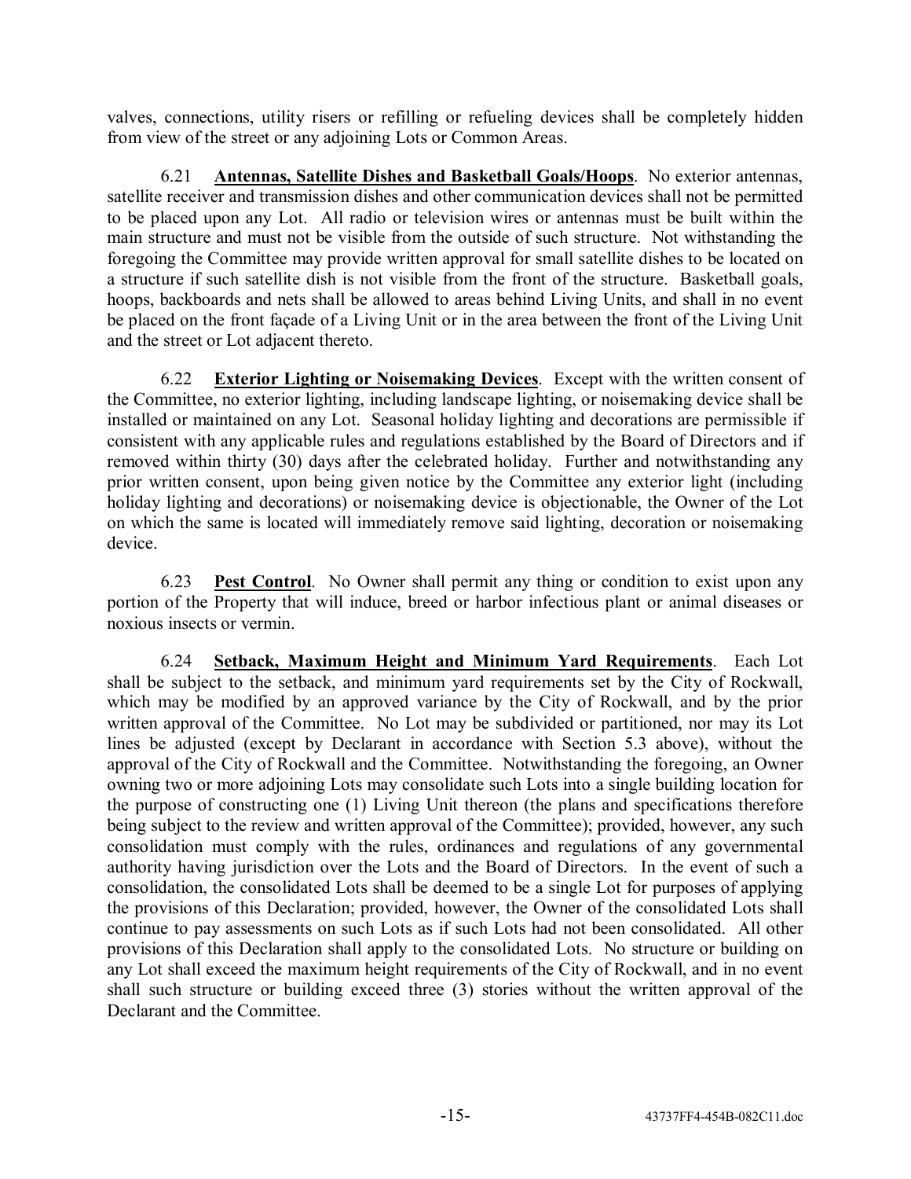valves, connections, utility risers or refilling or refueling devices shall be completely hidden from view of the street or any adjoining Lots or Common Areas.

6.21 **Antennas, Satellite Dishes and Basketball Goals/Hoops**. No exterior antennas, satellite receiver and transmission dishes and other communication devices shall not be permitted to be placed upon any Lot. All radio or television wires or antennas must be built within the main structure and must not be visible from the outside of such structure. Not withstanding the foregoing the Committee may provide written approval for small satellite dishes to be located on a structure if such satellite dish is not visible from the front of the structure. Basketball goals, hoops, backboards and nets shall be allowed to areas behind Living Units, and shall in no event be placed on the front façade of a Living Unit or in the area between the front of the Living Unit and the street or Lot adjacent thereto.

6.22 **Exterior Lighting or Noisemaking Devices**. Except with the written consent of the Committee, no exterior lighting, including landscape lighting, or noisemaking device shall be installed or maintained on any Lot. Seasonal holiday lighting and decorations are permissible if consistent with any applicable rules and regulations established by the Board of Directors and if removed within thirty (30) days after the celebrated holiday. Further and notwithstanding any prior written consent, upon being given notice by the Committee any exterior light (including holiday lighting and decorations) or noisemaking device is objectionable, the Owner of the Lot on which the same is located will immediately remove said lighting, decoration or noisemaking device.

6.23 **Pest Control**. No Owner shall permit any thing or condition to exist upon any portion of the Property that will induce, breed or harbor infectious plant or animal diseases or noxious insects or vermin.

6.24 **Setback, Maximum Height and Minimum Yard Requirements**. Each Lot shall be subject to the setback, and minimum yard requirements set by the City of Rockwall, which may be modified by an approved variance by the City of Rockwall, and by the prior written approval of the Committee. No Lot may be subdivided or partitioned, nor may its Lot lines be adjusted (except by Declarant in accordance with Section 5.3 above), without the approval of the City of Rockwall and the Committee. Notwithstanding the foregoing, an Owner owning two or more adjoining Lots may consolidate such Lots into a single building location for the purpose of constructing one (1) Living Unit thereon (the plans and specifications therefore being subject to the review and written approval of the Committee); provided, however, any such consolidation must comply with the rules, ordinances and regulations of any governmental authority having jurisdiction over the Lots and the Board of Directors. In the event of such a consolidation, the consolidated Lots shall be deemed to be a single Lot for purposes of applying the provisions of this Declaration; provided, however, the Owner of the consolidated Lots shall continue to pay assessments on such Lots as if such Lots had not been consolidated. All other provisions of this Declaration shall apply to the consolidated Lots. No structure or building on any Lot shall exceed the maximum height requirements of the City of Rockwall, and in no event shall such structure or building exceed three (3) stories without the written approval of the Declarant and the Committee.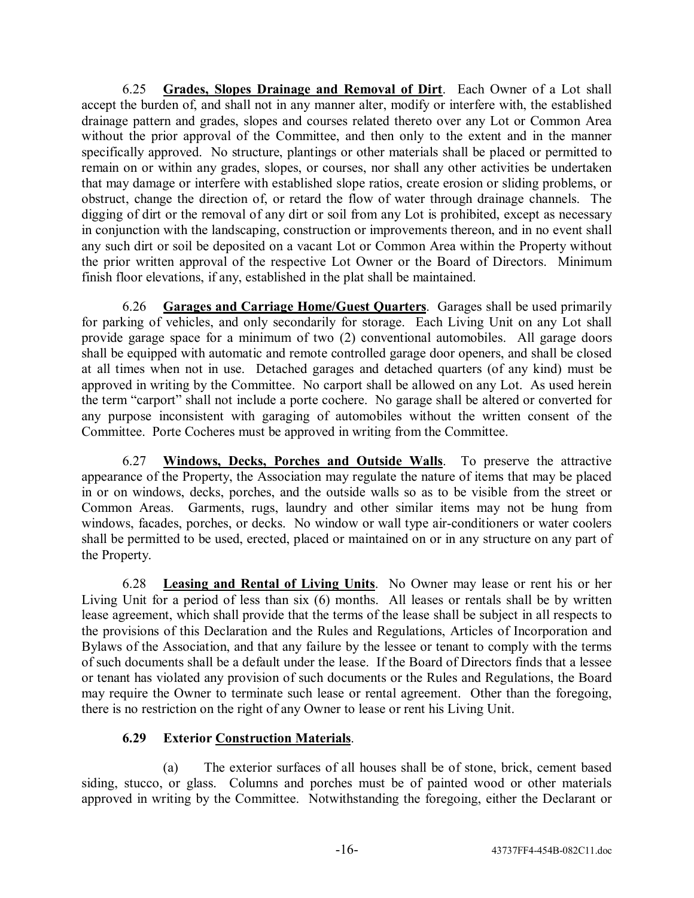6.25 **Grades, Slopes Drainage and Removal of Dirt**. Each Owner of a Lot shall accept the burden of, and shall not in any manner alter, modify or interfere with, the established drainage pattern and grades, slopes and courses related thereto over any Lot or Common Area without the prior approval of the Committee, and then only to the extent and in the manner specifically approved. No structure, plantings or other materials shall be placed or permitted to remain on or within any grades, slopes, or courses, nor shall any other activities be undertaken that may damage or interfere with established slope ratios, create erosion or sliding problems, or obstruct, change the direction of, or retard the flow of water through drainage channels. The digging of dirt or the removal of any dirt or soil from any Lot is prohibited, except as necessary in conjunction with the landscaping, construction or improvements thereon, and in no event shall any such dirt or soil be deposited on a vacant Lot or Common Area within the Property without the prior written approval of the respective Lot Owner or the Board of Directors. Minimum finish floor elevations, if any, established in the plat shall be maintained.

6.26 **Garages and Carriage Home/Guest Quarters**. Garages shall be used primarily for parking of vehicles, and only secondarily for storage. Each Living Unit on any Lot shall provide garage space for a minimum of two (2) conventional automobiles. All garage doors shall be equipped with automatic and remote controlled garage door openers, and shall be closed at all times when not in use. Detached garages and detached quarters (of any kind) must be approved in writing by the Committee. No carport shall be allowed on any Lot. As used herein the term "carport" shall not include a porte cochere. No garage shall be altered or converted for any purpose inconsistent with garaging of automobiles without the written consent of the Committee. Porte Cocheres must be approved in writing from the Committee.

6.27 **Windows, Decks, Porches and Outside Walls**. To preserve the attractive appearance of the Property, the Association may regulate the nature of items that may be placed in or on windows, decks, porches, and the outside walls so as to be visible from the street or Common Areas. Garments, rugs, laundry and other similar items may not be hung from windows, facades, porches, or decks. No window or wall type air-conditioners or water coolers shall be permitted to be used, erected, placed or maintained on or in any structure on any part of the Property.

6.28 **Leasing and Rental of Living Units**. No Owner may lease or rent his or her Living Unit for a period of less than six (6) months. All leases or rentals shall be by written lease agreement, which shall provide that the terms of the lease shall be subject in all respects to the provisions of this Declaration and the Rules and Regulations, Articles of Incorporation and Bylaws of the Association, and that any failure by the lessee or tenant to comply with the terms of such documents shall be a default under the lease. If the Board of Directors finds that a lessee or tenant has violated any provision of such documents or the Rules and Regulations, the Board may require the Owner to terminate such lease or rental agreement. Other than the foregoing, there is no restriction on the right of any Owner to lease or rent his Living Unit.

**6.29 Exterior Construction Materials**.

(a) The exterior surfaces of all houses shall be of stone, brick, cement based siding, stucco, or glass. Columns and porches must be of painted wood or other materials approved in writing by the Committee. Notwithstanding the foregoing, either the Declarant or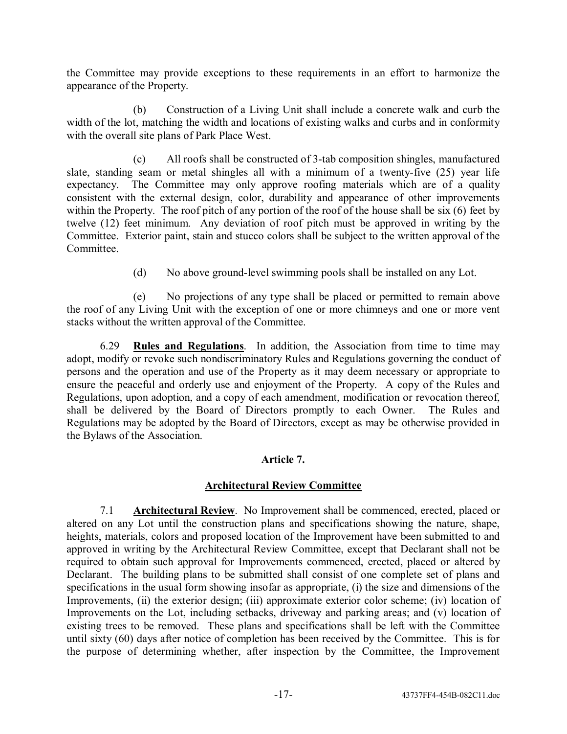the Committee may provide exceptions to these requirements in an effort to harmonize the appearance of the Property.

(b) Construction of a Living Unit shall include a concrete walk and curb the width of the lot, matching the width and locations of existing walks and curbs and in conformity with the overall site plans of Park Place West.

(c) All roofs shall be constructed of 3-tab composition shingles, manufactured slate, standing seam or metal shingles all with a minimum of a twenty-five (25) year life expectancy. The Committee may only approve roofing materials which are of a quality consistent with the external design, color, durability and appearance of other improvements within the Property. The roof pitch of any portion of the roof of the house shall be six (6) feet by twelve (12) feet minimum. Any deviation of roof pitch must be approved in writing by the Committee. Exterior paint, stain and stucco colors shall be subject to the written approval of the Committee.

(d) No above ground-level swimming pools shall be installed on any Lot.

(e) No projections of any type shall be placed or permitted to remain above the roof of any Living Unit with the exception of one or more chimneys and one or more vent stacks without the written approval of the Committee.

6.29 **Rules and Regulations**. In addition, the Association from time to time may adopt, modify or revoke such nondiscriminatory Rules and Regulations governing the conduct of persons and the operation and use of the Property as it may deem necessary or appropriate to ensure the peaceful and orderly use and enjoyment of the Property. A copy of the Rules and Regulations, upon adoption, and a copy of each amendment, modification or revocation thereof, shall be delivered by the Board of Directors promptly to each Owner. The Rules and Regulations may be adopted by the Board of Directors, except as may be otherwise provided in the Bylaws of the Association.

## Article 7.

## Architectural Review Committee

7.1 **Architectural Review**. No Improvement shall be commenced, erected, placed or altered on any Lot until the construction plans and specifications showing the nature, shape, heights, materials, colors and proposed location of the Improvement have been submitted to and approved in writing by the Architectural Review Committee, except that Declarant shall not be required to obtain such approval for Improvements commenced, erected, placed or altered by Declarant. The building plans to be submitted shall consist of one complete set of plans and specifications in the usual form showing insofar as appropriate, (i) the size and dimensions of the Improvements, (ii) the exterior design; (iii) approximate exterior color scheme; (iv) location of Improvements on the Lot, including setbacks, driveway and parking areas; and (v) location of existing trees to be removed. These plans and specifications shall be left with the Committee until sixty (60) days after notice of completion has been received by the Committee. This is for the purpose of determining whether, after inspection by the Committee, the Improvement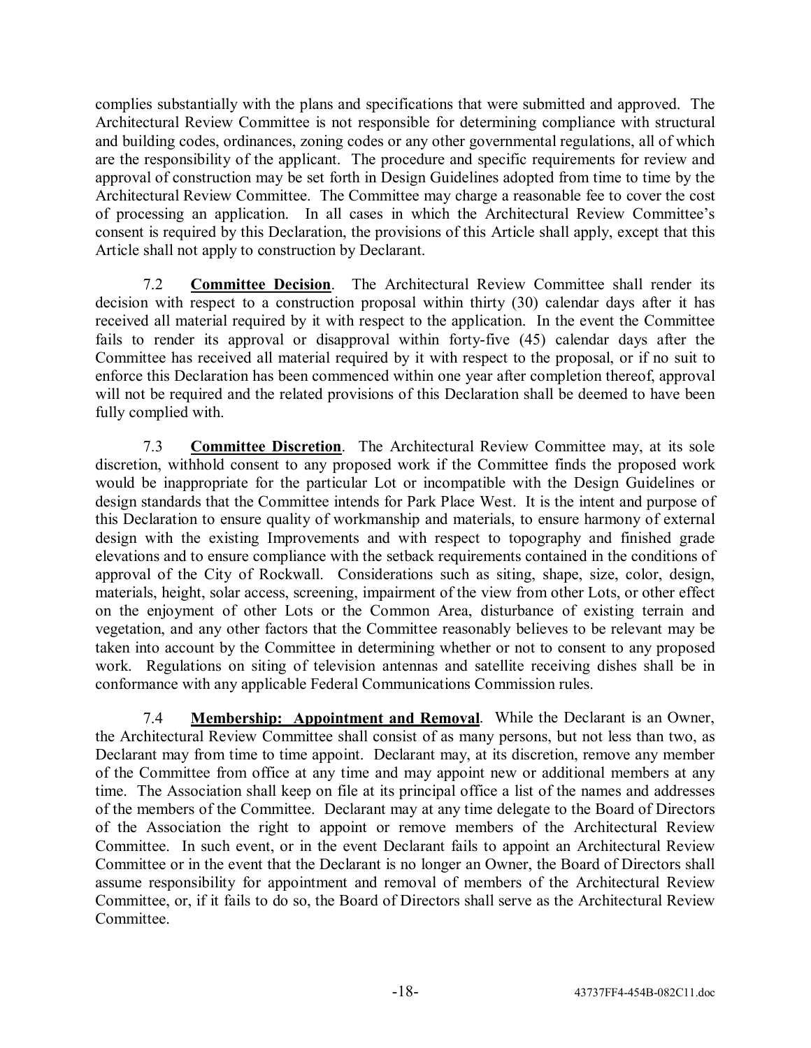complies substantially with the plans and specifications that were submitted and approved. The Architectural Review Committee is not responsible for determining compliance with structural and building codes, ordinances, zoning codes or any other governmental regulations, all of which are the responsibility of the applicant. The procedure and specific requirements for review and approval of construction may be set forth in Design Guidelines adopted from time to time by the Architectural Review Committee. The Committee may charge a reasonable fee to cover the cost of processing an application. In all cases in which the Architectural Review Committee's consent is required by this Declaration, the provisions of this Article shall apply, except that this Article shall not apply to construction by Declarant.

7.2 **Committee Decision**. The Architectural Review Committee shall render its decision with respect to a construction proposal within thirty (30) calendar days after it has received all material required by it with respect to the application. In the event the Committee fails to render its approval or disapproval within forty-five (45) calendar days after the Committee has received all material required by it with respect to the proposal, or if no suit to enforce this Declaration has been commenced within one year after completion thereof, approval will not be required and the related provisions of this Declaration shall be deemed to have been fully complied with.

7.3 **Committee Discretion**. The Architectural Review Committee may, at its sole discretion, withhold consent to any proposed work if the Committee finds the proposed work would be inappropriate for the particular Lot or incompatible with the Design Guidelines or design standards that the Committee intends for Park Place West. It is the intent and purpose of this Declaration to ensure quality of workmanship and materials, to ensure harmony of external design with the existing Improvements and with respect to topography and finished grade elevations and to ensure compliance with the setback requirements contained in the conditions of approval of the City of Rockwall. Considerations such as siting, shape, size, color, design, materials, height, solar access, screening, impairment of the view from other Lots, or other effect on the enjoyment of other Lots or the Common Area, disturbance of existing terrain and vegetation, and any other factors that the Committee reasonably believes to be relevant may be taken into account by the Committee in determining whether or not to consent to any proposed work. Regulations on siting of television antennas and satellite receiving dishes shall be in conformance with any applicable Federal Communications Commission rules.

7.4 **Membership: Appointment and Removal**. While the Declarant is an Owner, the Architectural Review Committee shall consist of as many persons, but not less than two, as Declarant may from time to time appoint. Declarant may, at its discretion, remove any member of the Committee from office at any time and may appoint new or additional members at any time. The Association shall keep on file at its principal office a list of the names and addresses of the members of the Committee. Declarant may at any time delegate to the Board of Directors of the Association the right to appoint or remove members of the Architectural Review Committee. In such event, or in the event Declarant fails to appoint an Architectural Review Committee or in the event that the Declarant is no longer an Owner, the Board of Directors shall assume responsibility for appointment and removal of members of the Architectural Review Committee, or, if it fails to do so, the Board of Directors shall serve as the Architectural Review Committee.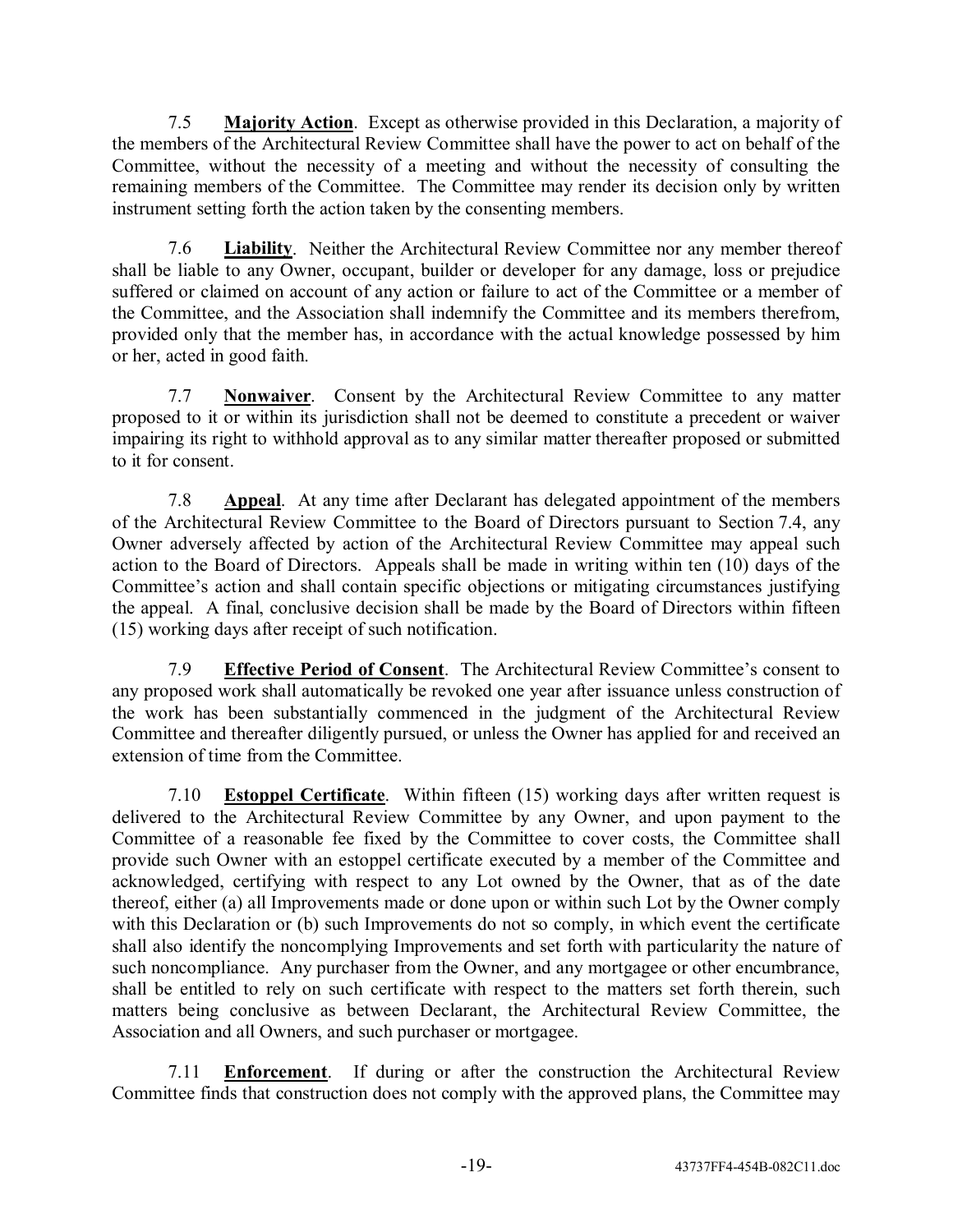7.5 **Majority Action**. Except as otherwise provided in this Declaration, a majority of the members of the Architectural Review Committee shall have the power to act on behalf of the Committee, without the necessity of a meeting and without the necessity of consulting the remaining members of the Committee. The Committee may render its decision only by written instrument setting forth the action taken by the consenting members.

7.6 **Liability**. Neither the Architectural Review Committee nor any member thereof shall be liable to any Owner, occupant, builder or developer for any damage, loss or prejudice suffered or claimed on account of any action or failure to act of the Committee or a member of the Committee, and the Association shall indemnify the Committee and its members therefrom, provided only that the member has, in accordance with the actual knowledge possessed by him or her, acted in good faith.

7.7 **Nonwaiver**. Consent by the Architectural Review Committee to any matter proposed to it or within its jurisdiction shall not be deemed to constitute a precedent or waiver impairing its right to withhold approval as to any similar matter thereafter proposed or submitted to it for consent.

7.8 **Appeal**. At any time after Declarant has delegated appointment of the members of the Architectural Review Committee to the Board of Directors pursuant to Section 7.4, any Owner adversely affected by action of the Architectural Review Committee may appeal such action to the Board of Directors. Appeals shall be made in writing within ten (10) days of the Committee's action and shall contain specific objections or mitigating circumstances justifying the appeal. A final, conclusive decision shall be made by the Board of Directors within fifteen (15) working days after receipt of such notification.

7.9 **Effective Period of Consent**. The Architectural Review Committee's consent to any proposed work shall automatically be revoked one year after issuance unless construction of the work has been substantially commenced in the judgment of the Architectural Review Committee and thereafter diligently pursued, or unless the Owner has applied for and received an extension of time from the Committee.

7.10 **Estoppel Certificate**. Within fifteen (15) working days after written request is delivered to the Architectural Review Committee by any Owner, and upon payment to the Committee of a reasonable fee fixed by the Committee to cover costs, the Committee shall provide such Owner with an estoppel certificate executed by a member of the Committee and acknowledged, certifying with respect to any Lot owned by the Owner, that as of the date thereof, either (a) all Improvements made or done upon or within such Lot by the Owner comply with this Declaration or (b) such Improvements do not so comply, in which event the certificate shall also identify the noncomplying Improvements and set forth with particularity the nature of such noncompliance. Any purchaser from the Owner, and any mortgagee or other encumbrance, shall be entitled to rely on such certificate with respect to the matters set forth therein, such matters being conclusive as between Declarant, the Architectural Review Committee, the Association and all Owners, and such purchaser or mortgagee.

7.11 **Enforcement**. If during or after the construction the Architectural Review Committee finds that construction does not comply with the approved plans, the Committee may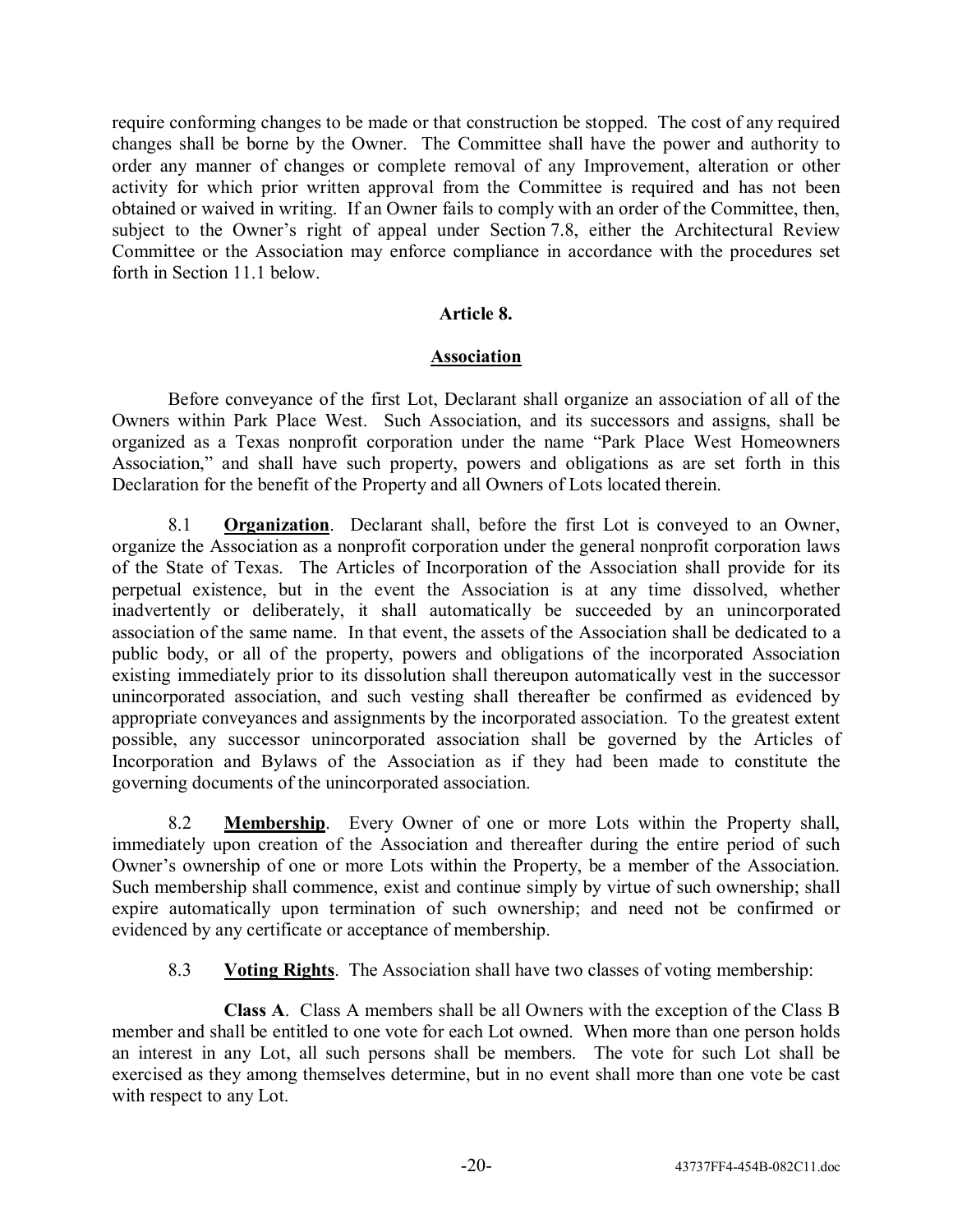require conforming changes to be made or that construction be stopped. The cost of any required changes shall be borne by the Owner. The Committee shall have the power and authority to order any manner of changes or complete removal of any Improvement, alteration or other activity for which prior written approval from the Committee is required and has not been obtained or waived in writing. If an Owner fails to comply with an order of the Committee, then, subject to the Owner's right of appeal under Section 7.8, either the Architectural Review Committee or the Association may enforce compliance in accordance with the procedures set forth in Section 11.1 below.

## Article 8.

## Association

Before conveyance of the first Lot, Declarant shall organize an association of all of the Owners within Park Place West. Such Association, and its successors and assigns, shall be organized as a Texas nonprofit corporation under the name "Park Place West Homeowners Association," and shall have such property, powers and obligations as are set forth in this Declaration for the benefit of the Property and all Owners of Lots located therein.

8.1 **Organization**. Declarant shall, before the first Lot is conveyed to an Owner, organize the Association as a nonprofit corporation under the general nonprofit corporation laws of the State of Texas. The Articles of Incorporation of the Association shall provide for its perpetual existence, but in the event the Association is at any time dissolved, whether inadvertently or deliberately, it shall automatically be succeeded by an unincorporated association of the same name. In that event, the assets of the Association shall be dedicated to a public body, or all of the property, powers and obligations of the incorporated Association existing immediately prior to its dissolution shall thereupon automatically vest in the successor unincorporated association, and such vesting shall thereafter be confirmed as evidenced by appropriate conveyances and assignments by the incorporated association. To the greatest extent possible, any successor unincorporated association shall be governed by the Articles of Incorporation and Bylaws of the Association as if they had been made to constitute the governing documents of the unincorporated association.

8.2 **Membership**. Every Owner of one or more Lots within the Property shall, immediately upon creation of the Association and thereafter during the entire period of such Owner's ownership of one or more Lots within the Property, be a member of the Association. Such membership shall commence, exist and continue simply by virtue of such ownership; shall expire automatically upon termination of such ownership; and need not be confirmed or evidenced by any certificate or acceptance of membership.

8.3 **Voting Rights**. The Association shall have two classes of voting membership:

**Class A**. Class A members shall be all Owners with the exception of the Class B member and shall be entitled to one vote for each Lot owned. When more than one person holds an interest in any Lot, all such persons shall be members. The vote for such Lot shall be exercised as they among themselves determine, but in no event shall more than one vote be cast with respect to any Lot.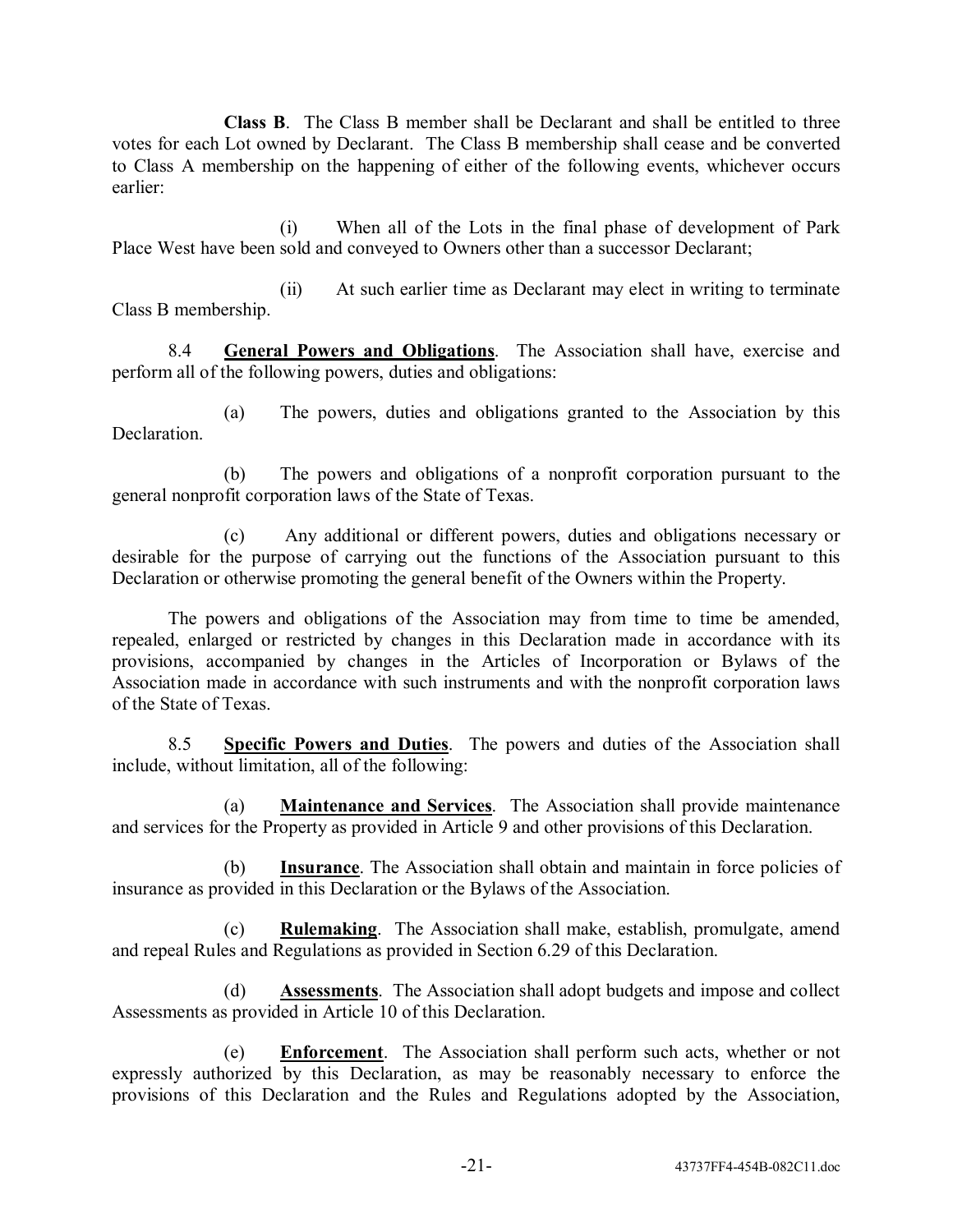**Class B**. The Class B member shall be Declarant and shall be entitled to three votes for each Lot owned by Declarant. The Class B membership shall cease and be converted to Class A membership on the happening of either of the following events, whichever occurs earlier:

(i) When all of the Lots in the final phase of development of Park Place West have been sold and conveyed to Owners other than a successor Declarant;

(ii) At such earlier time as Declarant may elect in writing to terminate Class B membership.

8.4 **General Powers and Obligations**. The Association shall have, exercise and perform all of the following powers, duties and obligations:

(a) The powers, duties and obligations granted to the Association by this Declaration.

(b) The powers and obligations of a nonprofit corporation pursuant to the general nonprofit corporation laws of the State of Texas.

(c) Any additional or different powers, duties and obligations necessary or desirable for the purpose of carrying out the functions of the Association pursuant to this Declaration or otherwise promoting the general benefit of the Owners within the Property.

The powers and obligations of the Association may from time to time be amended, repealed, enlarged or restricted by changes in this Declaration made in accordance with its provisions, accompanied by changes in the Articles of Incorporation or Bylaws of the Association made in accordance with such instruments and with the nonprofit corporation laws of the State of Texas.

8.5 **Specific Powers and Duties**. The powers and duties of the Association shall include, without limitation, all of the following:

(a) **Maintenance and Services**. The Association shall provide maintenance and services for the Property as provided in Article 9 and other provisions of this Declaration.

(b) **Insurance**. The Association shall obtain and maintain in force policies of insurance as provided in this Declaration or the Bylaws of the Association.

(c) **Rulemaking**. The Association shall make, establish, promulgate, amend and repeal Rules and Regulations as provided in Section 6.29 of this Declaration.

(d) **Assessments**. The Association shall adopt budgets and impose and collect Assessments as provided in Article 10 of this Declaration.

(e) **Enforcement**. The Association shall perform such acts, whether or not expressly authorized by this Declaration, as may be reasonably necessary to enforce the provisions of this Declaration and the Rules and Regulations adopted by the Association,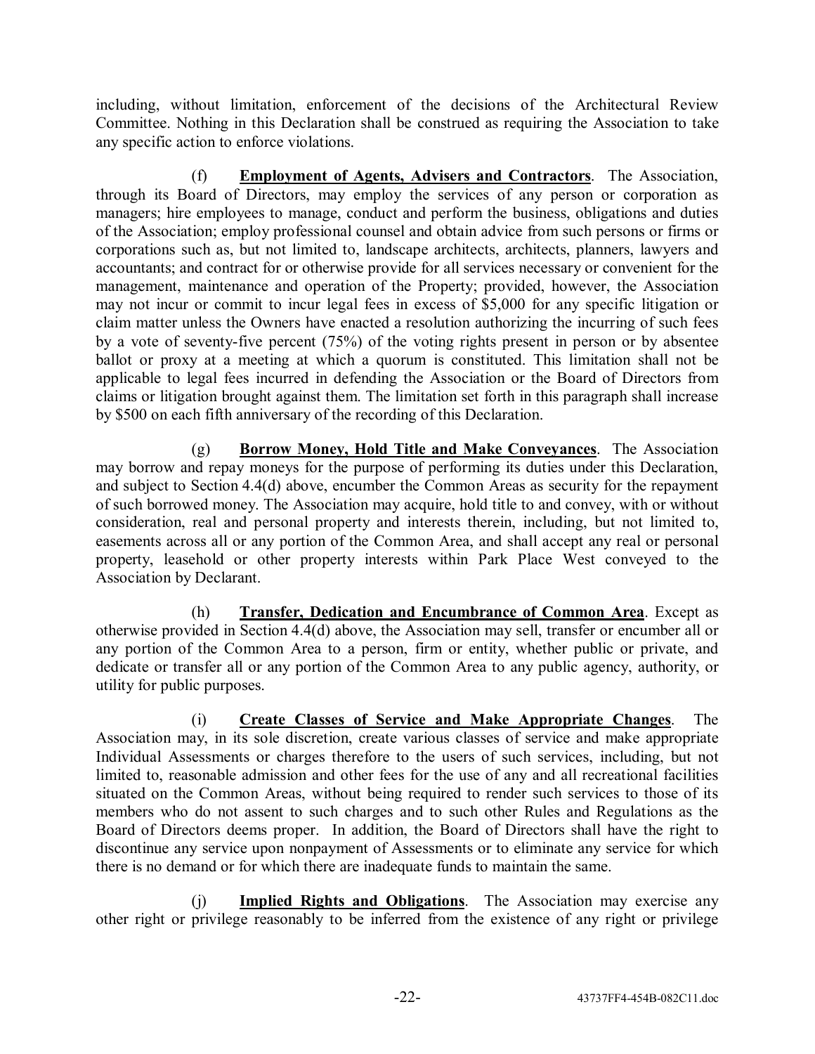including, without limitation, enforcement of the decisions of the Architectural Review Committee. Nothing in this Declaration shall be construed as requiring the Association to take any specific action to enforce violations.

(f) **Employment of Agents, Advisers and Contractors**. The Association, through its Board of Directors, may employ the services of any person or corporation as managers; hire employees to manage, conduct and perform the business, obligations and duties of the Association; employ professional counsel and obtain advice from such persons or firms or corporations such as, but not limited to, landscape architects, architects, planners, lawyers and accountants; and contract for or otherwise provide for all services necessary or convenient for the management, maintenance and operation of the Property; provided, however, the Association may not incur or commit to incur legal fees in excess of $5,000 for any specific litigation or claim matter unless the Owners have enacted a resolution authorizing the incurring of such fees by a vote of seventy-five percent (75%) of the voting rights present in person or by absentee ballot or proxy at a meeting at which a quorum is constituted. This limitation shall not be applicable to legal fees incurred in defending the Association or the Board of Directors from claims or litigation brought against them. The limitation set forth in this paragraph shall increase by $500 on each fifth anniversary of the recording of this Declaration.

(g) **Borrow Money, Hold Title and Make Conveyances**. The Association may borrow and repay moneys for the purpose of performing its duties under this Declaration, and subject to Section 4.4(d) above, encumber the Common Areas as security for the repayment of such borrowed money. The Association may acquire, hold title to and convey, with or without consideration, real and personal property and interests therein, including, but not limited to, easements across all or any portion of the Common Area, and shall accept any real or personal property, leasehold or other property interests within Park Place West conveyed to the Association by Declarant.

(h) **Transfer, Dedication and Encumbrance of Common Area**. Except as otherwise provided in Section 4.4(d) above, the Association may sell, transfer or encumber all or any portion of the Common Area to a person, firm or entity, whether public or private, and dedicate or transfer all or any portion of the Common Area to any public agency, authority, or utility for public purposes.

(i) **Create Classes of Service and Make Appropriate Changes**. The Association may, in its sole discretion, create various classes of service and make appropriate Individual Assessments or charges therefore to the users of such services, including, but not limited to, reasonable admission and other fees for the use of any and all recreational facilities situated on the Common Areas, without being required to render such services to those of its members who do not assent to such charges and to such other Rules and Regulations as the Board of Directors deems proper. In addition, the Board of Directors shall have the right to discontinue any service upon nonpayment of Assessments or to eliminate any service for which there is no demand or for which there are inadequate funds to maintain the same.

(j) **Implied Rights and Obligations**. The Association may exercise any other right or privilege reasonably to be inferred from the existence of any right or privilege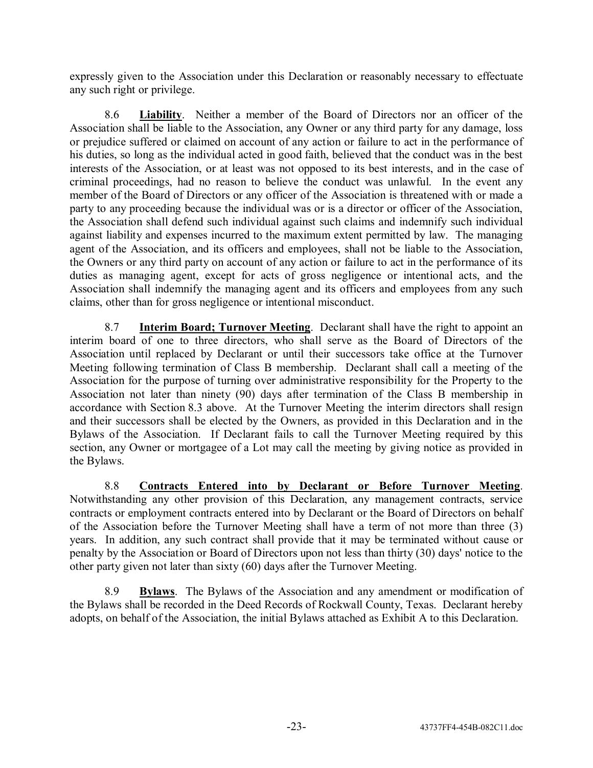expressly given to the Association under this Declaration or reasonably necessary to effectuate any such right or privilege.

8.6 **Liability**. Neither a member of the Board of Directors nor an officer of the Association shall be liable to the Association, any Owner or any third party for any damage, loss or prejudice suffered or claimed on account of any action or failure to act in the performance of his duties, so long as the individual acted in good faith, believed that the conduct was in the best interests of the Association, or at least was not opposed to its best interests, and in the case of criminal proceedings, had no reason to believe the conduct was unlawful. In the event any member of the Board of Directors or any officer of the Association is threatened with or made a party to any proceeding because the individual was or is a director or officer of the Association, the Association shall defend such individual against such claims and indemnify such individual against liability and expenses incurred to the maximum extent permitted by law. The managing agent of the Association, and its officers and employees, shall not be liable to the Association, the Owners or any third party on account of any action or failure to act in the performance of its duties as managing agent, except for acts of gross negligence or intentional acts, and the Association shall indemnify the managing agent and its officers and employees from any such claims, other than for gross negligence or intentional misconduct.

8.7 **Interim Board; Turnover Meeting**. Declarant shall have the right to appoint an interim board of one to three directors, who shall serve as the Board of Directors of the Association until replaced by Declarant or until their successors take office at the Turnover Meeting following termination of Class B membership. Declarant shall call a meeting of the Association for the purpose of turning over administrative responsibility for the Property to the Association not later than ninety (90) days after termination of the Class B membership in accordance with Section 8.3 above. At the Turnover Meeting the interim directors shall resign and their successors shall be elected by the Owners, as provided in this Declaration and in the Bylaws of the Association. If Declarant fails to call the Turnover Meeting required by this section, any Owner or mortgagee of a Lot may call the meeting by giving notice as provided in the Bylaws.

8.8 **Contracts Entered into by Declarant or Before Turnover Meeting**. Notwithstanding any other provision of this Declaration, any management contracts, service contracts or employment contracts entered into by Declarant or the Board of Directors on behalf of the Association before the Turnover Meeting shall have a term of not more than three (3) years. In addition, any such contract shall provide that it may be terminated without cause or penalty by the Association or Board of Directors upon not less than thirty (30) days' notice to the other party given not later than sixty (60) days after the Turnover Meeting.

8.9 **Bylaws**. The Bylaws of the Association and any amendment or modification of the Bylaws shall be recorded in the Deed Records of Rockwall County, Texas. Declarant hereby adopts, on behalf of the Association, the initial Bylaws attached as Exhibit A to this Declaration.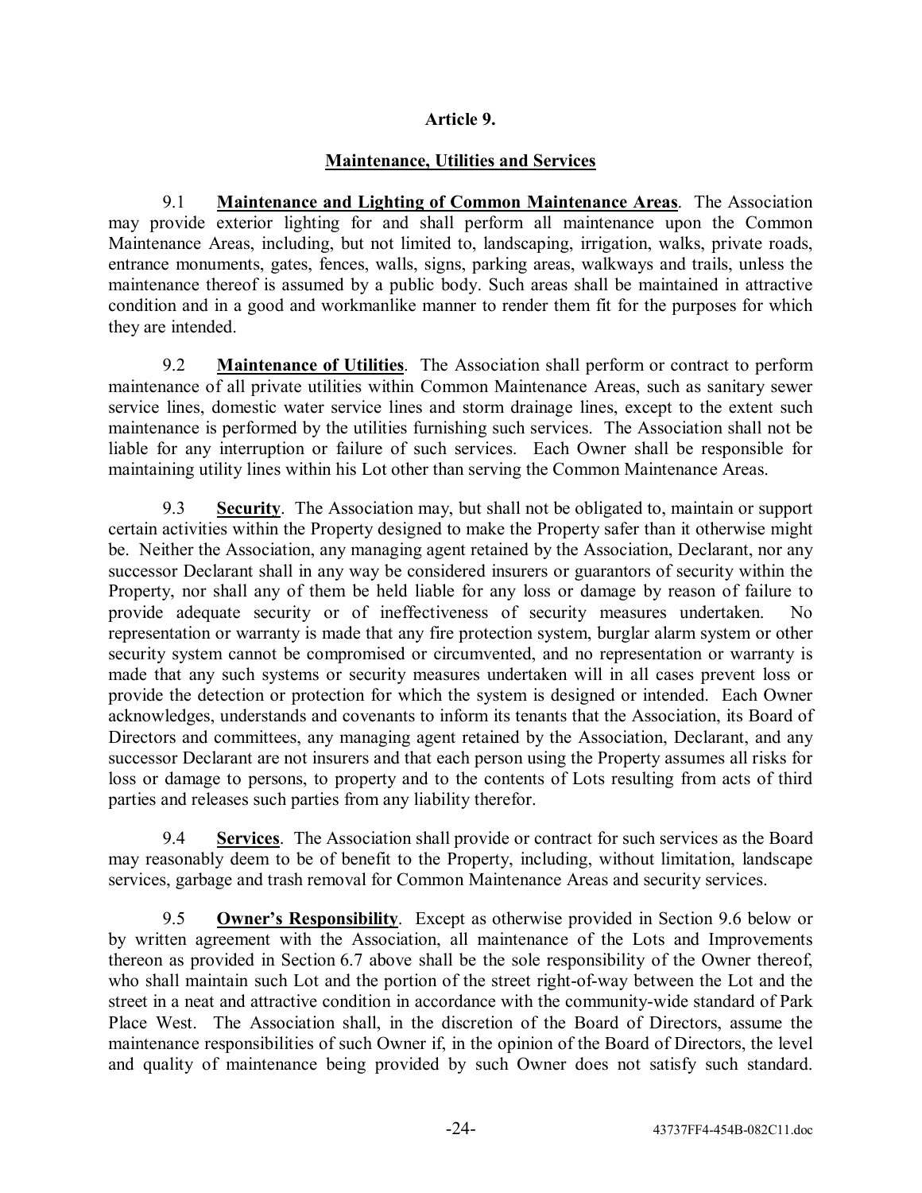## Article 9.

## Maintenance, Utilities and Services

9.1 **Maintenance and Lighting of Common Maintenance Areas**. The Association may provide exterior lighting for and shall perform all maintenance upon the Common Maintenance Areas, including, but not limited to, landscaping, irrigation, walks, private roads, entrance monuments, gates, fences, walls, signs, parking areas, walkways and trails, unless the maintenance thereof is assumed by a public body. Such areas shall be maintained in attractive condition and in a good and workmanlike manner to render them fit for the purposes for which they are intended.

9.2 **Maintenance of Utilities**. The Association shall perform or contract to perform maintenance of all private utilities within Common Maintenance Areas, such as sanitary sewer service lines, domestic water service lines and storm drainage lines, except to the extent such maintenance is performed by the utilities furnishing such services. The Association shall not be liable for any interruption or failure of such services. Each Owner shall be responsible for maintaining utility lines within his Lot other than serving the Common Maintenance Areas.

9.3 **Security**. The Association may, but shall not be obligated to, maintain or support certain activities within the Property designed to make the Property safer than it otherwise might be. Neither the Association, any managing agent retained by the Association, Declarant, nor any successor Declarant shall in any way be considered insurers or guarantors of security within the Property, nor shall any of them be held liable for any loss or damage by reason of failure to provide adequate security or of ineffectiveness of security measures undertaken. No representation or warranty is made that any fire protection system, burglar alarm system or other security system cannot be compromised or circumvented, and no representation or warranty is made that any such systems or security measures undertaken will in all cases prevent loss or provide the detection or protection for which the system is designed or intended. Each Owner acknowledges, understands and covenants to inform its tenants that the Association, its Board of Directors and committees, any managing agent retained by the Association, Declarant, and any successor Declarant are not insurers and that each person using the Property assumes all risks for loss or damage to persons, to property and to the contents of Lots resulting from acts of third parties and releases such parties from any liability therefor.

9.4 **Services**. The Association shall provide or contract for such services as the Board may reasonably deem to be of benefit to the Property, including, without limitation, landscape services, garbage and trash removal for Common Maintenance Areas and security services.

9.5 **Owner's Responsibility**. Except as otherwise provided in Section 9.6 below or by written agreement with the Association, all maintenance of the Lots and Improvements thereon as provided in Section 6.7 above shall be the sole responsibility of the Owner thereof, who shall maintain such Lot and the portion of the street right-of-way between the Lot and the street in a neat and attractive condition in accordance with the community-wide standard of Park Place West. The Association shall, in the discretion of the Board of Directors, assume the maintenance responsibilities of such Owner if, in the opinion of the Board of Directors, the level and quality of maintenance being provided by such Owner does not satisfy such standard.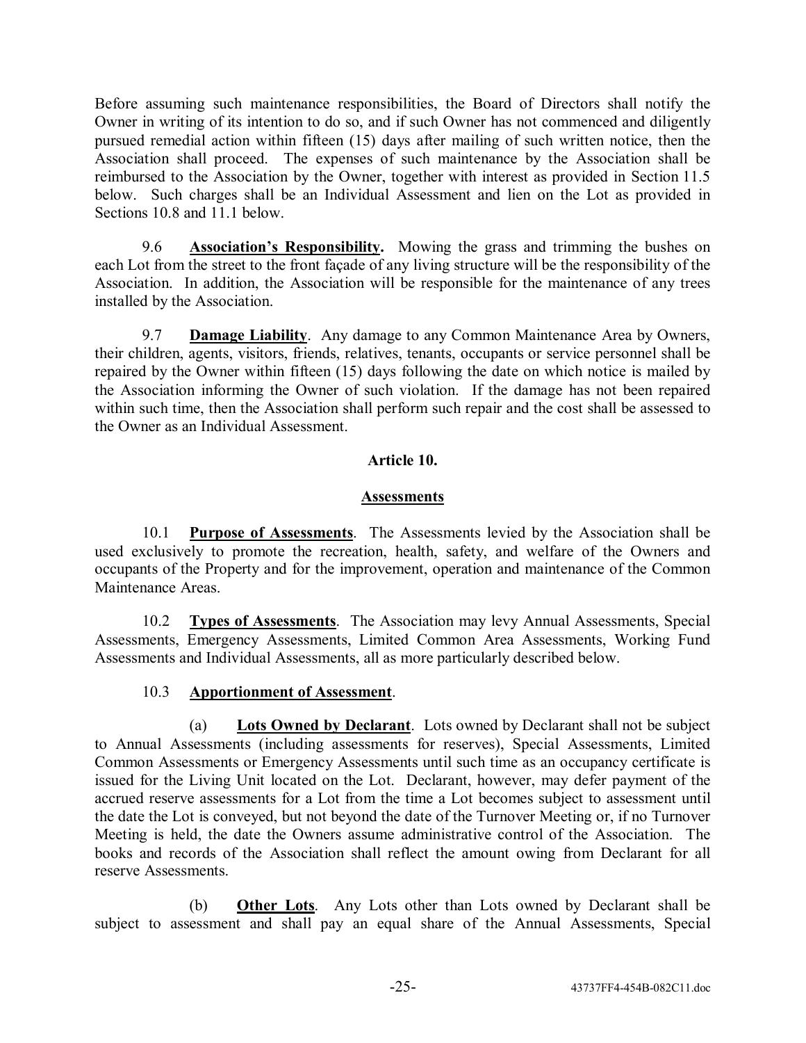Before assuming such maintenance responsibilities, the Board of Directors shall notify the Owner in writing of its intention to do so, and if such Owner has not commenced and diligently pursued remedial action within fifteen (15) days after mailing of such written notice, then the Association shall proceed. The expenses of such maintenance by the Association shall be reimbursed to the Association by the Owner, together with interest as provided in Section 11.5 below. Such charges shall be an Individual Assessment and lien on the Lot as provided in Sections 10.8 and 11.1 below.

9.6 **Association's Responsibility.** Mowing the grass and trimming the bushes on each Lot from the street to the front façade of any living structure will be the responsibility of the Association. In addition, the Association will be responsible for the maintenance of any trees installed by the Association.

9.7 **Damage Liability**. Any damage to any Common Maintenance Area by Owners, their children, agents, visitors, friends, relatives, tenants, occupants or service personnel shall be repaired by the Owner within fifteen (15) days following the date on which notice is mailed by the Association informing the Owner of such violation. If the damage has not been repaired within such time, then the Association shall perform such repair and the cost shall be assessed to the Owner as an Individual Assessment.

## Article 10.

## Assessments

10.1 **Purpose of Assessments**. The Assessments levied by the Association shall be used exclusively to promote the recreation, health, safety, and welfare of the Owners and occupants of the Property and for the improvement, operation and maintenance of the Common Maintenance Areas.

10.2 **Types of Assessments**. The Association may levy Annual Assessments, Special Assessments, Emergency Assessments, Limited Common Area Assessments, Working Fund Assessments and Individual Assessments, all as more particularly described below.

10.3 **Apportionment of Assessment**.

(a) **Lots Owned by Declarant**. Lots owned by Declarant shall not be subject to Annual Assessments (including assessments for reserves), Special Assessments, Limited Common Assessments or Emergency Assessments until such time as an occupancy certificate is issued for the Living Unit located on the Lot. Declarant, however, may defer payment of the accrued reserve assessments for a Lot from the time a Lot becomes subject to assessment until the date the Lot is conveyed, but not beyond the date of the Turnover Meeting or, if no Turnover Meeting is held, the date the Owners assume administrative control of the Association. The books and records of the Association shall reflect the amount owing from Declarant for all reserve Assessments.

(b) **Other Lots**. Any Lots other than Lots owned by Declarant shall be subject to assessment and shall pay an equal share of the Annual Assessments, Special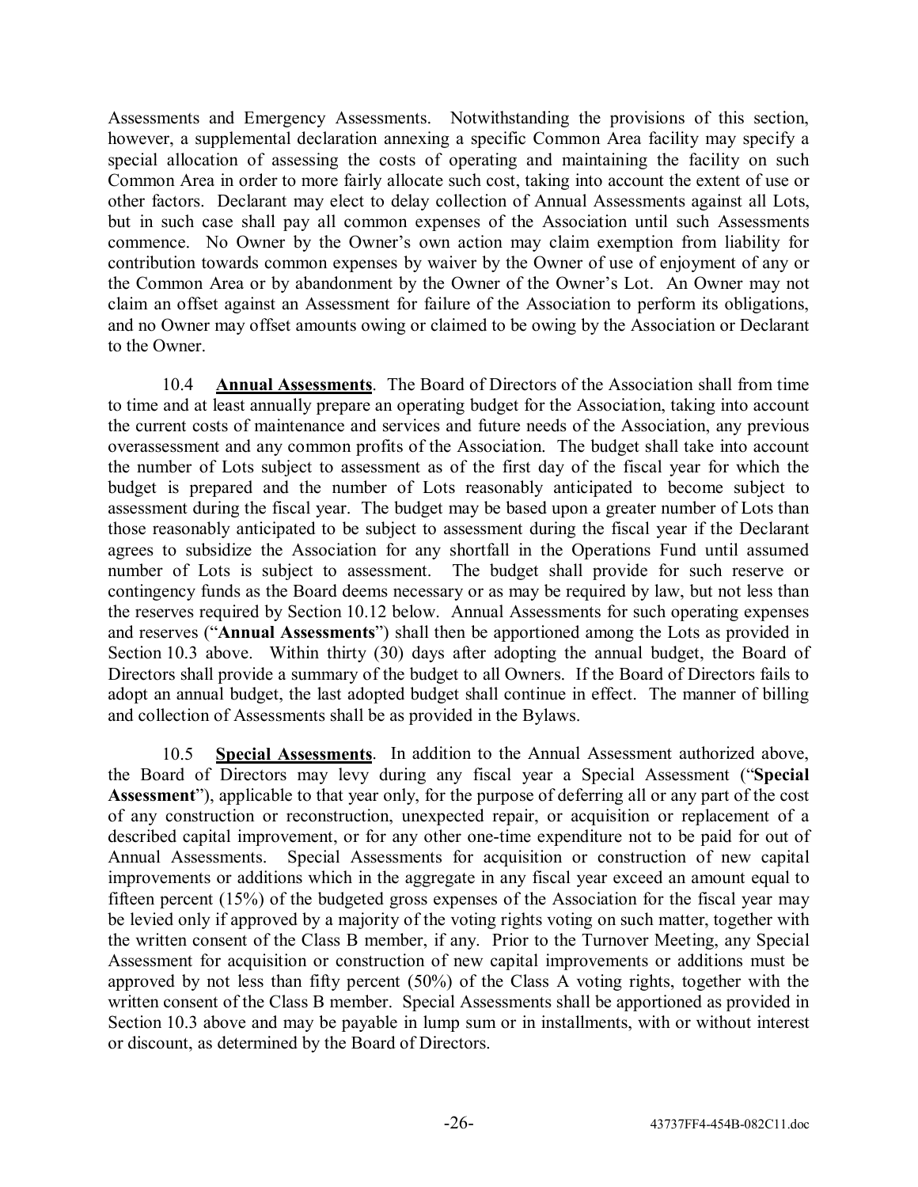Assessments and Emergency Assessments. Notwithstanding the provisions of this section, however, a supplemental declaration annexing a specific Common Area facility may specify a special allocation of assessing the costs of operating and maintaining the facility on such Common Area in order to more fairly allocate such cost, taking into account the extent of use or other factors. Declarant may elect to delay collection of Annual Assessments against all Lots, but in such case shall pay all common expenses of the Association until such Assessments commence. No Owner by the Owner's own action may claim exemption from liability for contribution towards common expenses by waiver by the Owner of use of enjoyment of any or the Common Area or by abandonment by the Owner of the Owner's Lot. An Owner may not claim an offset against an Assessment for failure of the Association to perform its obligations, and no Owner may offset amounts owing or claimed to be owing by the Association or Declarant to the Owner.

10.4 **Annual Assessments**. The Board of Directors of the Association shall from time to time and at least annually prepare an operating budget for the Association, taking into account the current costs of maintenance and services and future needs of the Association, any previous overassessment and any common profits of the Association. The budget shall take into account the number of Lots subject to assessment as of the first day of the fiscal year for which the budget is prepared and the number of Lots reasonably anticipated to become subject to assessment during the fiscal year. The budget may be based upon a greater number of Lots than those reasonably anticipated to be subject to assessment during the fiscal year if the Declarant agrees to subsidize the Association for any shortfall in the Operations Fund until assumed number of Lots is subject to assessment. The budget shall provide for such reserve or contingency funds as the Board deems necessary or as may be required by law, but not less than the reserves required by Section 10.12 below. Annual Assessments for such operating expenses and reserves ("**Annual Assessments**") shall then be apportioned among the Lots as provided in Section 10.3 above. Within thirty (30) days after adopting the annual budget, the Board of Directors shall provide a summary of the budget to all Owners. If the Board of Directors fails to adopt an annual budget, the last adopted budget shall continue in effect. The manner of billing and collection of Assessments shall be as provided in the Bylaws.

10.5 **Special Assessments**. In addition to the Annual Assessment authorized above, the Board of Directors may levy during any fiscal year a Special Assessment ("**Special Assessment**"), applicable to that year only, for the purpose of deferring all or any part of the cost of any construction or reconstruction, unexpected repair, or acquisition or replacement of a described capital improvement, or for any other one-time expenditure not to be paid for out of Annual Assessments. Special Assessments for acquisition or construction of new capital improvements or additions which in the aggregate in any fiscal year exceed an amount equal to fifteen percent (15%) of the budgeted gross expenses of the Association for the fiscal year may be levied only if approved by a majority of the voting rights voting on such matter, together with the written consent of the Class B member, if any. Prior to the Turnover Meeting, any Special Assessment for acquisition or construction of new capital improvements or additions must be approved by not less than fifty percent (50%) of the Class A voting rights, together with the written consent of the Class B member. Special Assessments shall be apportioned as provided in Section 10.3 above and may be payable in lump sum or in installments, with or without interest or discount, as determined by the Board of Directors.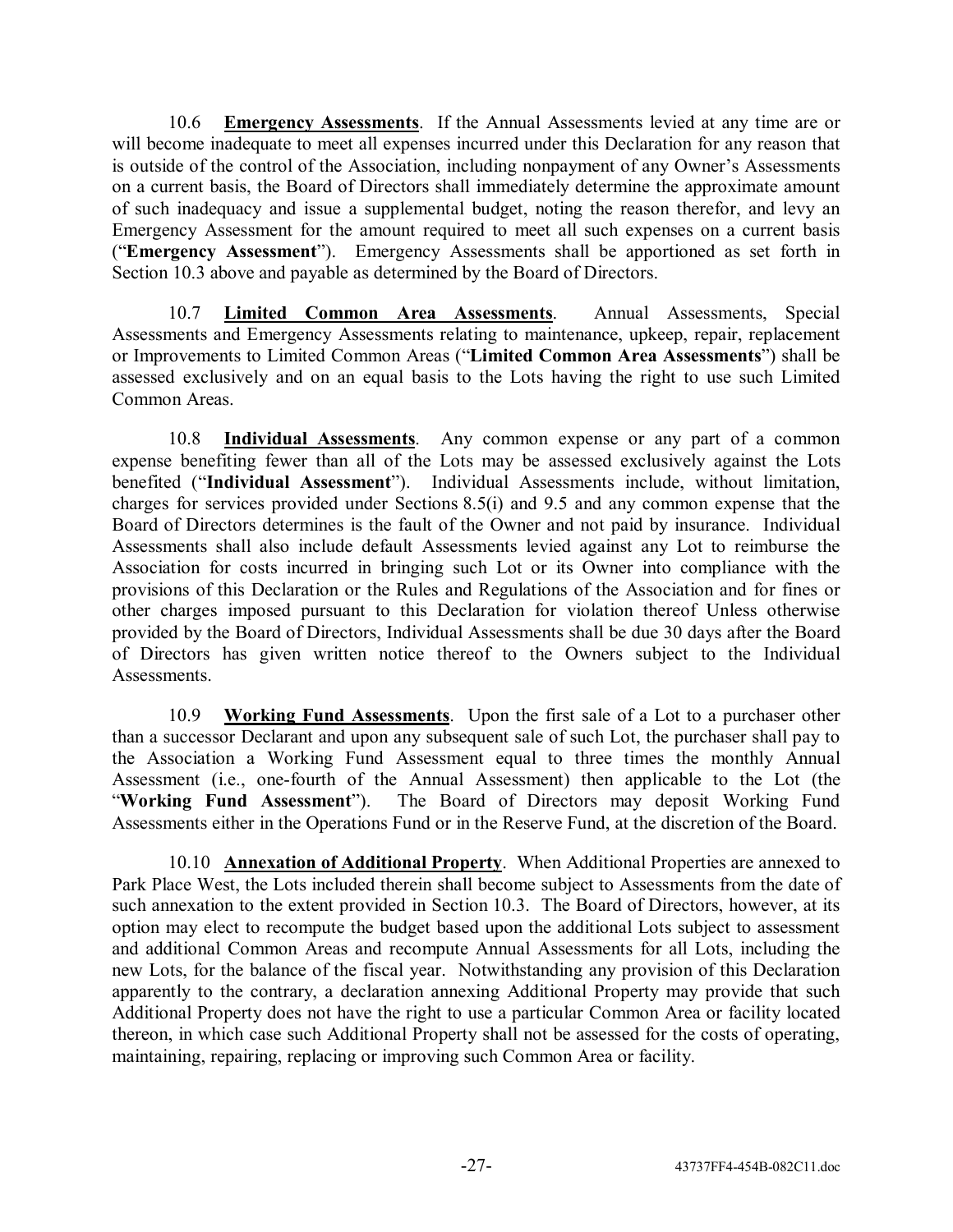10.6 **<u>Emergency Assessments</u>**. If the Annual Assessments levied at any time are or will become inadequate to meet all expenses incurred under this Declaration for any reason that is outside of the control of the Association, including nonpayment of any Owner's Assessments on a current basis, the Board of Directors shall immediately determine the approximate amount of such inadequacy and issue a supplemental budget, noting the reason therefor, and levy an Emergency Assessment for the amount required to meet all such expenses on a current basis ("**Emergency Assessment**"). Emergency Assessments shall be apportioned as set forth in Section 10.3 above and payable as determined by the Board of Directors.

10.7 **<u>Limited Common Area Assessments</u>**. Annual Assessments, Special Assessments and Emergency Assessments relating to maintenance, upkeep, repair, replacement or Improvements to Limited Common Areas ("**Limited Common Area Assessments**") shall be assessed exclusively and on an equal basis to the Lots having the right to use such Limited Common Areas.

10.8 **<u>Individual Assessments</u>**. Any common expense or any part of a common expense benefiting fewer than all of the Lots may be assessed exclusively against the Lots benefited ("**Individual Assessment**"). Individual Assessments include, without limitation, charges for services provided under Sections 8.5(i) and 9.5 and any common expense that the Board of Directors determines is the fault of the Owner and not paid by insurance. Individual Assessments shall also include default Assessments levied against any Lot to reimburse the Association for costs incurred in bringing such Lot or its Owner into compliance with the provisions of this Declaration or the Rules and Regulations of the Association and for fines or other charges imposed pursuant to this Declaration for violation thereof Unless otherwise provided by the Board of Directors, Individual Assessments shall be due 30 days after the Board of Directors has given written notice thereof to the Owners subject to the Individual Assessments.

10.9 **<u>Working Fund Assessments</u>**. Upon the first sale of a Lot to a purchaser other than a successor Declarant and upon any subsequent sale of such Lot, the purchaser shall pay to the Association a Working Fund Assessment equal to three times the monthly Annual Assessment (i.e., one-fourth of the Annual Assessment) then applicable to the Lot (the "**Working Fund Assessment**"). The Board of Directors may deposit Working Fund Assessments either in the Operations Fund or in the Reserve Fund, at the discretion of the Board.

10.10 **<u>Annexation of Additional Property</u>**. When Additional Properties are annexed to Park Place West, the Lots included therein shall become subject to Assessments from the date of such annexation to the extent provided in Section 10.3. The Board of Directors, however, at its option may elect to recompute the budget based upon the additional Lots subject to assessment and additional Common Areas and recompute Annual Assessments for all Lots, including the new Lots, for the balance of the fiscal year. Notwithstanding any provision of this Declaration apparently to the contrary, a declaration annexing Additional Property may provide that such Additional Property does not have the right to use a particular Common Area or facility located thereon, in which case such Additional Property shall not be assessed for the costs of operating, maintaining, repairing, replacing or improving such Common Area or facility.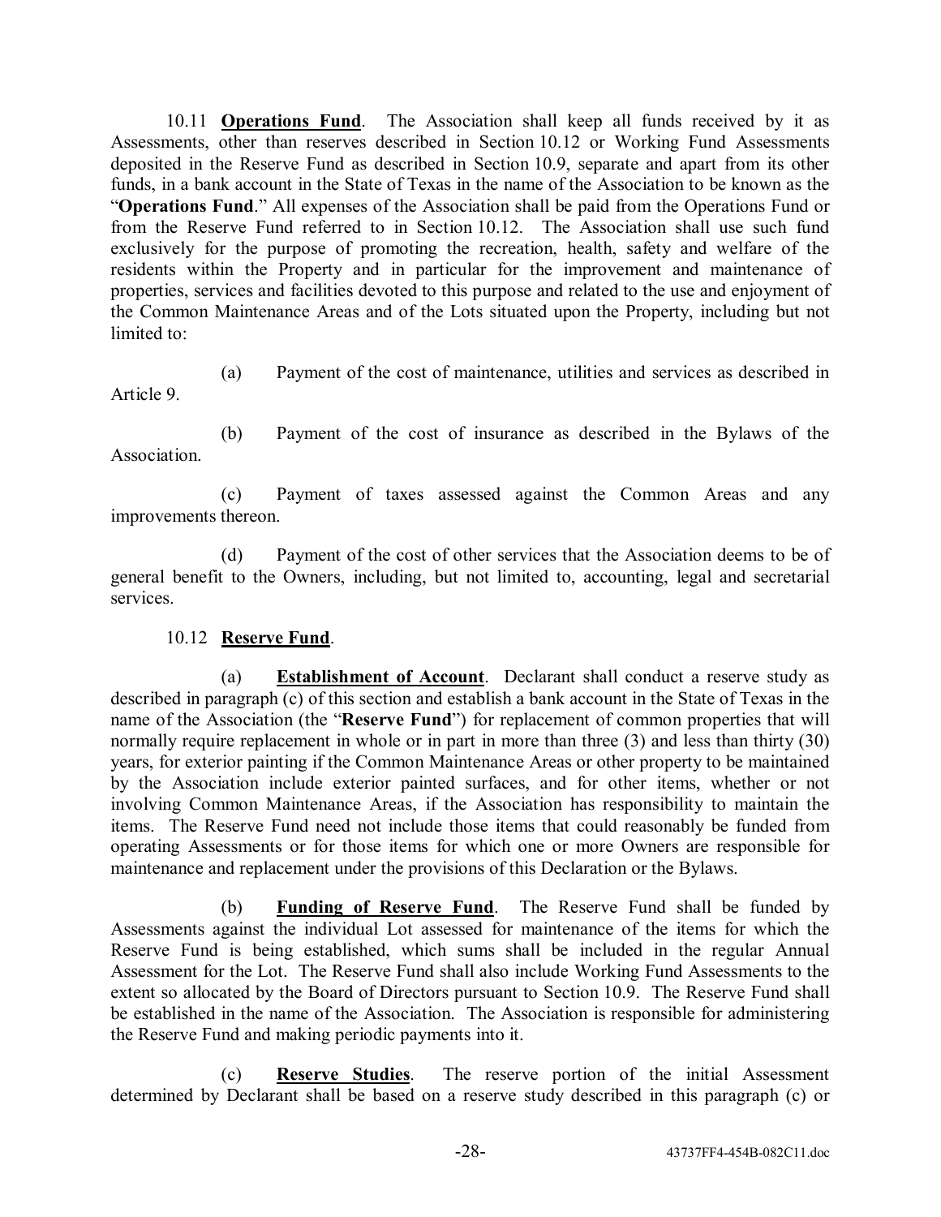10.11 **Operations Fund**. The Association shall keep all funds received by it as Assessments, other than reserves described in Section 10.12 or Working Fund Assessments deposited in the Reserve Fund as described in Section 10.9, separate and apart from its other funds, in a bank account in the State of Texas in the name of the Association to be known as the "**Operations Fund**." All expenses of the Association shall be paid from the Operations Fund or from the Reserve Fund referred to in Section 10.12. The Association shall use such fund exclusively for the purpose of promoting the recreation, health, safety and welfare of the residents within the Property and in particular for the improvement and maintenance of properties, services and facilities devoted to this purpose and related to the use and enjoyment of the Common Maintenance Areas and of the Lots situated upon the Property, including but not limited to:

(a) Payment of the cost of maintenance, utilities and services as described in Article 9.

(b) Payment of the cost of insurance as described in the Bylaws of the Association.

(c) Payment of taxes assessed against the Common Areas and any improvements thereon.

(d) Payment of the cost of other services that the Association deems to be of general benefit to the Owners, including, but not limited to, accounting, legal and secretarial services.

10.12 **Reserve Fund**.

(a) **Establishment of Account**. Declarant shall conduct a reserve study as described in paragraph (c) of this section and establish a bank account in the State of Texas in the name of the Association (the "**Reserve Fund**") for replacement of common properties that will normally require replacement in whole or in part in more than three (3) and less than thirty (30) years, for exterior painting if the Common Maintenance Areas or other property to be maintained by the Association include exterior painted surfaces, and for other items, whether or not involving Common Maintenance Areas, if the Association has responsibility to maintain the items. The Reserve Fund need not include those items that could reasonably be funded from operating Assessments or for those items for which one or more Owners are responsible for maintenance and replacement under the provisions of this Declaration or the Bylaws.

(b) **Funding of Reserve Fund**. The Reserve Fund shall be funded by Assessments against the individual Lot assessed for maintenance of the items for which the Reserve Fund is being established, which sums shall be included in the regular Annual Assessment for the Lot. The Reserve Fund shall also include Working Fund Assessments to the extent so allocated by the Board of Directors pursuant to Section 10.9. The Reserve Fund shall be established in the name of the Association. The Association is responsible for administering the Reserve Fund and making periodic payments into it.

(c) **Reserve Studies**. The reserve portion of the initial Assessment determined by Declarant shall be based on a reserve study described in this paragraph (c) or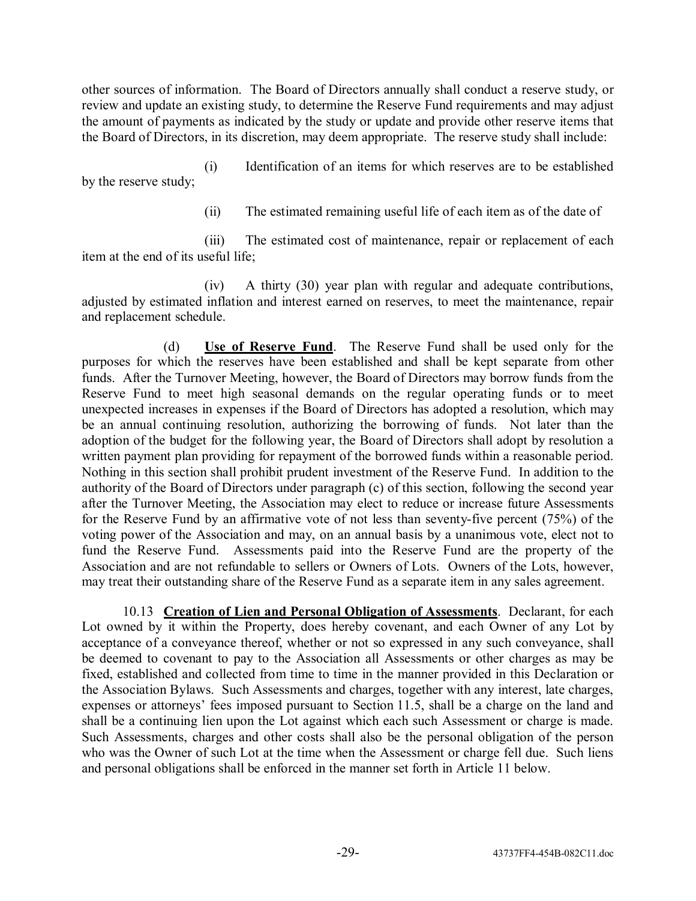other sources of information. The Board of Directors annually shall conduct a reserve study, or review and update an existing study, to determine the Reserve Fund requirements and may adjust the amount of payments as indicated by the study or update and provide other reserve items that the Board of Directors, in its discretion, may deem appropriate. The reserve study shall include:

(i) Identification of an items for which reserves are to be established by the reserve study;

(ii) The estimated remaining useful life of each item as of the date of

(iii) The estimated cost of maintenance, repair or replacement of each item at the end of its useful life;

(iv) A thirty (30) year plan with regular and adequate contributions, adjusted by estimated inflation and interest earned on reserves, to meet the maintenance, repair and replacement schedule.

(d) **Use of Reserve Fund**. The Reserve Fund shall be used only for the purposes for which the reserves have been established and shall be kept separate from other funds. After the Turnover Meeting, however, the Board of Directors may borrow funds from the Reserve Fund to meet high seasonal demands on the regular operating funds or to meet unexpected increases in expenses if the Board of Directors has adopted a resolution, which may be an annual continuing resolution, authorizing the borrowing of funds. Not later than the adoption of the budget for the following year, the Board of Directors shall adopt by resolution a written payment plan providing for repayment of the borrowed funds within a reasonable period. Nothing in this section shall prohibit prudent investment of the Reserve Fund. In addition to the authority of the Board of Directors under paragraph (c) of this section, following the second year after the Turnover Meeting, the Association may elect to reduce or increase future Assessments for the Reserve Fund by an affirmative vote of not less than seventy-five percent (75%) of the voting power of the Association and may, on an annual basis by a unanimous vote, elect not to fund the Reserve Fund. Assessments paid into the Reserve Fund are the property of the Association and are not refundable to sellers or Owners of Lots. Owners of the Lots, however, may treat their outstanding share of the Reserve Fund as a separate item in any sales agreement.

10.13 **Creation of Lien and Personal Obligation of Assessments**. Declarant, for each Lot owned by it within the Property, does hereby covenant, and each Owner of any Lot by acceptance of a conveyance thereof, whether or not so expressed in any such conveyance, shall be deemed to covenant to pay to the Association all Assessments or other charges as may be fixed, established and collected from time to time in the manner provided in this Declaration or the Association Bylaws. Such Assessments and charges, together with any interest, late charges, expenses or attorneys' fees imposed pursuant to Section 11.5, shall be a charge on the land and shall be a continuing lien upon the Lot against which each such Assessment or charge is made. Such Assessments, charges and other costs shall also be the personal obligation of the person who was the Owner of such Lot at the time when the Assessment or charge fell due. Such liens and personal obligations shall be enforced in the manner set forth in Article 11 below.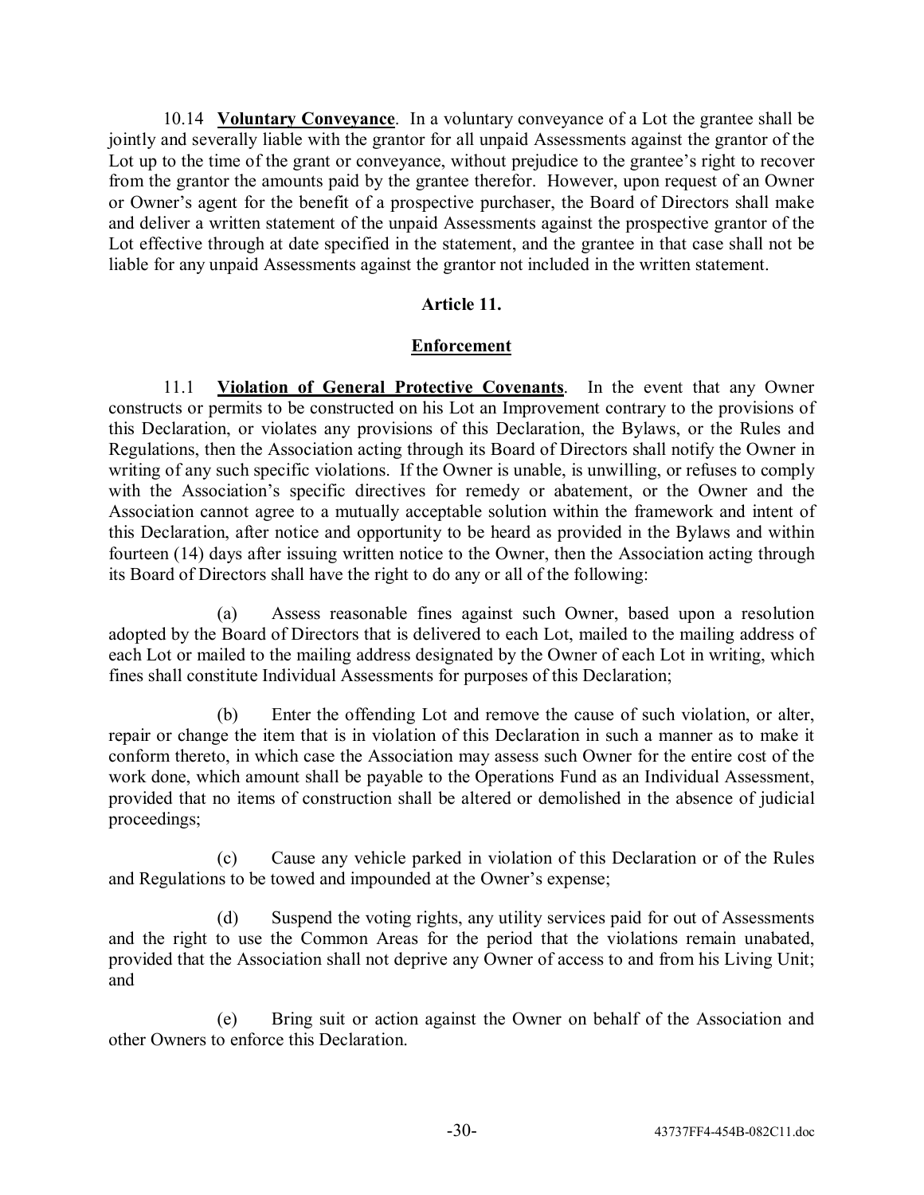10.14 **Voluntary Conveyance**. In a voluntary conveyance of a Lot the grantee shall be jointly and severally liable with the grantor for all unpaid Assessments against the grantor of the Lot up to the time of the grant or conveyance, without prejudice to the grantee's right to recover from the grantor the amounts paid by the grantee therefor. However, upon request of an Owner or Owner's agent for the benefit of a prospective purchaser, the Board of Directors shall make and deliver a written statement of the unpaid Assessments against the prospective grantor of the Lot effective through at date specified in the statement, and the grantee in that case shall not be liable for any unpaid Assessments against the grantor not included in the written statement.

## Article 11.

## Enforcement

11.1 **Violation of General Protective Covenants**. In the event that any Owner constructs or permits to be constructed on his Lot an Improvement contrary to the provisions of this Declaration, or violates any provisions of this Declaration, the Bylaws, or the Rules and Regulations, then the Association acting through its Board of Directors shall notify the Owner in writing of any such specific violations. If the Owner is unable, is unwilling, or refuses to comply with the Association's specific directives for remedy or abatement, or the Owner and the Association cannot agree to a mutually acceptable solution within the framework and intent of this Declaration, after notice and opportunity to be heard as provided in the Bylaws and within fourteen (14) days after issuing written notice to the Owner, then the Association acting through its Board of Directors shall have the right to do any or all of the following:

(a) Assess reasonable fines against such Owner, based upon a resolution adopted by the Board of Directors that is delivered to each Lot, mailed to the mailing address of each Lot or mailed to the mailing address designated by the Owner of each Lot in writing, which fines shall constitute Individual Assessments for purposes of this Declaration;

(b) Enter the offending Lot and remove the cause of such violation, or alter, repair or change the item that is in violation of this Declaration in such a manner as to make it conform thereto, in which case the Association may assess such Owner for the entire cost of the work done, which amount shall be payable to the Operations Fund as an Individual Assessment, provided that no items of construction shall be altered or demolished in the absence of judicial proceedings;

(c) Cause any vehicle parked in violation of this Declaration or of the Rules and Regulations to be towed and impounded at the Owner's expense;

(d) Suspend the voting rights, any utility services paid for out of Assessments and the right to use the Common Areas for the period that the violations remain unabated, provided that the Association shall not deprive any Owner of access to and from his Living Unit; and

(e) Bring suit or action against the Owner on behalf of the Association and other Owners to enforce this Declaration.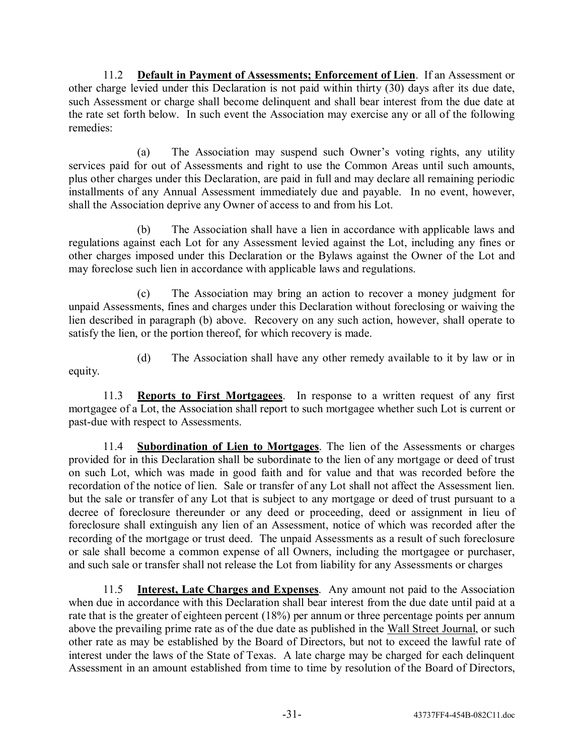11.2 **Default in Payment of Assessments; Enforcement of Lien**. If an Assessment or other charge levied under this Declaration is not paid within thirty (30) days after its due date, such Assessment or charge shall become delinquent and shall bear interest from the due date at the rate set forth below. In such event the Association may exercise any or all of the following remedies:

(a) The Association may suspend such Owner's voting rights, any utility services paid for out of Assessments and right to use the Common Areas until such amounts, plus other charges under this Declaration, are paid in full and may declare all remaining periodic installments of any Annual Assessment immediately due and payable. In no event, however, shall the Association deprive any Owner of access to and from his Lot.

(b) The Association shall have a lien in accordance with applicable laws and regulations against each Lot for any Assessment levied against the Lot, including any fines or other charges imposed under this Declaration or the Bylaws against the Owner of the Lot and may foreclose such lien in accordance with applicable laws and regulations.

(c) The Association may bring an action to recover a money judgment for unpaid Assessments, fines and charges under this Declaration without foreclosing or waiving the lien described in paragraph (b) above. Recovery on any such action, however, shall operate to satisfy the lien, or the portion thereof, for which recovery is made.

(d) The Association shall have any other remedy available to it by law or in equity.

11.3 **Reports to First Mortgagees**. In response to a written request of any first mortgagee of a Lot, the Association shall report to such mortgagee whether such Lot is current or past-due with respect to Assessments.

11.4 **Subordination of Lien to Mortgages**. The lien of the Assessments or charges provided for in this Declaration shall be subordinate to the lien of any mortgage or deed of trust on such Lot, which was made in good faith and for value and that was recorded before the recordation of the notice of lien. Sale or transfer of any Lot shall not affect the Assessment lien. but the sale or transfer of any Lot that is subject to any mortgage or deed of trust pursuant to a decree of foreclosure thereunder or any deed or proceeding, deed or assignment in lieu of foreclosure shall extinguish any lien of an Assessment, notice of which was recorded after the recording of the mortgage or trust deed. The unpaid Assessments as a result of such foreclosure or sale shall become a common expense of all Owners, including the mortgagee or purchaser, and such sale or transfer shall not release the Lot from liability for any Assessments or charges

11.5 **Interest, Late Charges and Expenses**. Any amount not paid to the Association when due in accordance with this Declaration shall bear interest from the due date until paid at a rate that is the greater of eighteen percent (18%) per annum or three percentage points per annum above the prevailing prime rate as of the due date as published in the Wall Street Journal, or such other rate as may be established by the Board of Directors, but not to exceed the lawful rate of interest under the laws of the State of Texas. A late charge may be charged for each delinquent Assessment in an amount established from time to time by resolution of the Board of Directors,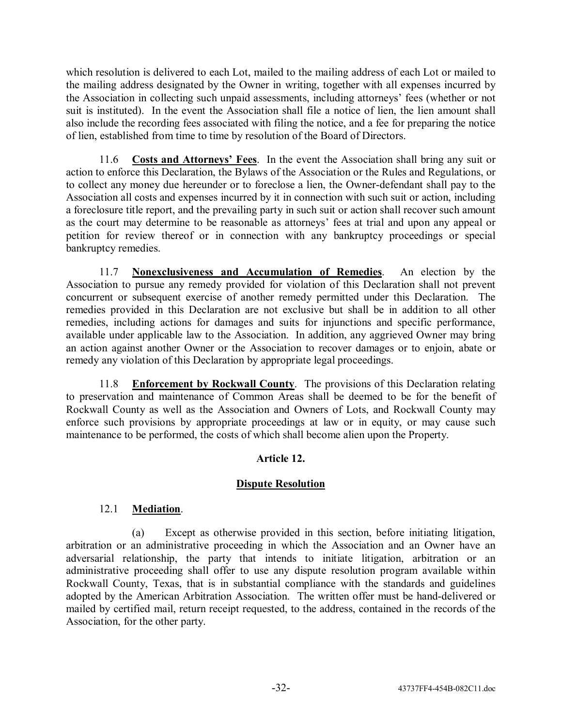which resolution is delivered to each Lot, mailed to the mailing address of each Lot or mailed to the mailing address designated by the Owner in writing, together with all expenses incurred by the Association in collecting such unpaid assessments, including attorneys' fees (whether or not suit is instituted). In the event the Association shall file a notice of lien, the lien amount shall also include the recording fees associated with filing the notice, and a fee for preparing the notice of lien, established from time to time by resolution of the Board of Directors.

11.6 **Costs and Attorneys' Fees**. In the event the Association shall bring any suit or action to enforce this Declaration, the Bylaws of the Association or the Rules and Regulations, or to collect any money due hereunder or to foreclose a lien, the Owner-defendant shall pay to the Association all costs and expenses incurred by it in connection with such suit or action, including a foreclosure title report, and the prevailing party in such suit or action shall recover such amount as the court may determine to be reasonable as attorneys' fees at trial and upon any appeal or petition for review thereof or in connection with any bankruptcy proceedings or special bankruptcy remedies.

11.7 **Nonexclusiveness and Accumulation of Remedies**. An election by the Association to pursue any remedy provided for violation of this Declaration shall not prevent concurrent or subsequent exercise of another remedy permitted under this Declaration. The remedies provided in this Declaration are not exclusive but shall be in addition to all other remedies, including actions for damages and suits for injunctions and specific performance, available under applicable law to the Association. In addition, any aggrieved Owner may bring an action against another Owner or the Association to recover damages or to enjoin, abate or remedy any violation of this Declaration by appropriate legal proceedings.

11.8 **Enforcement by Rockwall County**. The provisions of this Declaration relating to preservation and maintenance of Common Areas shall be deemed to be for the benefit of Rockwall County as well as the Association and Owners of Lots, and Rockwall County may enforce such provisions by appropriate proceedings at law or in equity, or may cause such maintenance to be performed, the costs of which shall become alien upon the Property.

## Article 12.

## Dispute Resolution

12.1 **Mediation**.

(a) Except as otherwise provided in this section, before initiating litigation, arbitration or an administrative proceeding in which the Association and an Owner have an adversarial relationship, the party that intends to initiate litigation, arbitration or an administrative proceeding shall offer to use any dispute resolution program available within Rockwall County, Texas, that is in substantial compliance with the standards and guidelines adopted by the American Arbitration Association. The written offer must be hand-delivered or mailed by certified mail, return receipt requested, to the address, contained in the records of the Association, for the other party.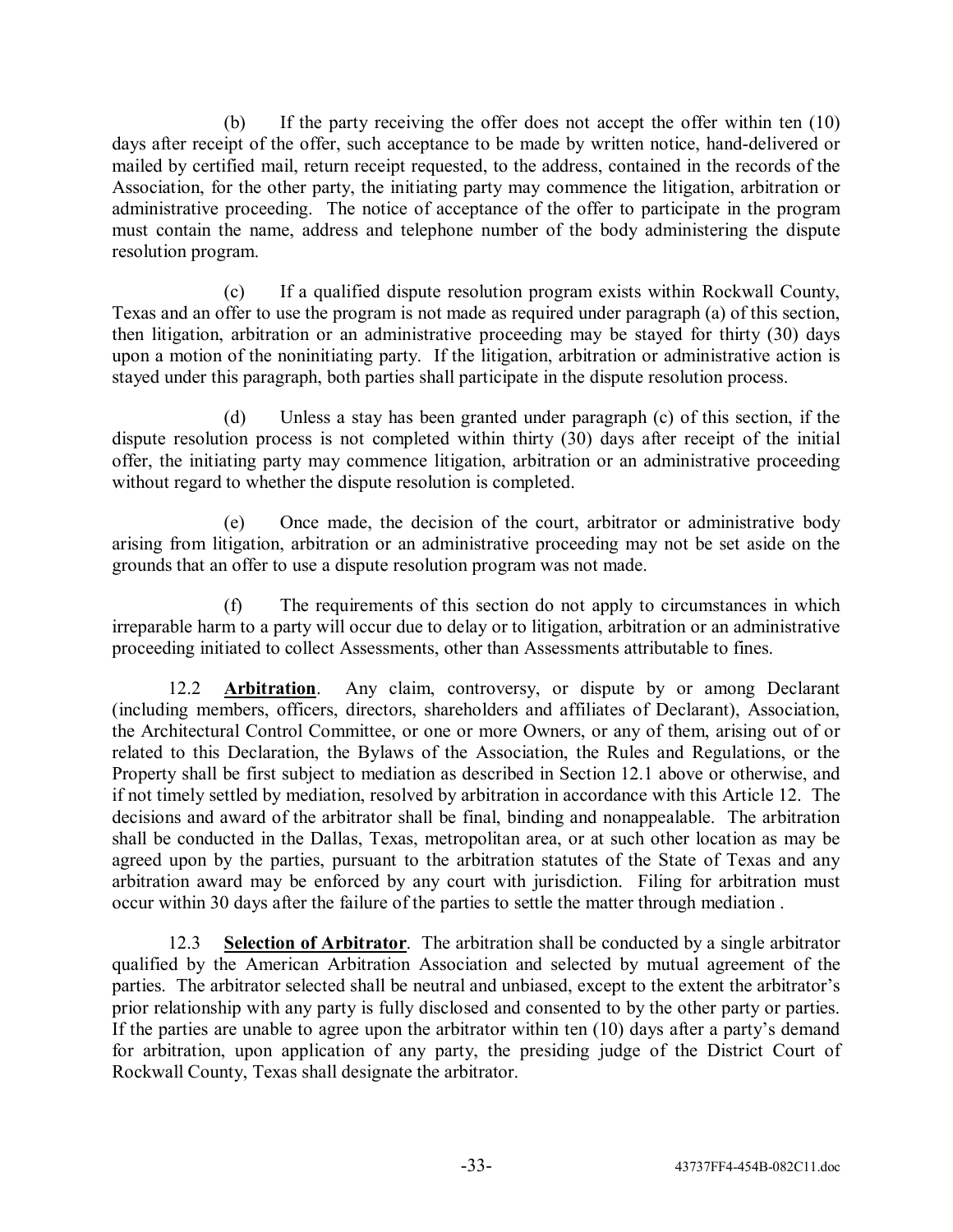(b) If the party receiving the offer does not accept the offer within ten (10) days after receipt of the offer, such acceptance to be made by written notice, hand-delivered or mailed by certified mail, return receipt requested, to the address, contained in the records of the Association, for the other party, the initiating party may commence the litigation, arbitration or administrative proceeding. The notice of acceptance of the offer to participate in the program must contain the name, address and telephone number of the body administering the dispute resolution program.

(c) If a qualified dispute resolution program exists within Rockwall County, Texas and an offer to use the program is not made as required under paragraph (a) of this section, then litigation, arbitration or an administrative proceeding may be stayed for thirty (30) days upon a motion of the noninitiating party. If the litigation, arbitration or administrative action is stayed under this paragraph, both parties shall participate in the dispute resolution process.

(d) Unless a stay has been granted under paragraph (c) of this section, if the dispute resolution process is not completed within thirty (30) days after receipt of the initial offer, the initiating party may commence litigation, arbitration or an administrative proceeding without regard to whether the dispute resolution is completed.

(e) Once made, the decision of the court, arbitrator or administrative body arising from litigation, arbitration or an administrative proceeding may not be set aside on the grounds that an offer to use a dispute resolution program was not made.

(f) The requirements of this section do not apply to circumstances in which irreparable harm to a party will occur due to delay or to litigation, arbitration or an administrative proceeding initiated to collect Assessments, other than Assessments attributable to fines.

12.2 **Arbitration**. Any claim, controversy, or dispute by or among Declarant (including members, officers, directors, shareholders and affiliates of Declarant), Association, the Architectural Control Committee, or one or more Owners, or any of them, arising out of or related to this Declaration, the Bylaws of the Association, the Rules and Regulations, or the Property shall be first subject to mediation as described in Section 12.1 above or otherwise, and if not timely settled by mediation, resolved by arbitration in accordance with this Article 12. The decisions and award of the arbitrator shall be final, binding and nonappealable. The arbitration shall be conducted in the Dallas, Texas, metropolitan area, or at such other location as may be agreed upon by the parties, pursuant to the arbitration statutes of the State of Texas and any arbitration award may be enforced by any court with jurisdiction. Filing for arbitration must occur within 30 days after the failure of the parties to settle the matter through mediation .

12.3 **Selection of Arbitrator**. The arbitration shall be conducted by a single arbitrator qualified by the American Arbitration Association and selected by mutual agreement of the parties. The arbitrator selected shall be neutral and unbiased, except to the extent the arbitrator's prior relationship with any party is fully disclosed and consented to by the other party or parties. If the parties are unable to agree upon the arbitrator within ten (10) days after a party's demand for arbitration, upon application of any party, the presiding judge of the District Court of Rockwall County, Texas shall designate the arbitrator.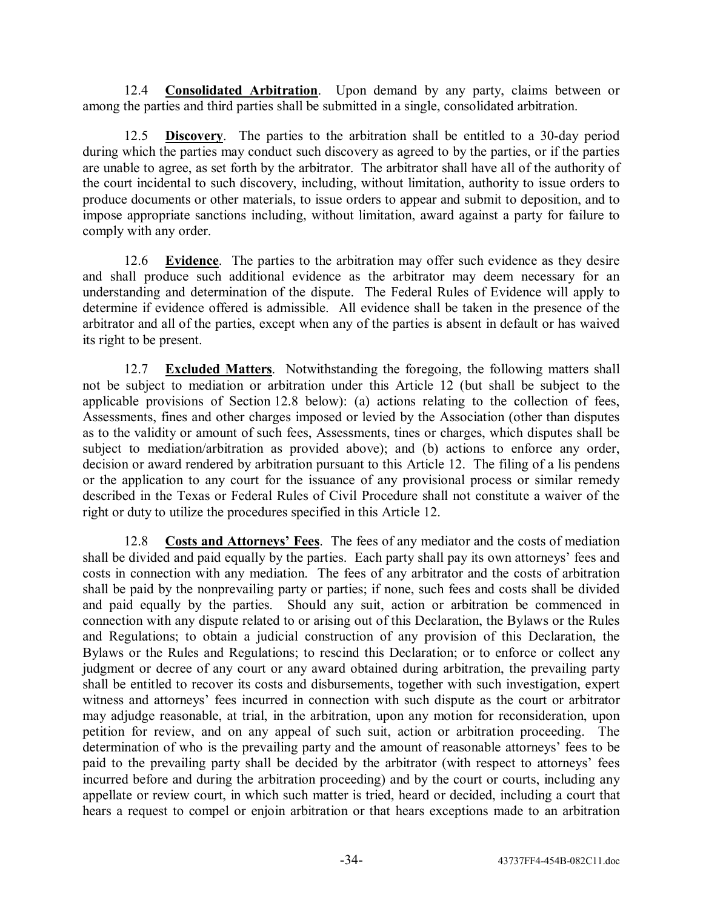12.4 **Consolidated Arbitration**. Upon demand by any party, claims between or among the parties and third parties shall be submitted in a single, consolidated arbitration.

12.5 **Discovery**. The parties to the arbitration shall be entitled to a 30-day period during which the parties may conduct such discovery as agreed to by the parties, or if the parties are unable to agree, as set forth by the arbitrator. The arbitrator shall have all of the authority of the court incidental to such discovery, including, without limitation, authority to issue orders to produce documents or other materials, to issue orders to appear and submit to deposition, and to impose appropriate sanctions including, without limitation, award against a party for failure to comply with any order.

12.6 **Evidence**. The parties to the arbitration may offer such evidence as they desire and shall produce such additional evidence as the arbitrator may deem necessary for an understanding and determination of the dispute. The Federal Rules of Evidence will apply to determine if evidence offered is admissible. All evidence shall be taken in the presence of the arbitrator and all of the parties, except when any of the parties is absent in default or has waived its right to be present.

12.7 **Excluded Matters**. Notwithstanding the foregoing, the following matters shall not be subject to mediation or arbitration under this Article 12 (but shall be subject to the applicable provisions of Section 12.8 below): (a) actions relating to the collection of fees, Assessments, fines and other charges imposed or levied by the Association (other than disputes as to the validity or amount of such fees, Assessments, tines or charges, which disputes shall be subject to mediation/arbitration as provided above); and (b) actions to enforce any order, decision or award rendered by arbitration pursuant to this Article 12. The filing of a lis pendens or the application to any court for the issuance of any provisional process or similar remedy described in the Texas or Federal Rules of Civil Procedure shall not constitute a waiver of the right or duty to utilize the procedures specified in this Article 12.

12.8 **Costs and Attorneys' Fees**. The fees of any mediator and the costs of mediation shall be divided and paid equally by the parties. Each party shall pay its own attorneys' fees and costs in connection with any mediation. The fees of any arbitrator and the costs of arbitration shall be paid by the nonprevailing party or parties; if none, such fees and costs shall be divided and paid equally by the parties. Should any suit, action or arbitration be commenced in connection with any dispute related to or arising out of this Declaration, the Bylaws or the Rules and Regulations; to obtain a judicial construction of any provision of this Declaration, the Bylaws or the Rules and Regulations; to rescind this Declaration; or to enforce or collect any judgment or decree of any court or any award obtained during arbitration, the prevailing party shall be entitled to recover its costs and disbursements, together with such investigation, expert witness and attorneys' fees incurred in connection with such dispute as the court or arbitrator may adjudge reasonable, at trial, in the arbitration, upon any motion for reconsideration, upon petition for review, and on any appeal of such suit, action or arbitration proceeding. The determination of who is the prevailing party and the amount of reasonable attorneys' fees to be paid to the prevailing party shall be decided by the arbitrator (with respect to attorneys' fees incurred before and during the arbitration proceeding) and by the court or courts, including any appellate or review court, in which such matter is tried, heard or decided, including a court that hears a request to compel or enjoin arbitration or that hears exceptions made to an arbitration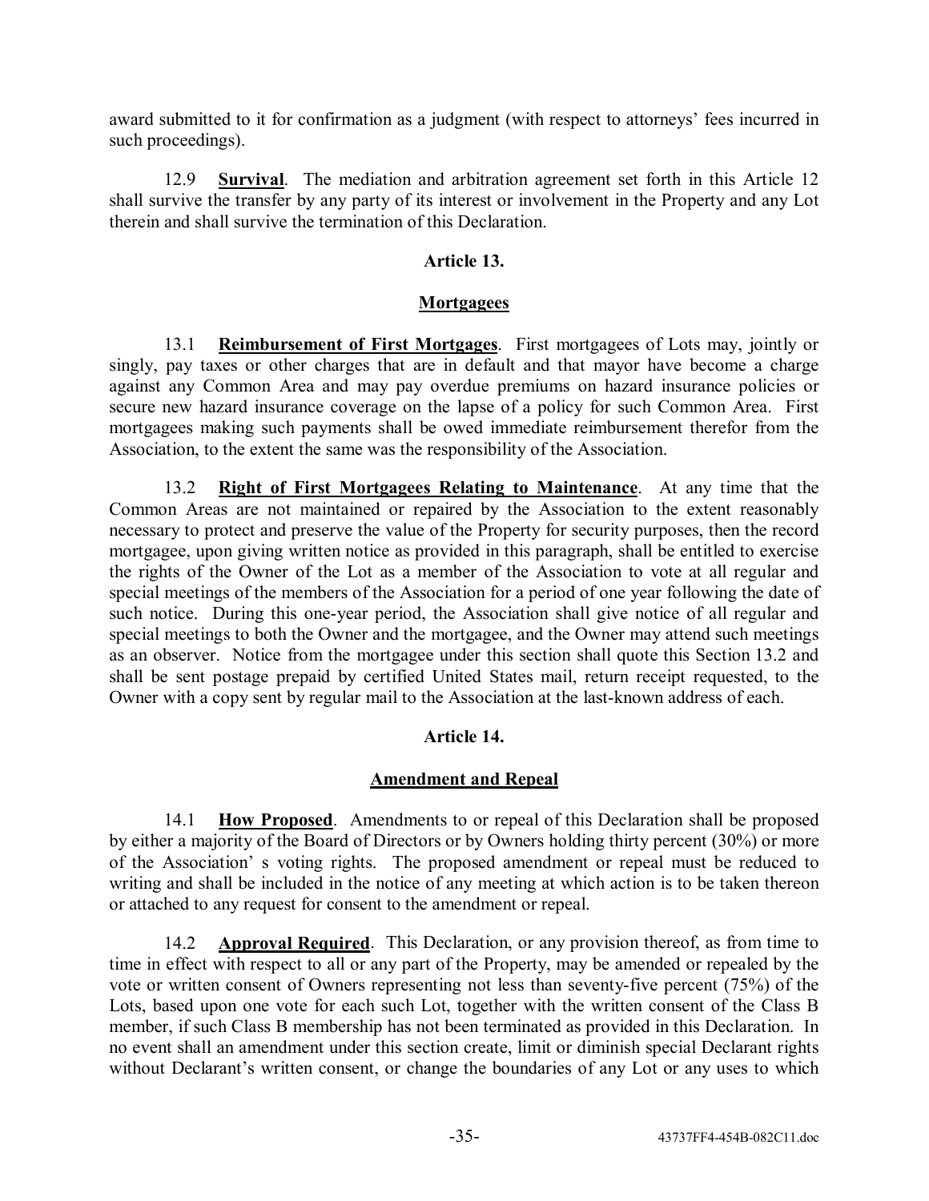award submitted to it for confirmation as a judgment (with respect to attorneys' fees incurred in such proceedings).

12.9 **Survival**. The mediation and arbitration agreement set forth in this Article 12 shall survive the transfer by any party of its interest or involvement in the Property and any Lot therein and shall survive the termination of this Declaration.

## Article 13.

## Mortgagees

13.1 **Reimbursement of First Mortgages**. First mortgagees of Lots may, jointly or singly, pay taxes or other charges that are in default and that mayor have become a charge against any Common Area and may pay overdue premiums on hazard insurance policies or secure new hazard insurance coverage on the lapse of a policy for such Common Area. First mortgagees making such payments shall be owed immediate reimbursement therefor from the Association, to the extent the same was the responsibility of the Association.

13.2 **Right of First Mortgagees Relating to Maintenance**. At any time that the Common Areas are not maintained or repaired by the Association to the extent reasonably necessary to protect and preserve the value of the Property for security purposes, then the record mortgagee, upon giving written notice as provided in this paragraph, shall be entitled to exercise the rights of the Owner of the Lot as a member of the Association to vote at all regular and special meetings of the members of the Association for a period of one year following the date of such notice. During this one-year period, the Association shall give notice of all regular and special meetings to both the Owner and the mortgagee, and the Owner may attend such meetings as an observer. Notice from the mortgagee under this section shall quote this Section 13.2 and shall be sent postage prepaid by certified United States mail, return receipt requested, to the Owner with a copy sent by regular mail to the Association at the last-known address of each.

## Article 14.

## Amendment and Repeal

14.1 **How Proposed**. Amendments to or repeal of this Declaration shall be proposed by either a majority of the Board of Directors or by Owners holding thirty percent (30%) or more of the Association' s voting rights. The proposed amendment or repeal must be reduced to writing and shall be included in the notice of any meeting at which action is to be taken thereon or attached to any request for consent to the amendment or repeal.

14.2 **Approval Required**. This Declaration, or any provision thereof, as from time to time in effect with respect to all or any part of the Property, may be amended or repealed by the vote or written consent of Owners representing not less than seventy-five percent (75%) of the Lots, based upon one vote for each such Lot, together with the written consent of the Class B member, if such Class B membership has not been terminated as provided in this Declaration. In no event shall an amendment under this section create, limit or diminish special Declarant rights without Declarant's written consent, or change the boundaries of any Lot or any uses to which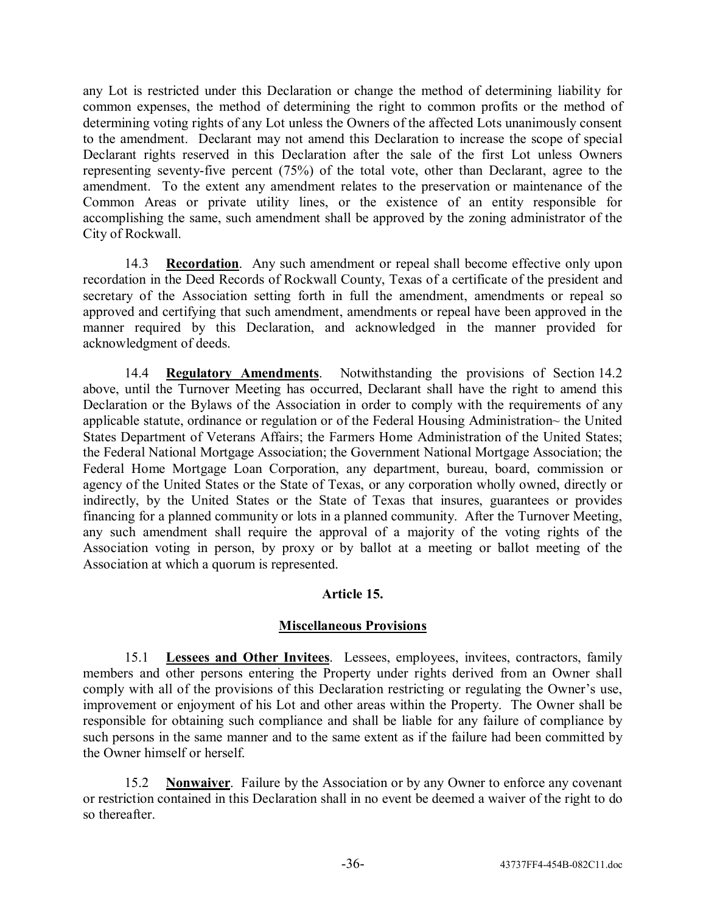any Lot is restricted under this Declaration or change the method of determining liability for common expenses, the method of determining the right to common profits or the method of determining voting rights of any Lot unless the Owners of the affected Lots unanimously consent to the amendment. Declarant may not amend this Declaration to increase the scope of special Declarant rights reserved in this Declaration after the sale of the first Lot unless Owners representing seventy-five percent (75%) of the total vote, other than Declarant, agree to the amendment. To the extent any amendment relates to the preservation or maintenance of the Common Areas or private utility lines, or the existence of an entity responsible for accomplishing the same, such amendment shall be approved by the zoning administrator of the City of Rockwall.

14.3 **Recordation**. Any such amendment or repeal shall become effective only upon recordation in the Deed Records of Rockwall County, Texas of a certificate of the president and secretary of the Association setting forth in full the amendment, amendments or repeal so approved and certifying that such amendment, amendments or repeal have been approved in the manner required by this Declaration, and acknowledged in the manner provided for acknowledgment of deeds.

14.4 **Regulatory Amendments**. Notwithstanding the provisions of Section 14.2 above, until the Turnover Meeting has occurred, Declarant shall have the right to amend this Declaration or the Bylaws of the Association in order to comply with the requirements of any applicable statute, ordinance or regulation or of the Federal Housing Administration~ the United States Department of Veterans Affairs; the Farmers Home Administration of the United States; the Federal National Mortgage Association; the Government National Mortgage Association; the Federal Home Mortgage Loan Corporation, any department, bureau, board, commission or agency of the United States or the State of Texas, or any corporation wholly owned, directly or indirectly, by the United States or the State of Texas that insures, guarantees or provides financing for a planned community or lots in a planned community. After the Turnover Meeting, any such amendment shall require the approval of a majority of the voting rights of the Association voting in person, by proxy or by ballot at a meeting or ballot meeting of the Association at which a quorum is represented.

## Article 15.

## Miscellaneous Provisions

15.1 **Lessees and Other Invitees**. Lessees, employees, invitees, contractors, family members and other persons entering the Property under rights derived from an Owner shall comply with all of the provisions of this Declaration restricting or regulating the Owner's use, improvement or enjoyment of his Lot and other areas within the Property. The Owner shall be responsible for obtaining such compliance and shall be liable for any failure of compliance by such persons in the same manner and to the same extent as if the failure had been committed by the Owner himself or herself.

15.2 **Nonwaiver**. Failure by the Association or by any Owner to enforce any covenant or restriction contained in this Declaration shall in no event be deemed a waiver of the right to do so thereafter.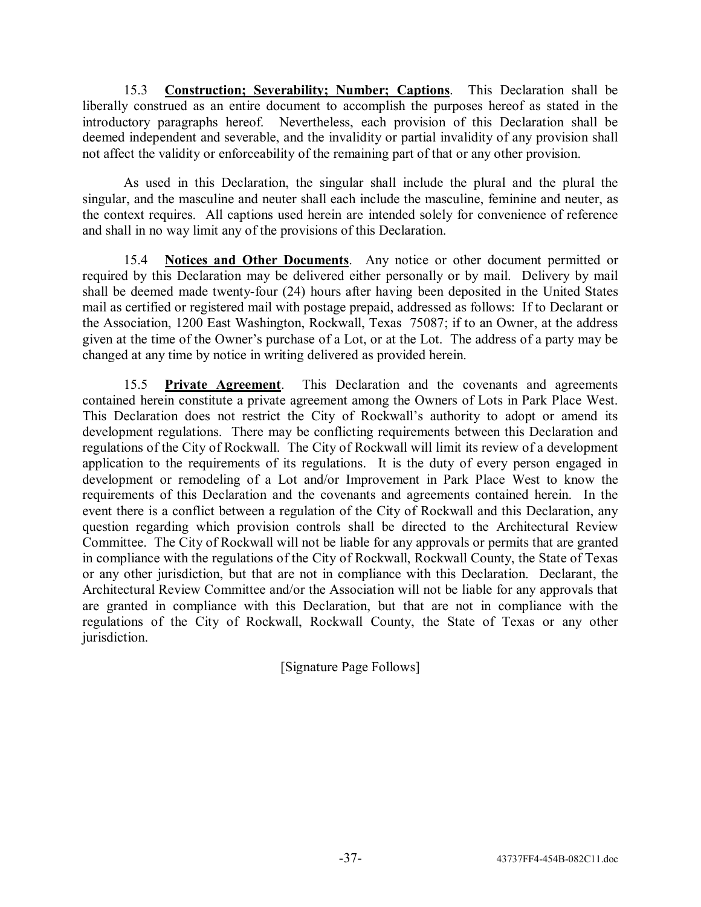15.3 **Construction; Severability; Number; Captions**. This Declaration shall be liberally construed as an entire document to accomplish the purposes hereof as stated in the introductory paragraphs hereof. Nevertheless, each provision of this Declaration shall be deemed independent and severable, and the invalidity or partial invalidity of any provision shall not affect the validity or enforceability of the remaining part of that or any other provision.

As used in this Declaration, the singular shall include the plural and the plural the singular, and the masculine and neuter shall each include the masculine, feminine and neuter, as the context requires. All captions used herein are intended solely for convenience of reference and shall in no way limit any of the provisions of this Declaration.

15.4 **Notices and Other Documents**. Any notice or other document permitted or required by this Declaration may be delivered either personally or by mail. Delivery by mail shall be deemed made twenty-four (24) hours after having been deposited in the United States mail as certified or registered mail with postage prepaid, addressed as follows: If to Declarant or the Association, 1200 East Washington, Rockwall, Texas 75087; if to an Owner, at the address given at the time of the Owner's purchase of a Lot, or at the Lot. The address of a party may be changed at any time by notice in writing delivered as provided herein.

15.5 **Private Agreement**. This Declaration and the covenants and agreements contained herein constitute a private agreement among the Owners of Lots in Park Place West. This Declaration does not restrict the City of Rockwall's authority to adopt or amend its development regulations. There may be conflicting requirements between this Declaration and regulations of the City of Rockwall. The City of Rockwall will limit its review of a development application to the requirements of its regulations. It is the duty of every person engaged in development or remodeling of a Lot and/or Improvement in Park Place West to know the requirements of this Declaration and the covenants and agreements contained herein. In the event there is a conflict between a regulation of the City of Rockwall and this Declaration, any question regarding which provision controls shall be directed to the Architectural Review Committee. The City of Rockwall will not be liable for any approvals or permits that are granted in compliance with the regulations of the City of Rockwall, Rockwall County, the State of Texas or any other jurisdiction, but that are not in compliance with this Declaration. Declarant, the Architectural Review Committee and/or the Association will not be liable for any approvals that are granted in compliance with this Declaration, but that are not in compliance with the regulations of the City of Rockwall, Rockwall County, the State of Texas or any other jurisdiction.

[Signature Page Follows]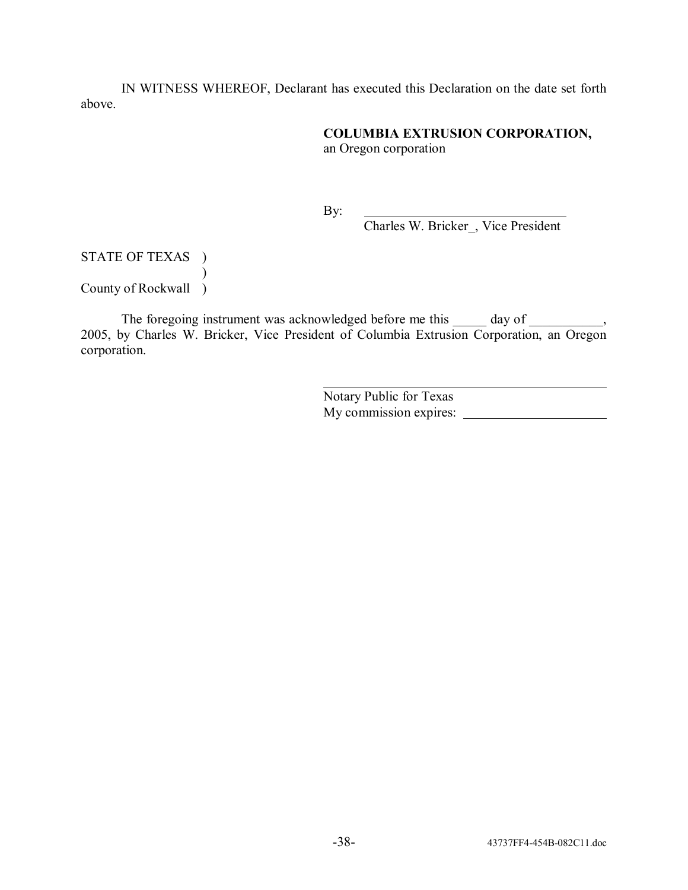IN WITNESS WHEREOF, Declarant has executed this Declaration on the date set forth above.

**COLUMBIA EXTRUSION CORPORATION,**
an Oregon corporation

By: ______________________________
Charles W. Bricker_, Vice President

STATE OF TEXAS )
)
County of Rockwall )

The foregoing instrument was acknowledged before me this _____ day of ___________, 2005, by Charles W. Bricker, Vice President of Columbia Extrusion Corporation, an Oregon corporation.

______________________________
Notary Public for Texas
My commission expires: ______________________

43737FF4-454B-082C11.doc